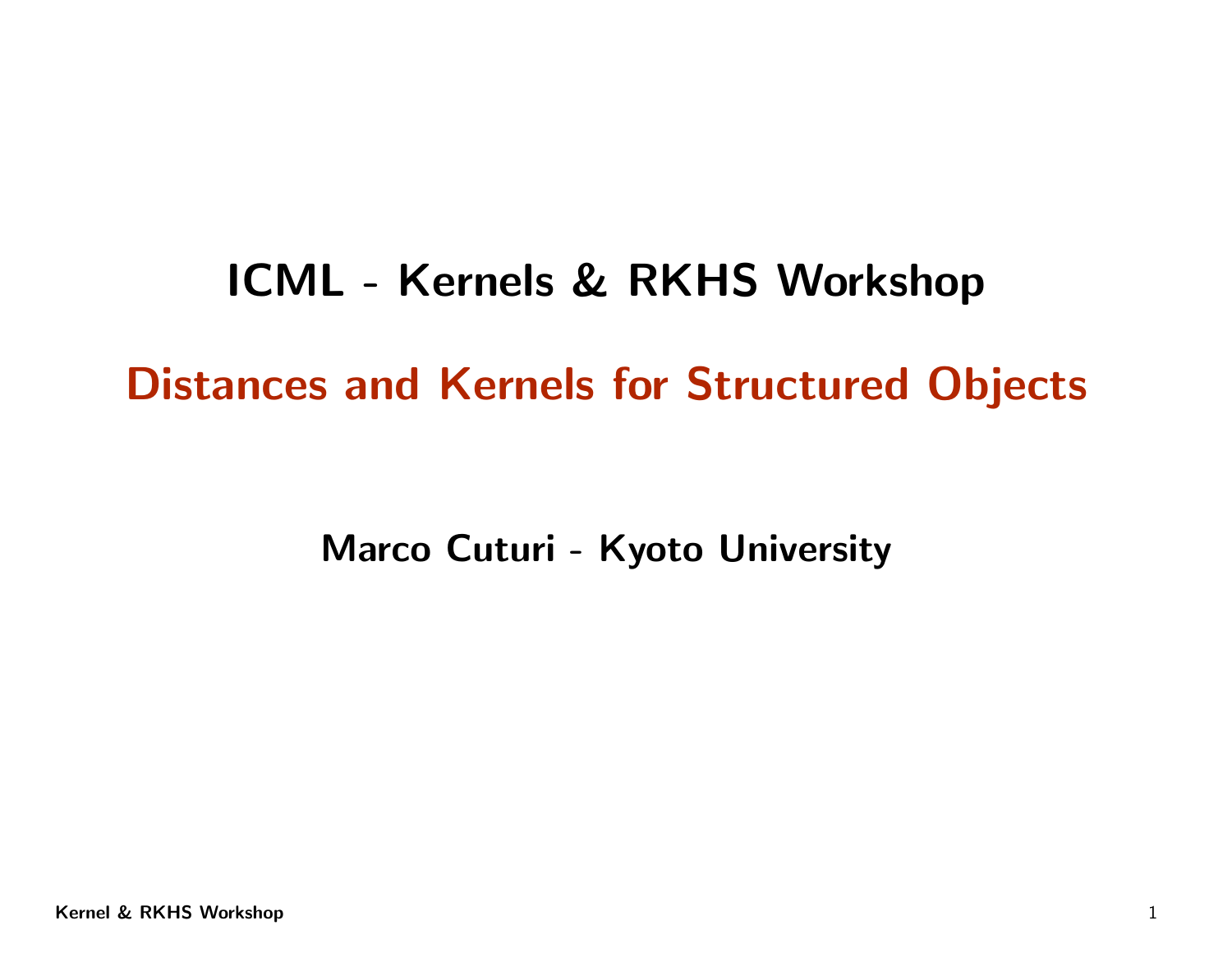# ICML - Kernels & RKHS Workshop

## Distances and Kernels for Structured Objects

**Marco Cuturi - Kyoto University**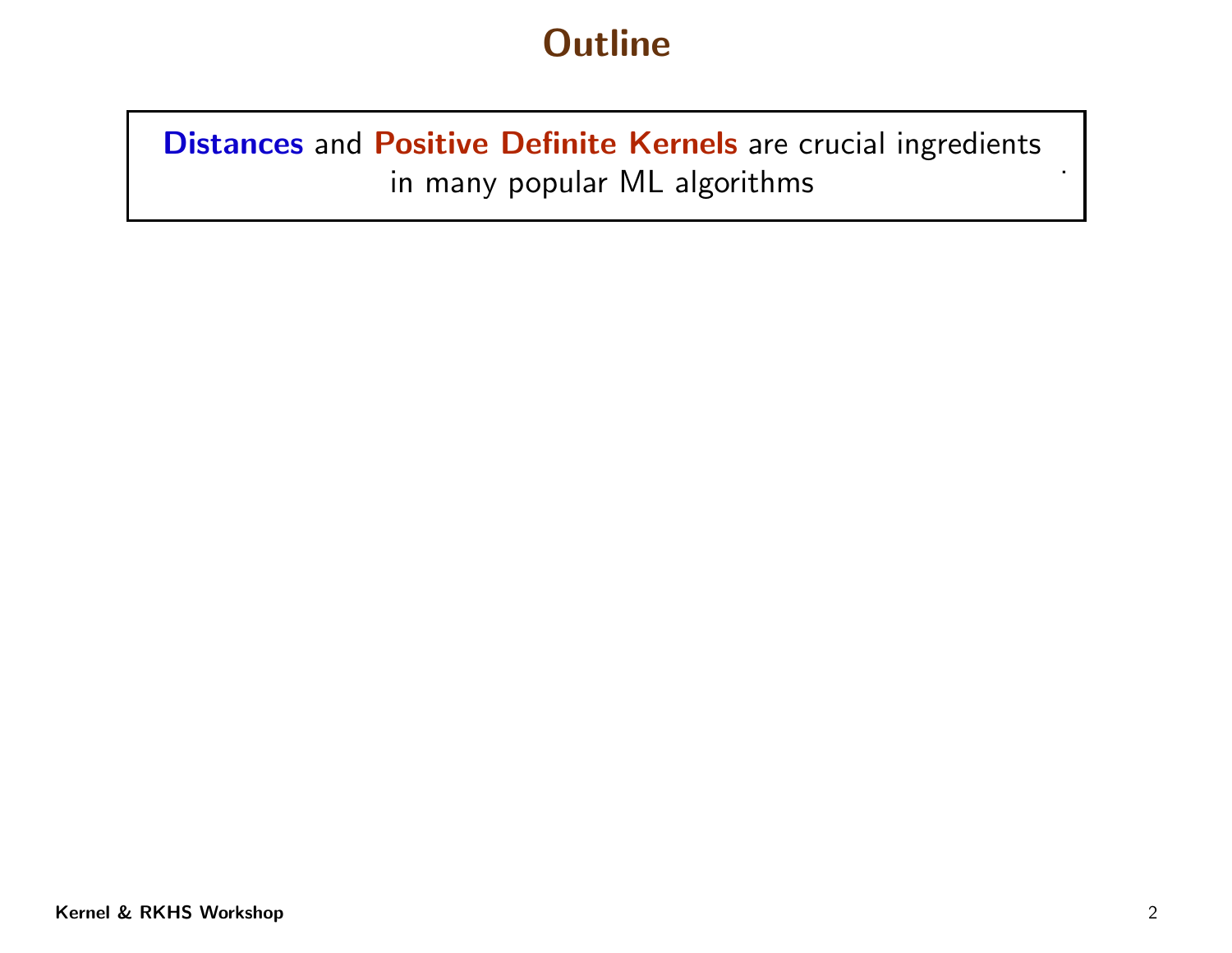# Outline

**Distances** and **Positive Definite Kernels** are crucial ingredients in many popular ML algorithms .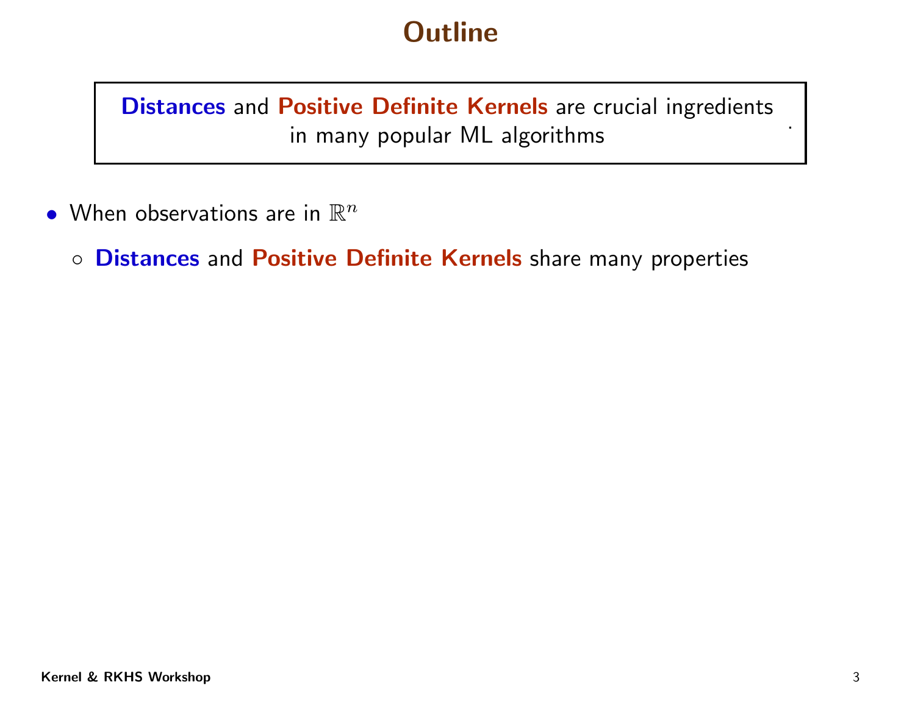# Outline

**Distances** and **Positive Definite Kernels** are crucial ingredients in many popular ML algorithms .

- When observations are in $\mathbb{R}^n$
  - **Distances** and **Positive Definite Kernels** share many properties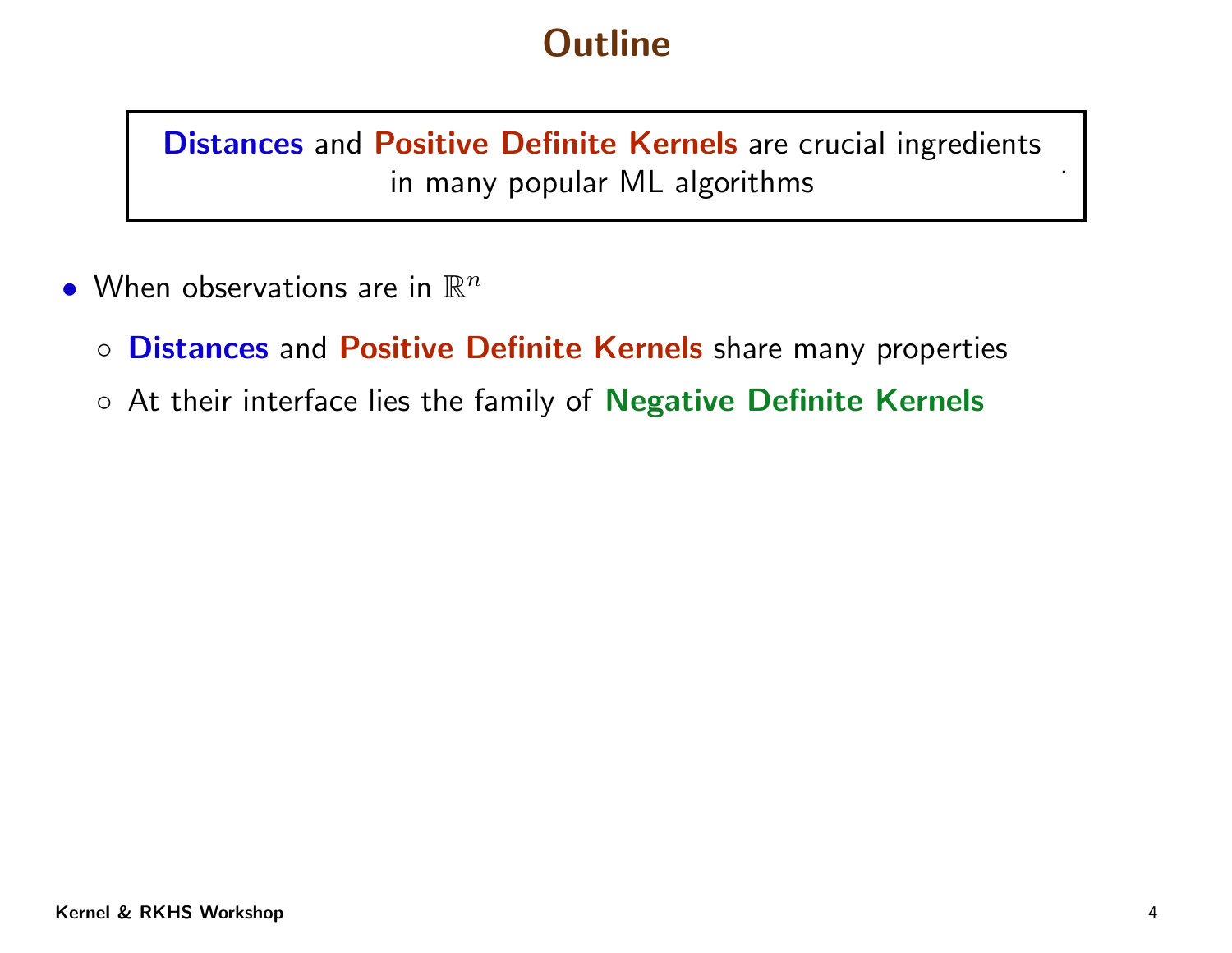# Outline

**Distances** and **Positive Definite Kernels** are crucial ingredients in many popular ML algorithms .

- When observations are in $\mathbb{R}^n$
  - **Distances** and **Positive Definite Kernels** share many properties
  - At their interface lies the family of **Negative Definite Kernels**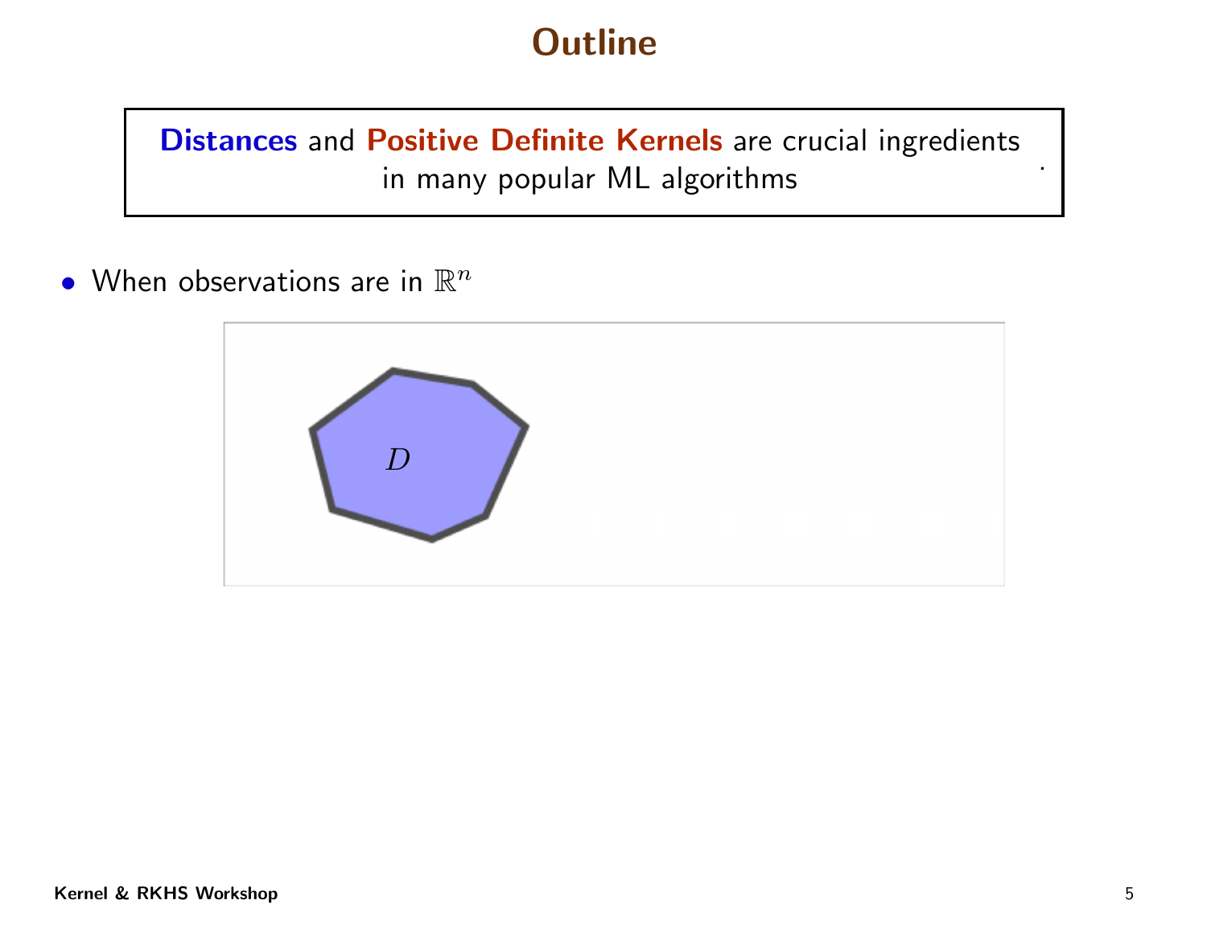# Outline

**Distances** and **Positive Definite Kernels** are crucial ingredients in many popular ML algorithms.

- When observations are in $\mathbb{R}^n$

$D$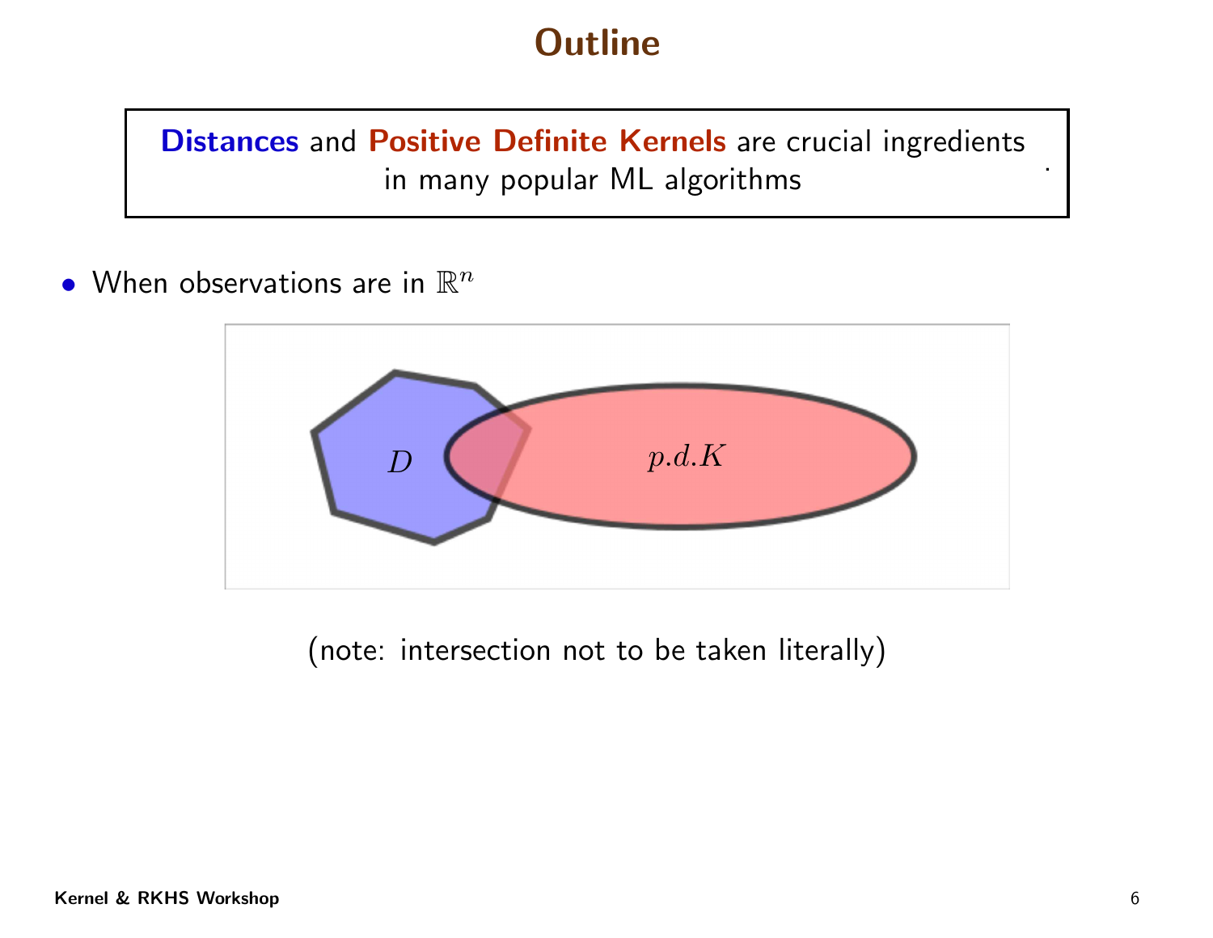# Outline

**Distances** and **Positive Definite Kernels** are crucial ingredients in many popular ML algorithms .

- When observations are in $\mathbb{R}^n$

$D$ $\quad p.d.K$

(note: intersection not to be taken literally)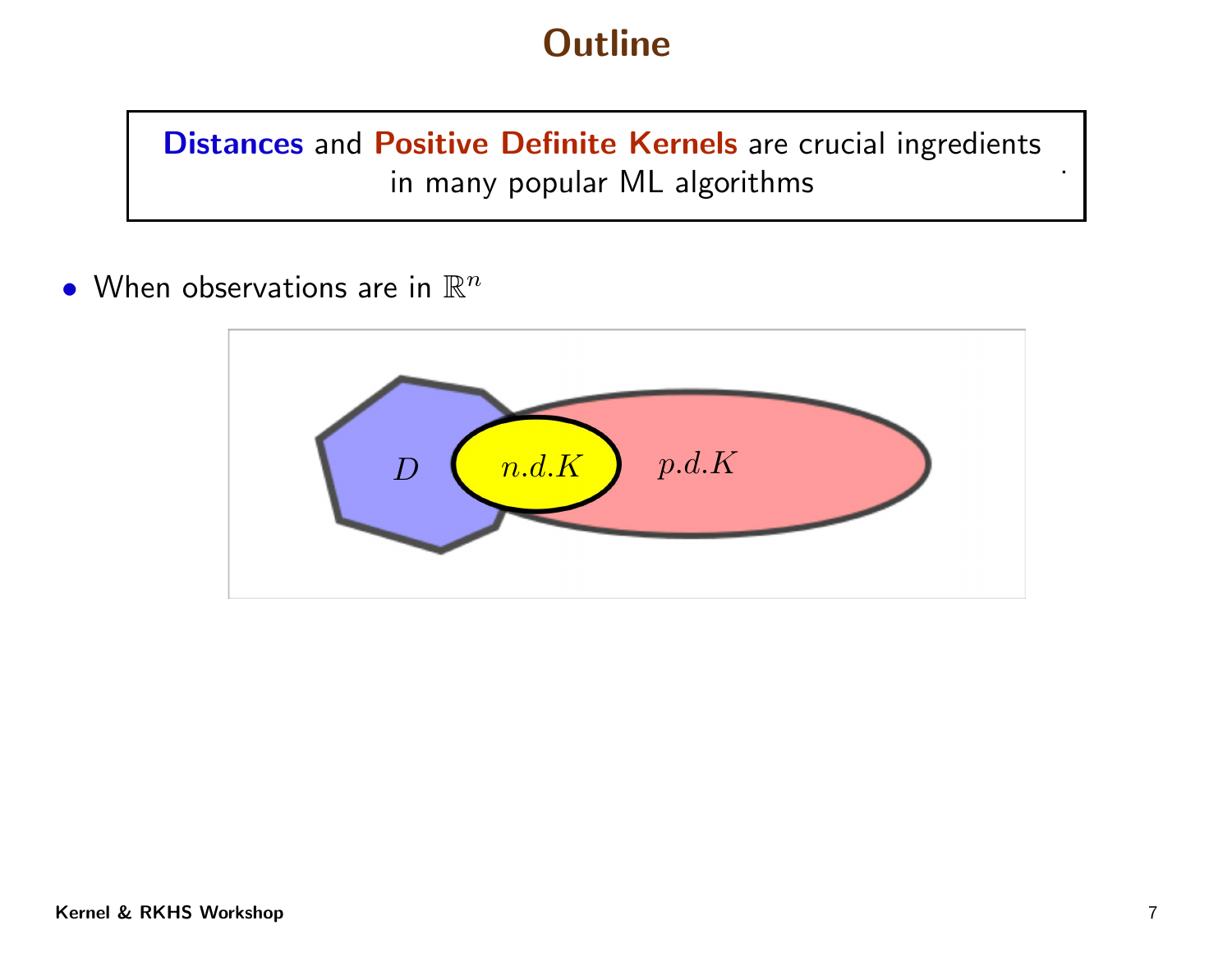# Outline

**Distances** and **Positive Definite Kernels** are crucial ingredients in many popular ML algorithms .

- When observations are in $\mathbb{R}^n$

$D$ $n.d.K$ $p.d.K$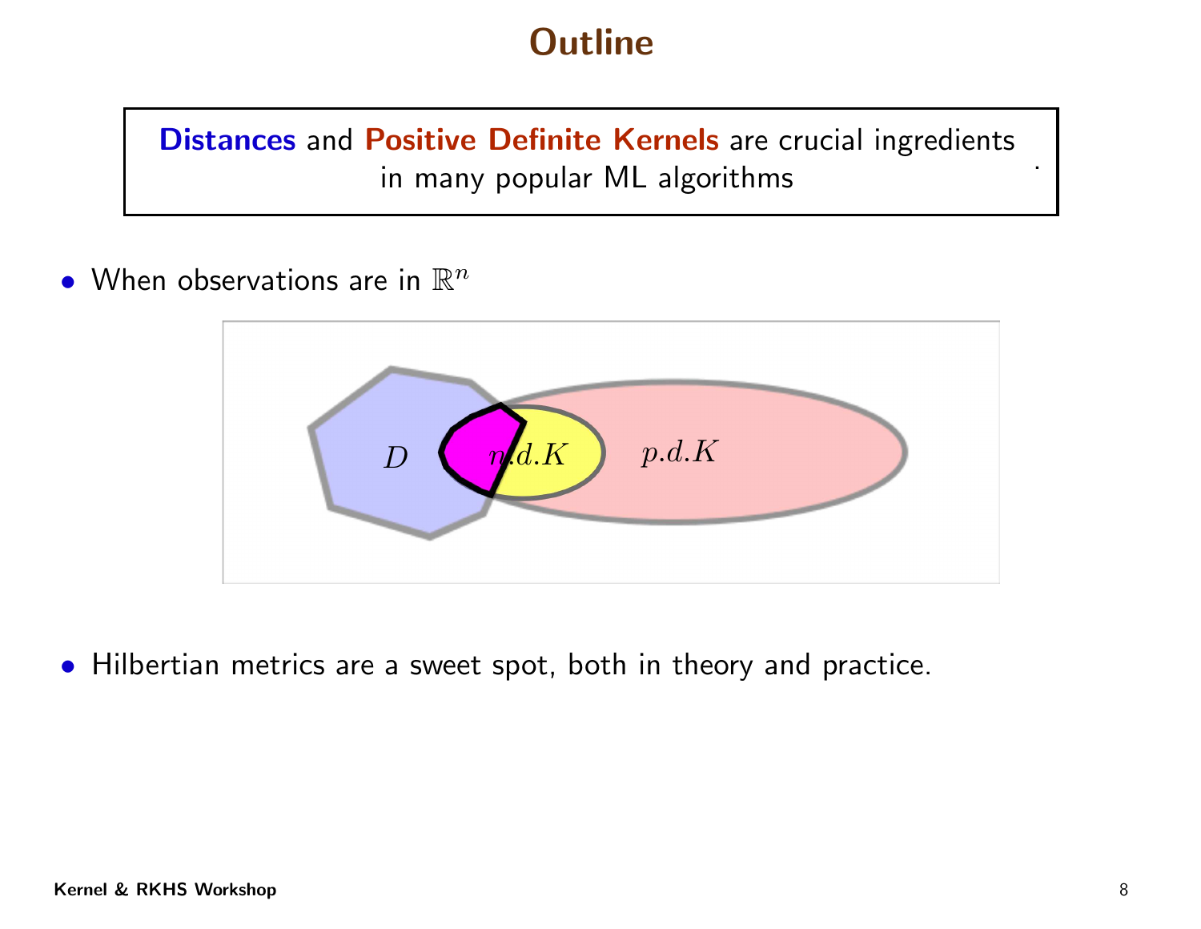# Outline

**Distances** and **Positive Definite Kernels** are crucial ingredients in many popular ML algorithms.

- When observations are in $\mathbb{R}^n$

$D$ $\quad n.d.K \quad p.d.K$

- Hilbertian metrics are a sweet spot, both in theory and practice.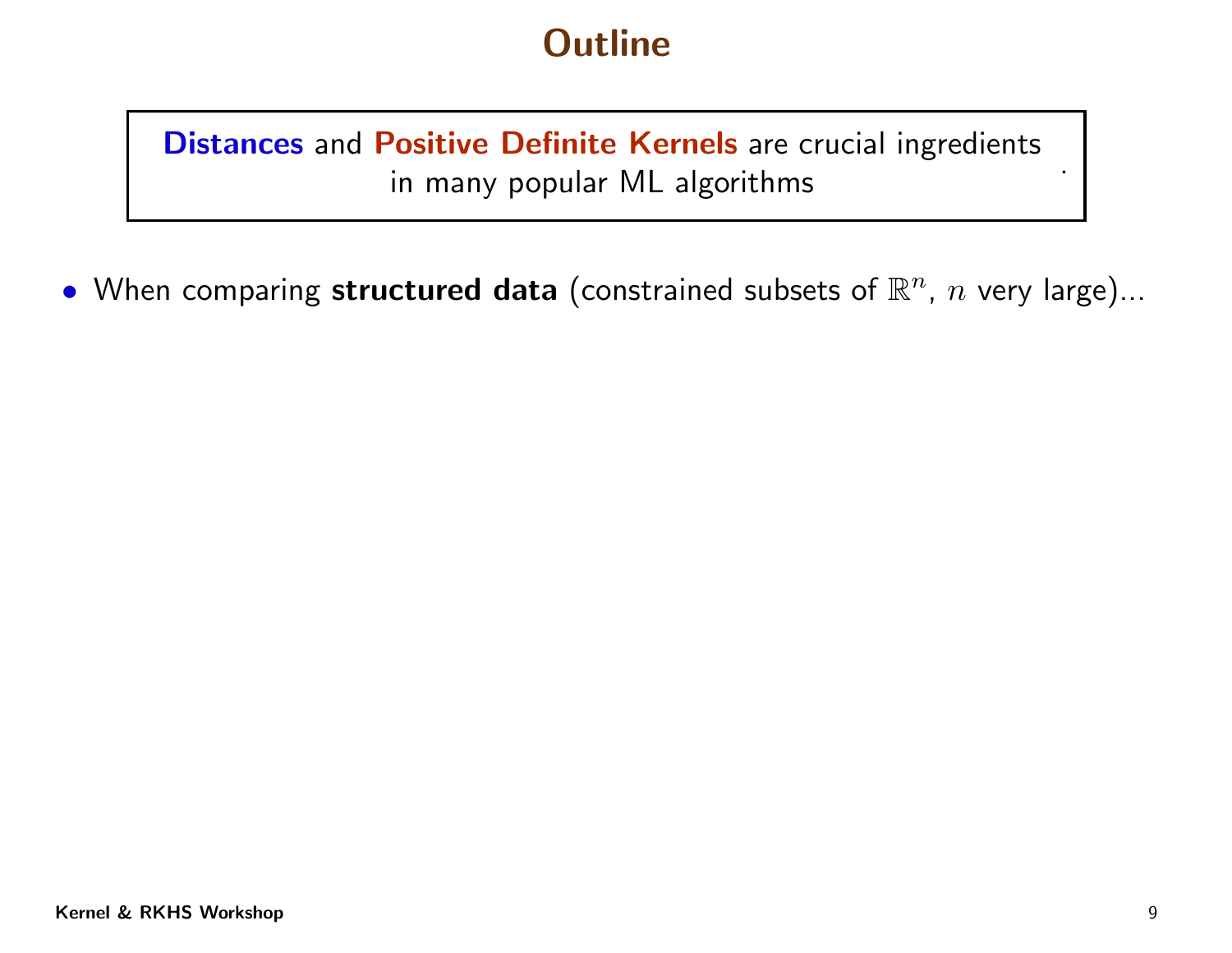# Outline

> **Distances** and **Positive Definite Kernels** are crucial ingredients in many popular ML algorithms .

- When comparing **structured data** (constrained subsets of $\mathbb{R}^n$, $n$ very large)...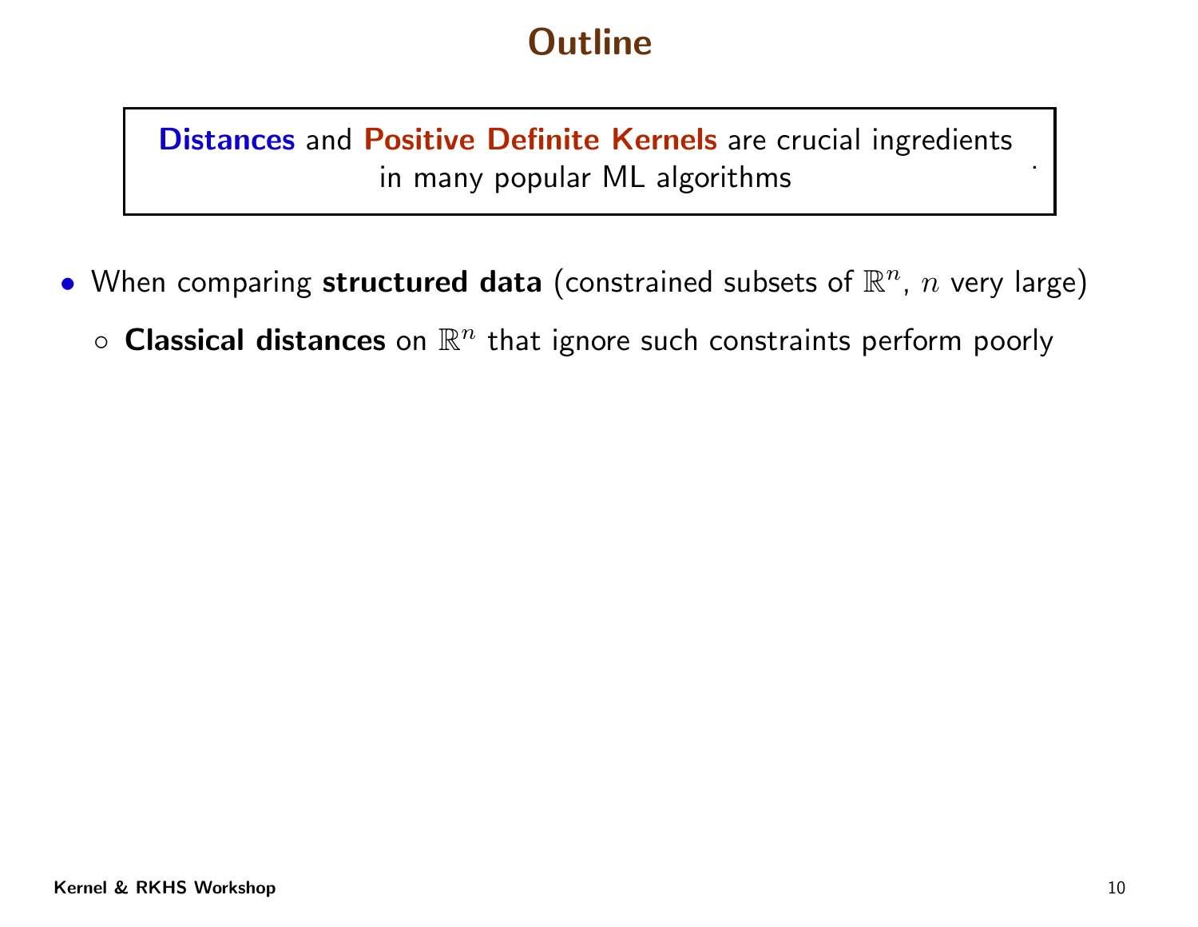# Outline

> **Distances** and **Positive Definite Kernels** are crucial ingredients in many popular ML algorithms .

- When comparing **structured data** (constrained subsets of $\mathbb{R}^n$, $n$ very large)
  - **Classical distances** on $\mathbb{R}^n$ that ignore such constraints perform poorly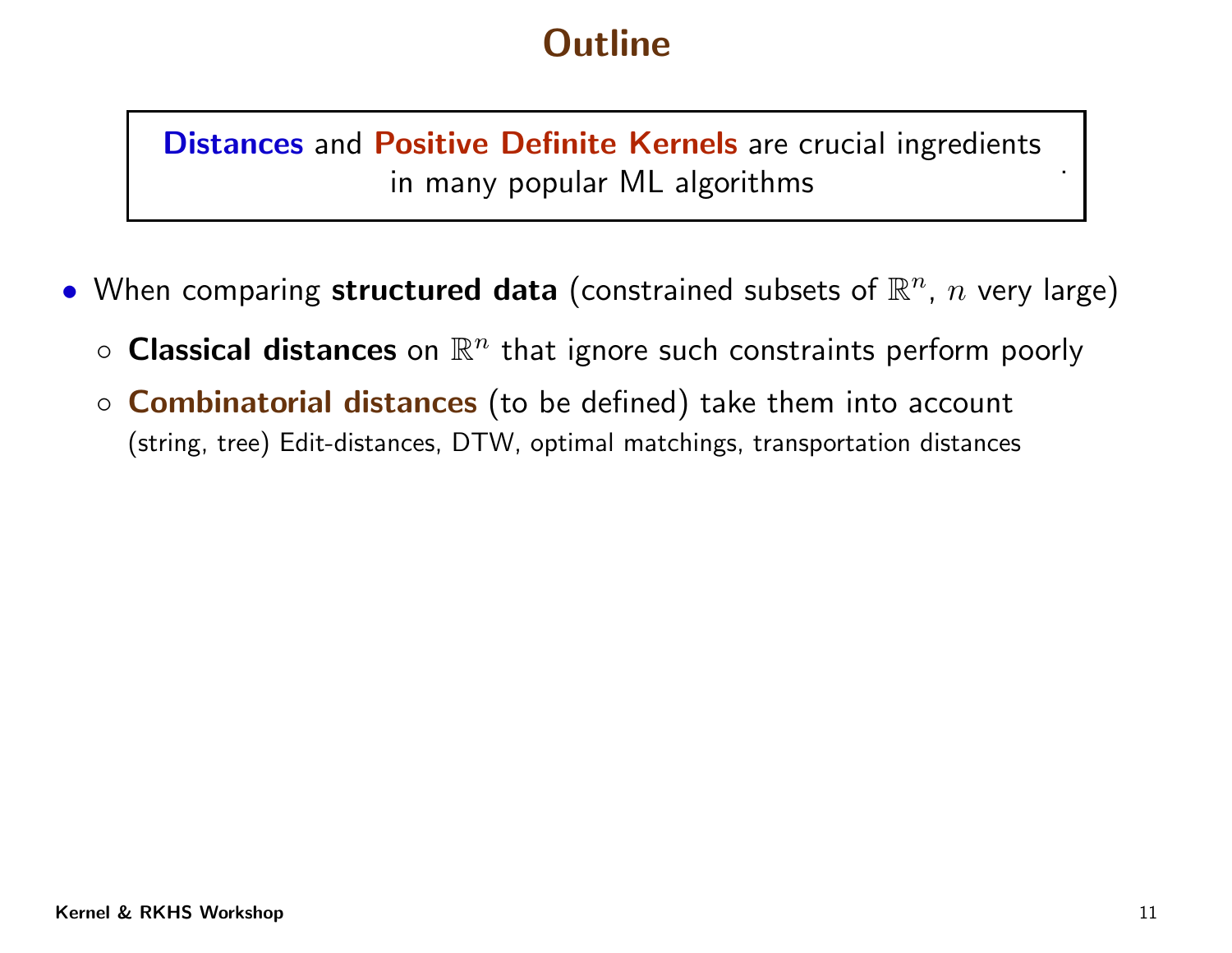# Outline

> **Distances** and **Positive Definite Kernels** are crucial ingredients in many popular ML algorithms .

- When comparing **structured data** (constrained subsets of $\mathbb{R}^n$, $n$ very large)
  - **Classical distances** on $\mathbb{R}^n$ that ignore such constraints perform poorly
  - **Combinatorial distances** (to be defined) take them into account
    (string, tree) Edit-distances, DTW, optimal matchings, transportation distances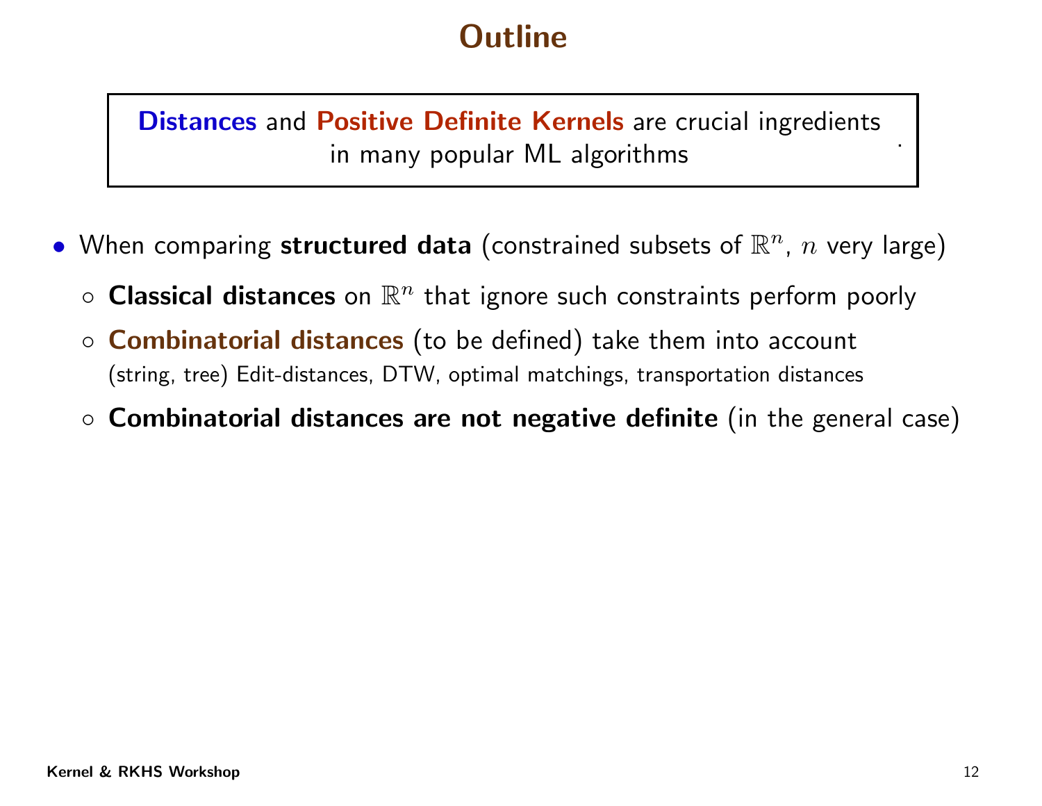# Outline

**Distances** and **Positive Definite Kernels** are crucial ingredients in many popular ML algorithms .

- When comparing **structured data** (constrained subsets of $\mathbb{R}^n$, $n$ very large)
  - **Classical distances** on $\mathbb{R}^n$ that ignore such constraints perform poorly
  - **Combinatorial distances** (to be defined) take them into account
    (string, tree) Edit-distances, DTW, optimal matchings, transportation distances
  - **Combinatorial distances are not negative definite** (in the general case)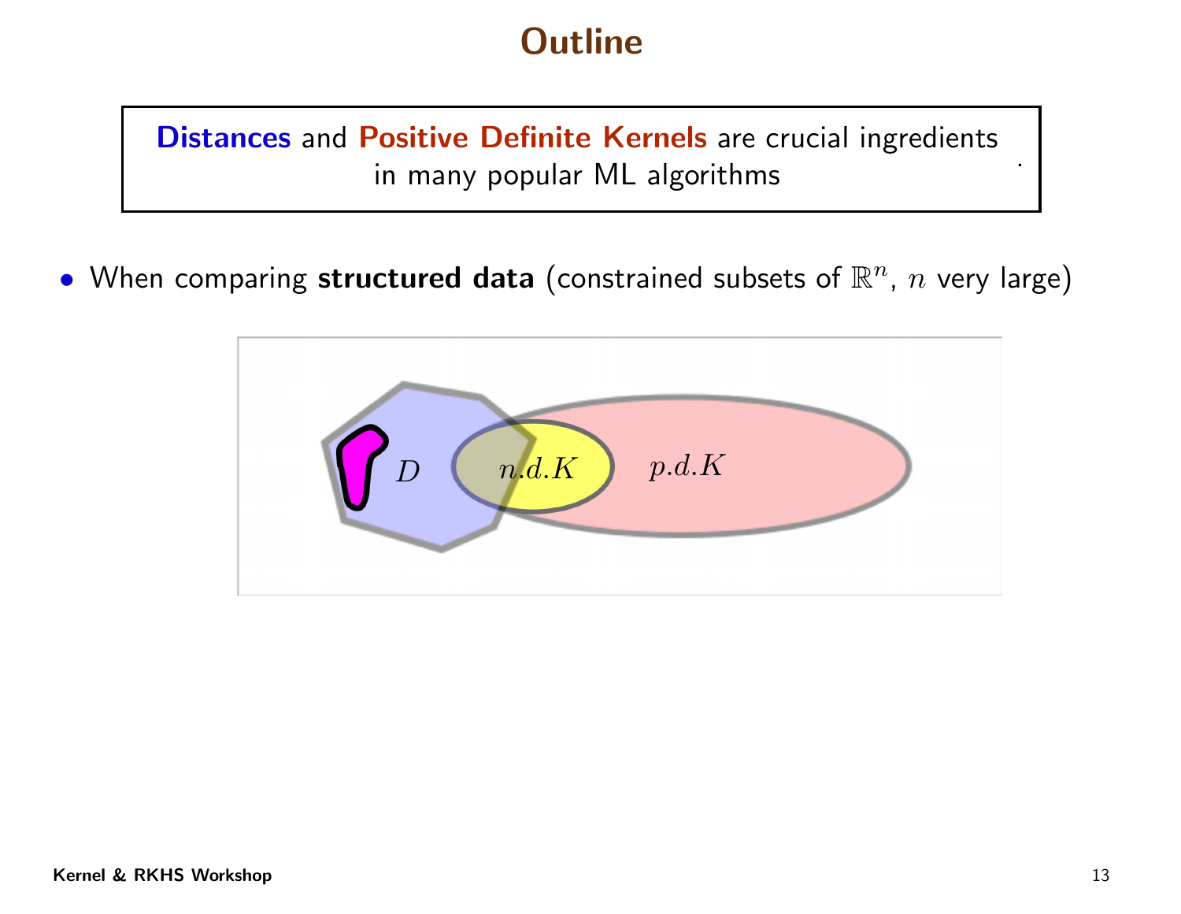# Outline

> **Distances** and **Positive Definite Kernels** are crucial ingredients in many popular ML algorithms

- When comparing **structured data** (constrained subsets of $\mathbb{R}^n$, $n$ very large)

$D$ $n.d.K$ $p.d.K$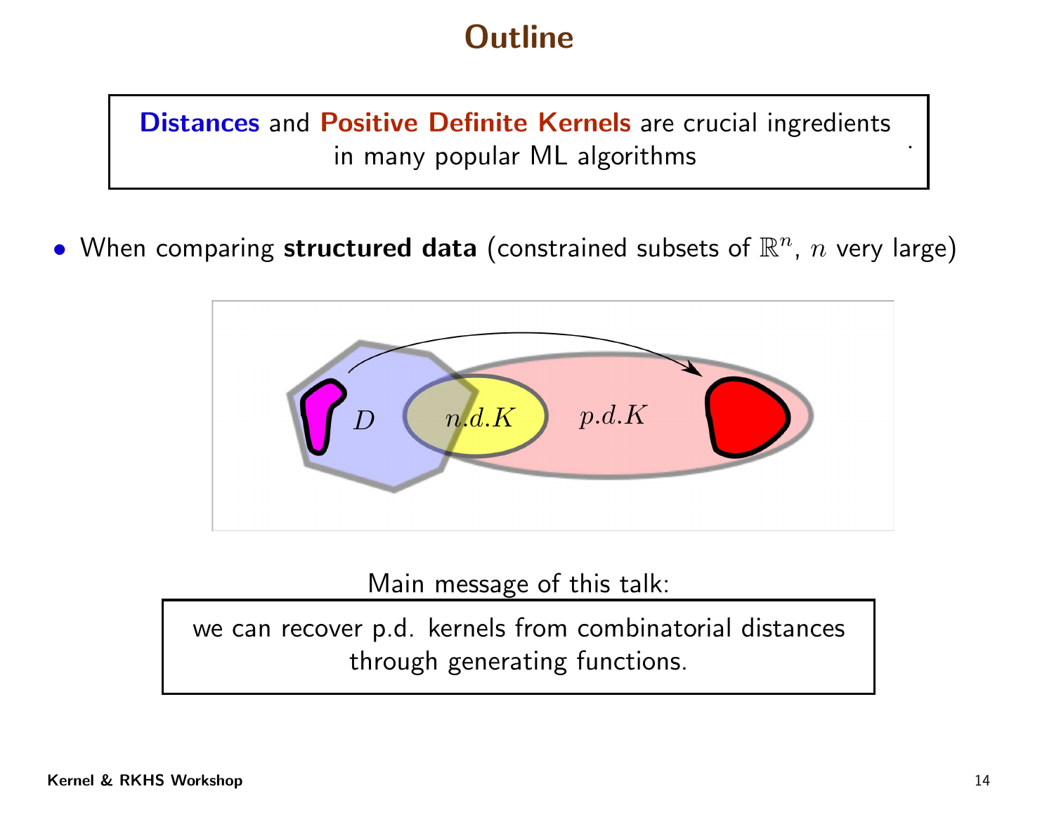# Outline

**Distances** and **Positive Definite Kernels** are crucial ingredients in many popular ML algorithms

- When comparing **structured data** (constrained subsets of $\mathbb{R}^n$, $n$ very large)

$D$ $n.d.K$ $p.d.K$

Main message of this talk:

we can recover p.d. kernels from combinatorial distances through generating functions.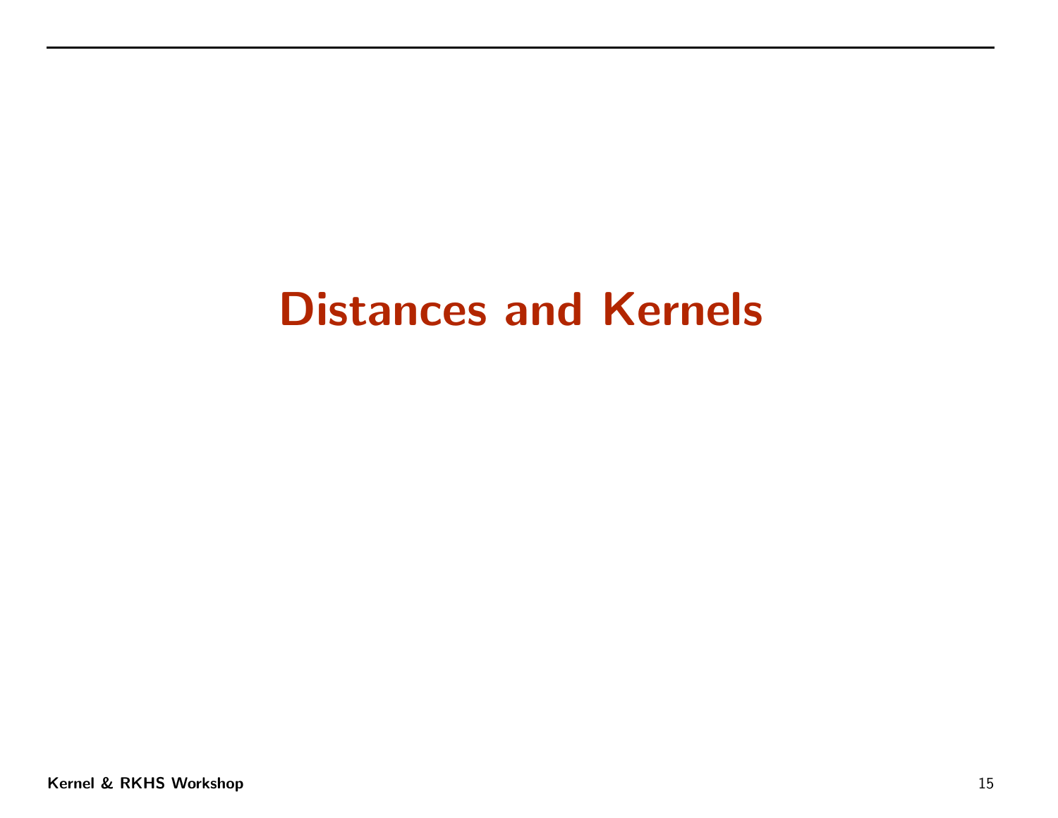# Distances and Kernels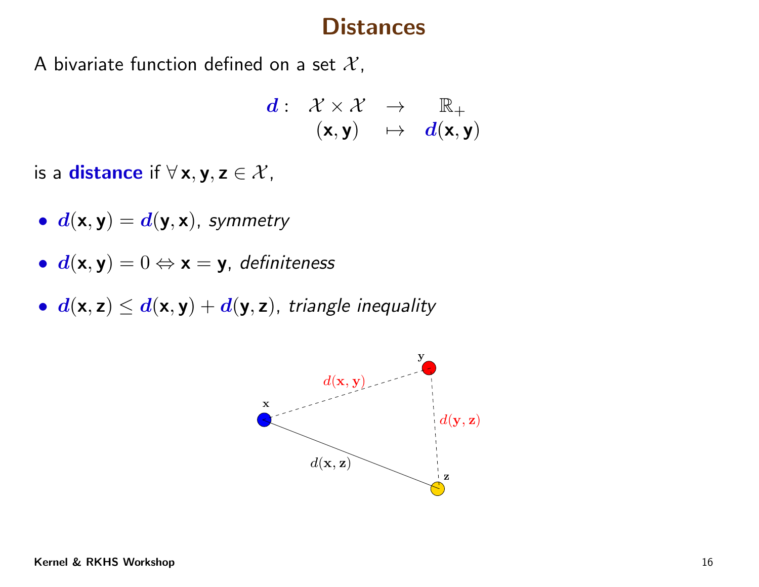# Distances

A bivariate function defined on a set $\mathcal{X}$,

$$
\begin{array}{rccc}
\boldsymbol{d}: & \mathcal{X} \times \mathcal{X} & \rightarrow & \mathbb{R}_+ \\
 & (\mathbf{x}, \mathbf{y}) & \mapsto & \boldsymbol{d}(\mathbf{x}, \mathbf{y})
\end{array}
$$

is a **distance** if $\forall\, \mathbf{x}, \mathbf{y}, \mathbf{z} \in \mathcal{X}$,

- $\boldsymbol{d}(\mathbf{x}, \mathbf{y}) = \boldsymbol{d}(\mathbf{y}, \mathbf{x})$, *symmetry*
- $\boldsymbol{d}(\mathbf{x}, \mathbf{y}) = 0 \Leftrightarrow \mathbf{x} = \mathbf{y}$, *definiteness*
- $\boldsymbol{d}(\mathbf{x}, \mathbf{z}) \leq \boldsymbol{d}(\mathbf{x}, \mathbf{y}) + \boldsymbol{d}(\mathbf{y}, \mathbf{z})$, *triangle inequality*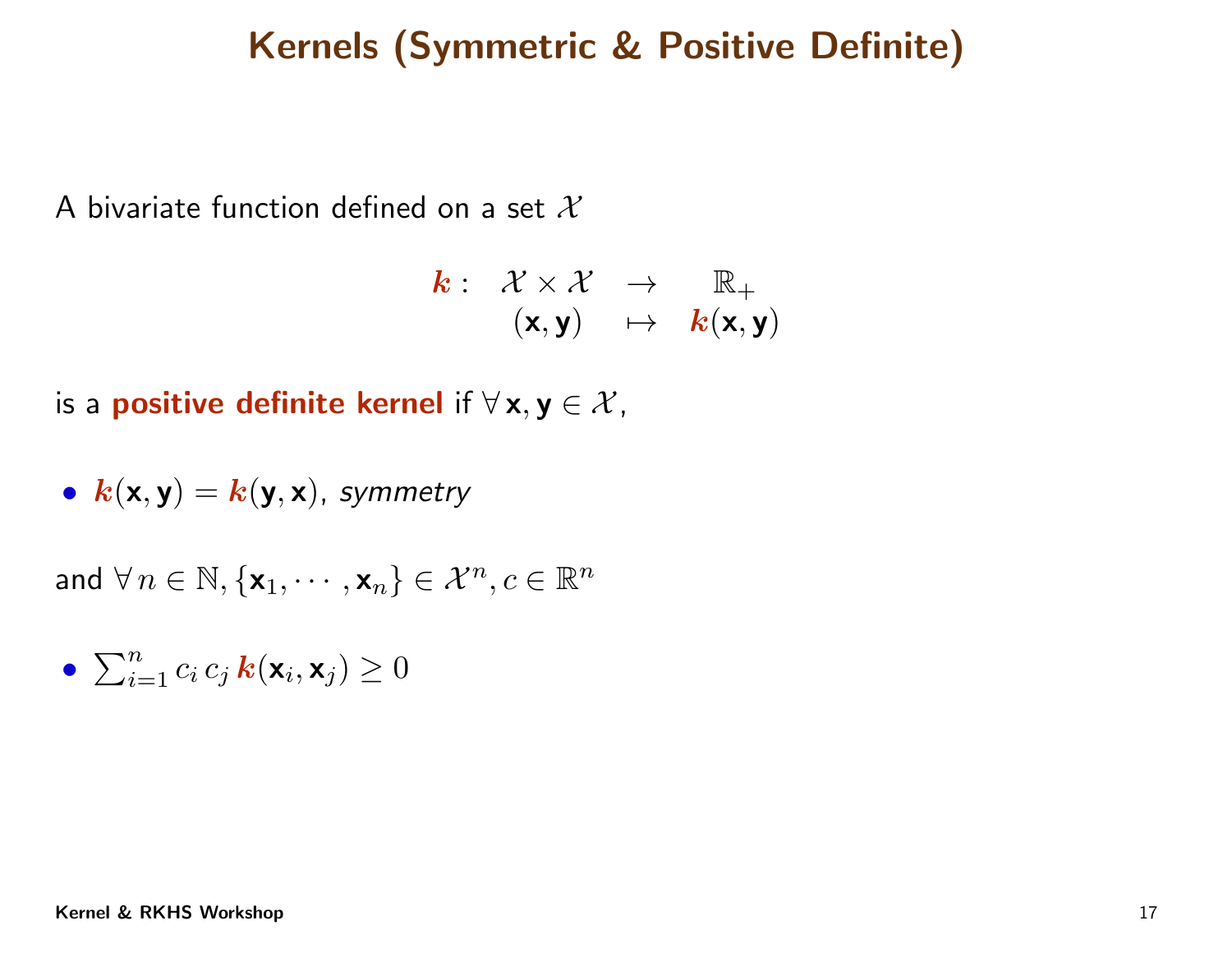# Kernels (Symmetric & Positive Definite)

A bivariate function defined on a set $\mathcal{X}$

$$
\begin{array}{rccc}
\boldsymbol{k}: & \mathcal{X} \times \mathcal{X} & \rightarrow & \mathbb{R}_+ \\
& (\mathbf{x}, \mathbf{y}) & \mapsto & \boldsymbol{k}(\mathbf{x}, \mathbf{y})
\end{array}
$$

is a **positive definite kernel** if $\forall\, \mathbf{x}, \mathbf{y} \in \mathcal{X}$,

- $\boldsymbol{k}(\mathbf{x}, \mathbf{y}) = \boldsymbol{k}(\mathbf{y}, \mathbf{x})$, *symmetry*

and $\forall\, n \in \mathbb{N}, \{\mathbf{x}_1, \cdots, \mathbf{x}_n\} \in \mathcal{X}^n, c \in \mathbb{R}^n$

- $\sum_{i=1}^{n} c_i\, c_j\, \boldsymbol{k}(\mathbf{x}_i, \mathbf{x}_j) \geq 0$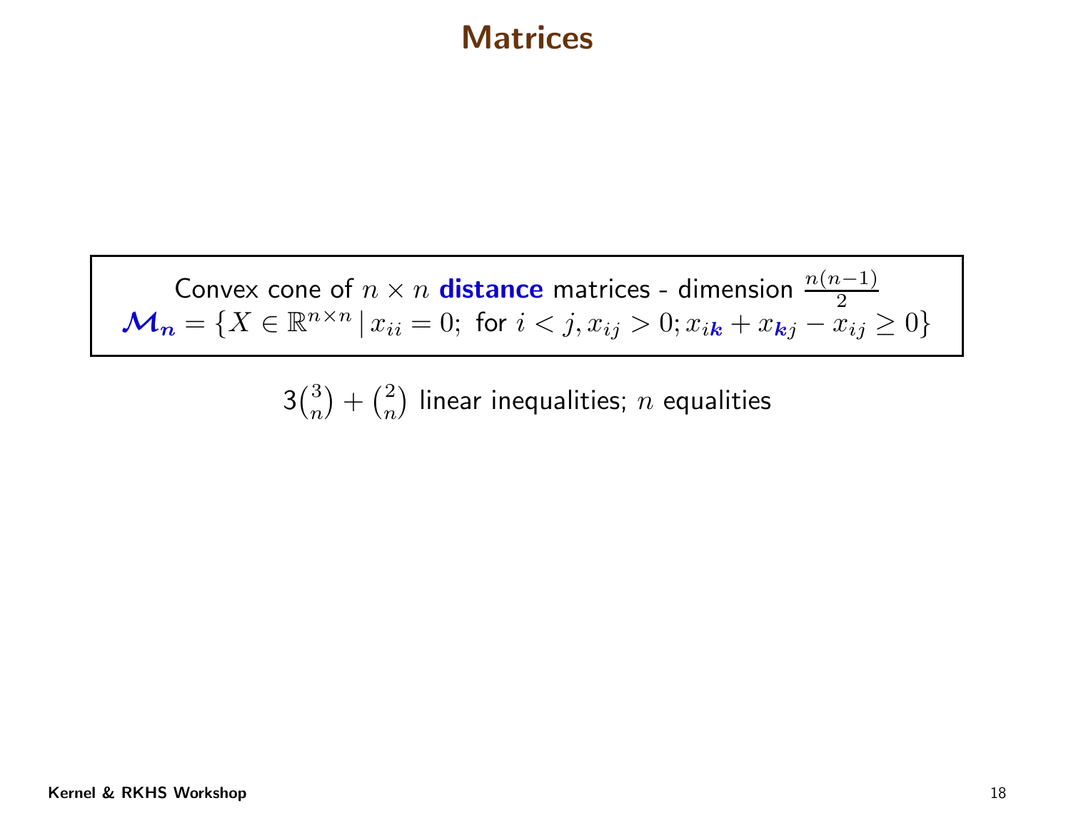# Matrices

Convex cone of $n \times n$ **distance** matrices - dimension $\frac{n(n-1)}{2}$

$$\boldsymbol{\mathcal{M}_n} = \{X \in \mathbb{R}^{n \times n} \,|\, x_{ii} = 0; \text{ for } i < j, x_{ij} > 0; x_{i\boldsymbol{k}} + x_{\boldsymbol{k}j} - x_{ij} \geq 0\}$$

$3\binom{3}{n} + \binom{2}{n}$ linear inequalities; $n$ equalities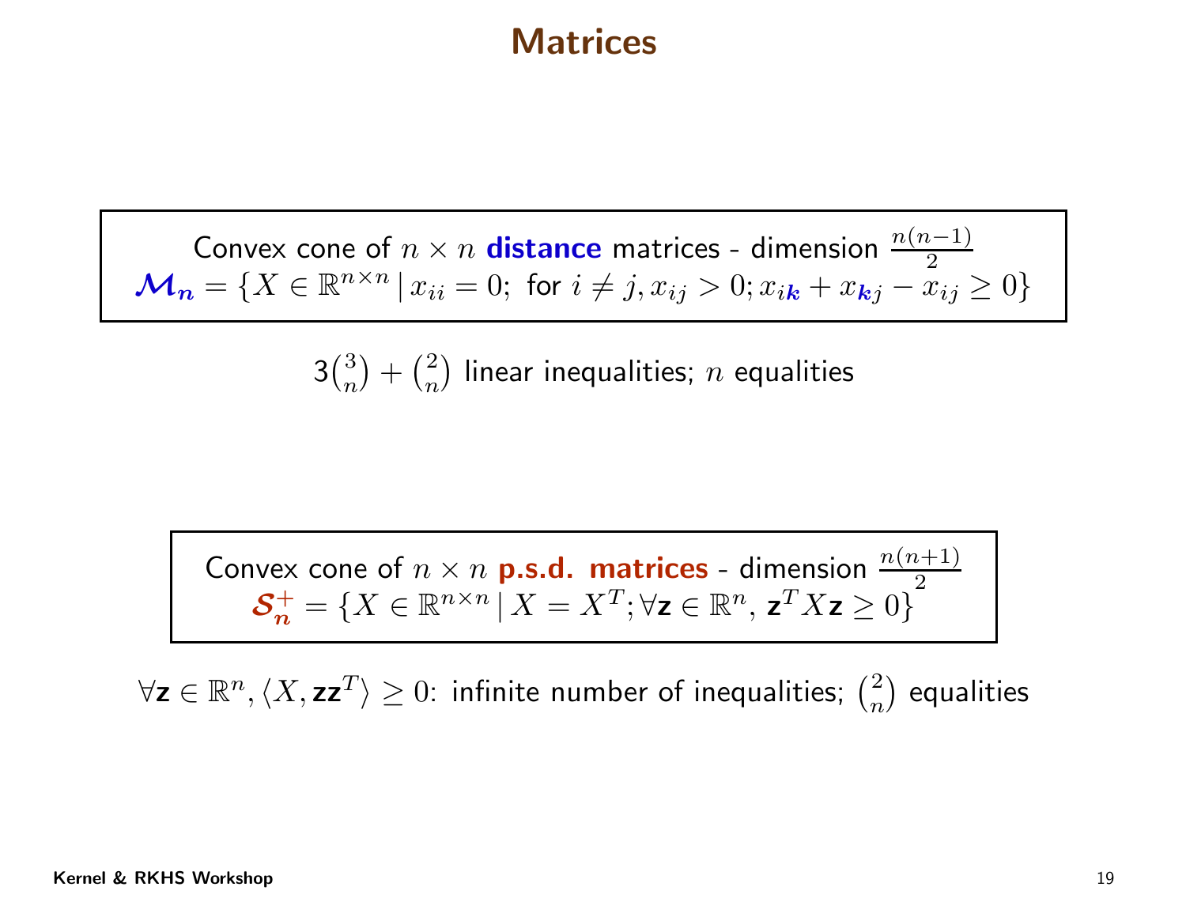# Matrices

Convex cone of $n \times n$ **distance** matrices - dimension $\frac{n(n-1)}{2}$

$$\boldsymbol{\mathcal{M}_n} = \{X \in \mathbb{R}^{n \times n} \,|\, x_{ii} = 0; \text{ for } i \neq j, x_{ij} > 0; x_{i\boldsymbol{k}} + x_{\boldsymbol{k}j} - x_{ij} \geq 0\}$$

$3\binom{3}{n} + \binom{2}{n}$ linear inequalities; $n$ equalities

Convex cone of $n \times n$ **p.s.d. matrices** - dimension $\frac{n(n+1)}{2}$

$$\boldsymbol{\mathcal{S}_n^+} = \{X \in \mathbb{R}^{n \times n} \,|\, X = X^T; \forall \mathbf{z} \in \mathbb{R}^n, \, \mathbf{z}^T X \mathbf{z} \geq 0\}$$

$\forall \mathbf{z} \in \mathbb{R}^n, \langle X, \mathbf{z}\mathbf{z}^T \rangle \geq 0$: infinite number of inequalities; $\binom{2}{n}$ equalities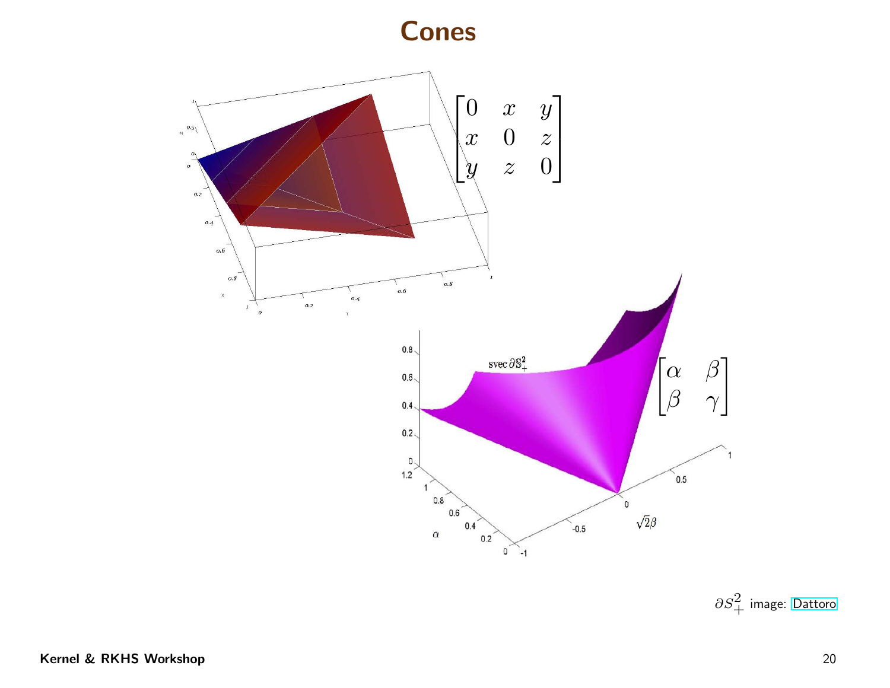# Cones

$$\begin{bmatrix} 0 & x & y \\ x & 0 & z \\ y & z & 0 \end{bmatrix}$$

$$\begin{bmatrix} \alpha & \beta \\ \beta & \gamma \end{bmatrix}$$

$\partial S^2_+$ image: Dattoro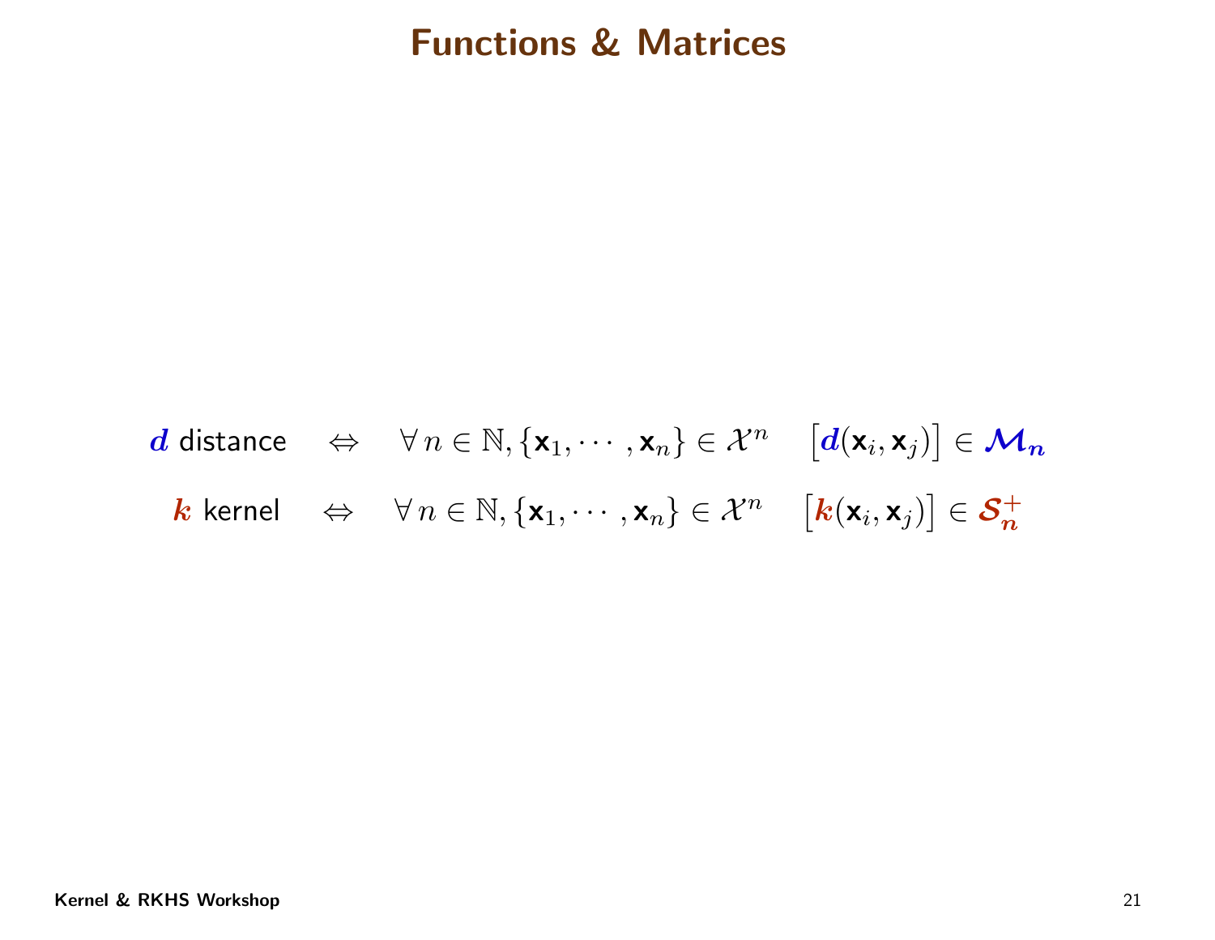# Functions & Matrices

$$\boldsymbol{d} \text{ distance} \quad \Leftrightarrow \quad \forall\, n \in \mathbb{N}, \{\mathbf{x}_1, \cdots, \mathbf{x}_n\} \in \mathcal{X}^n \quad \left[\boldsymbol{d}(\mathbf{x}_i, \mathbf{x}_j)\right] \in \boldsymbol{\mathcal{M}_n}$$

$$\boldsymbol{k} \text{ kernel} \quad \Leftrightarrow \quad \forall\, n \in \mathbb{N}, \{\mathbf{x}_1, \cdots, \mathbf{x}_n\} \in \mathcal{X}^n \quad \left[\boldsymbol{k}(\mathbf{x}_i, \mathbf{x}_j)\right] \in \boldsymbol{\mathcal{S}_n^+}$$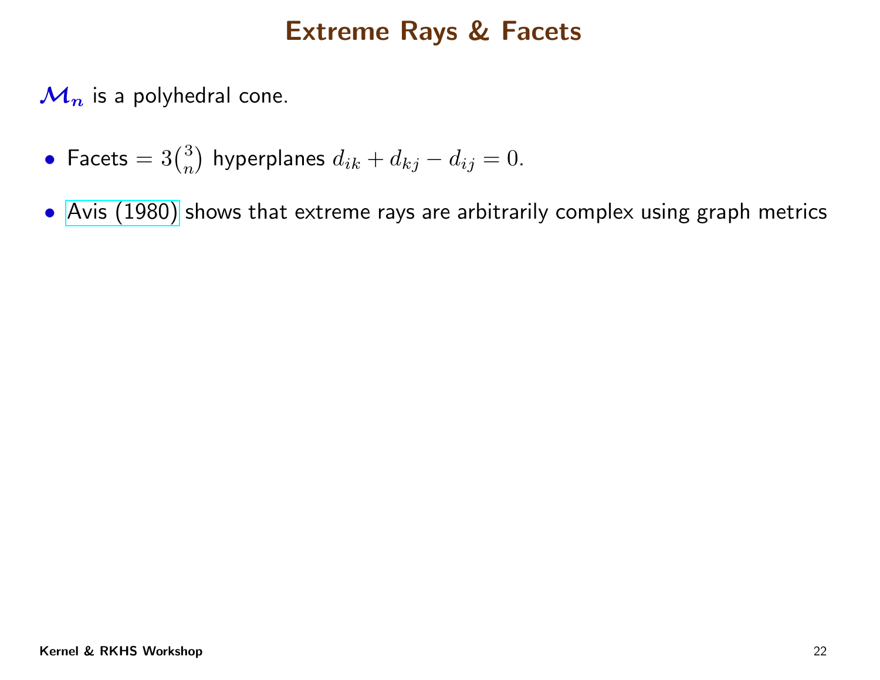# Extreme Rays & Facets

$\mathcal{M}_n$ is a polyhedral cone.

- Facets $= 3\binom{3}{n}$ hyperplanes $d_{ik} + d_{kj} - d_{ij} = 0$.
- Avis (1980) shows that extreme rays are arbitrarily complex using graph metrics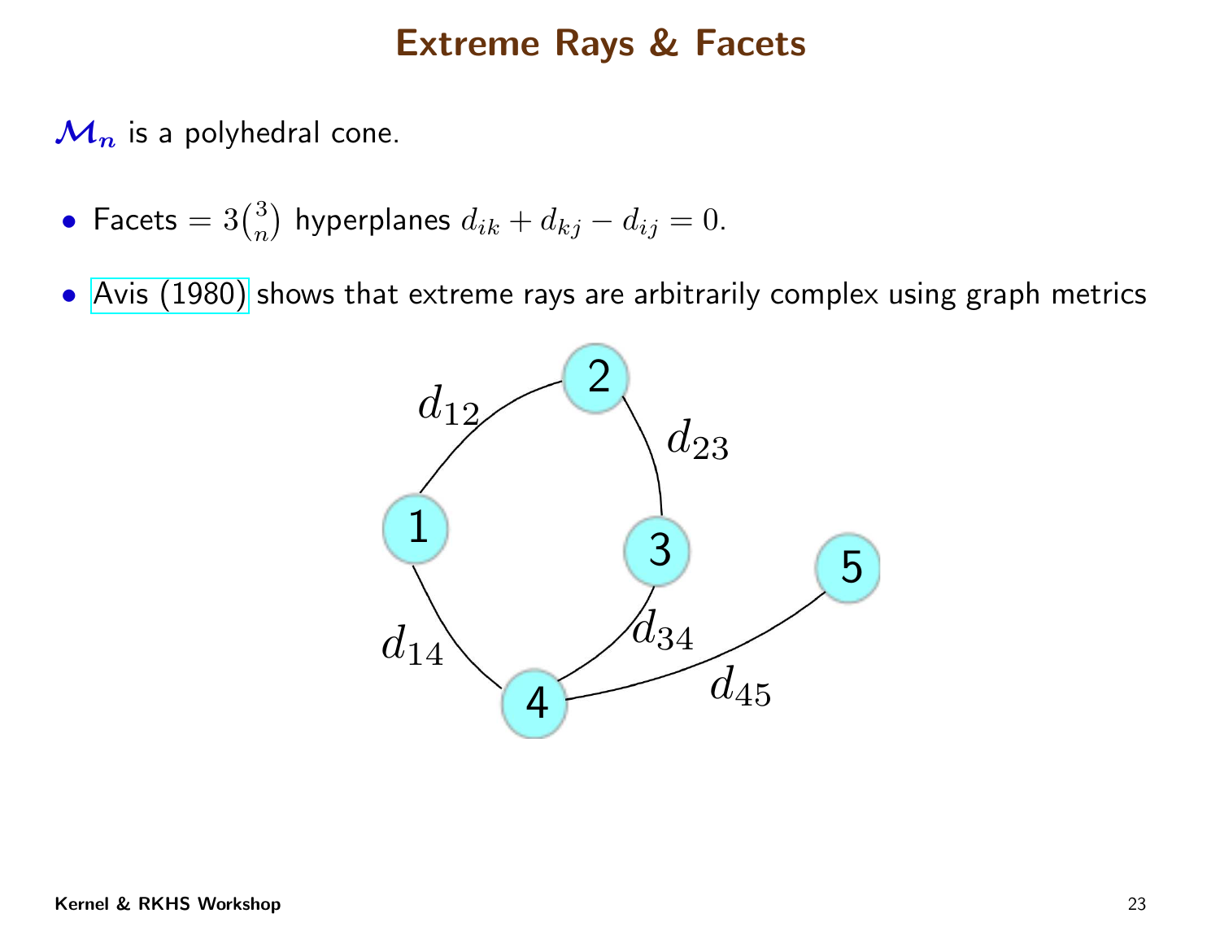# Extreme Rays & Facets

$\mathcal{M}_n$ is a polyhedral cone.

- Facets $= 3\binom{3}{n}$ hyperplanes $d_{ik} + d_{kj} - d_{ij} = 0$.
- Avis (1980) shows that extreme rays are arbitrarily complex using graph metrics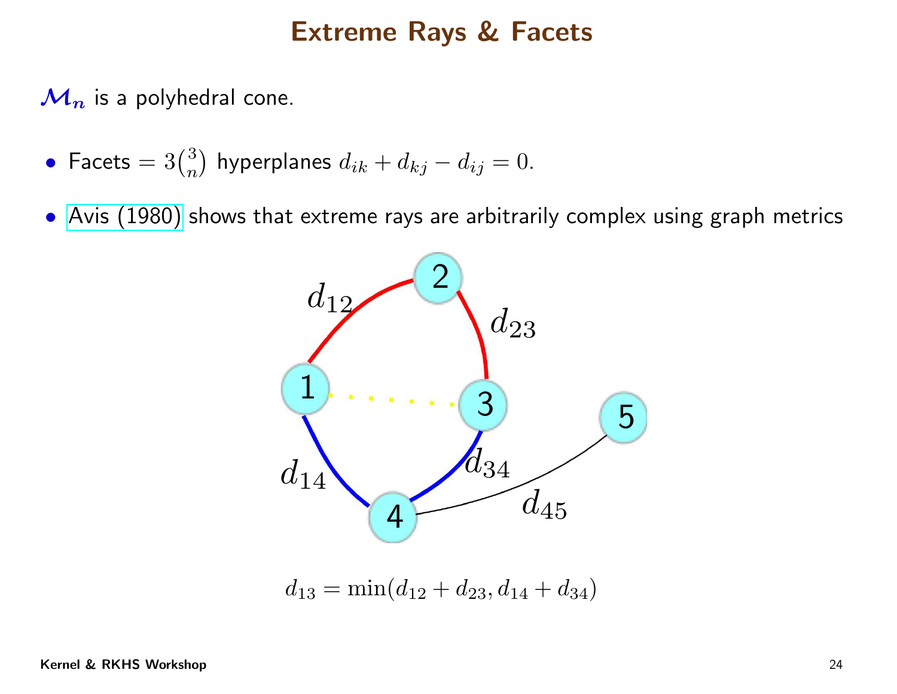# Extreme Rays & Facets

$\mathcal{M}_n$ is a polyhedral cone.

- Facets $= 3\binom{3}{n}$ hyperplanes $d_{ik} + d_{kj} - d_{ij} = 0$.
- Avis (1980) shows that extreme rays are arbitrarily complex using graph metrics

$$d_{13} = \min(d_{12} + d_{23}, d_{14} + d_{34})$$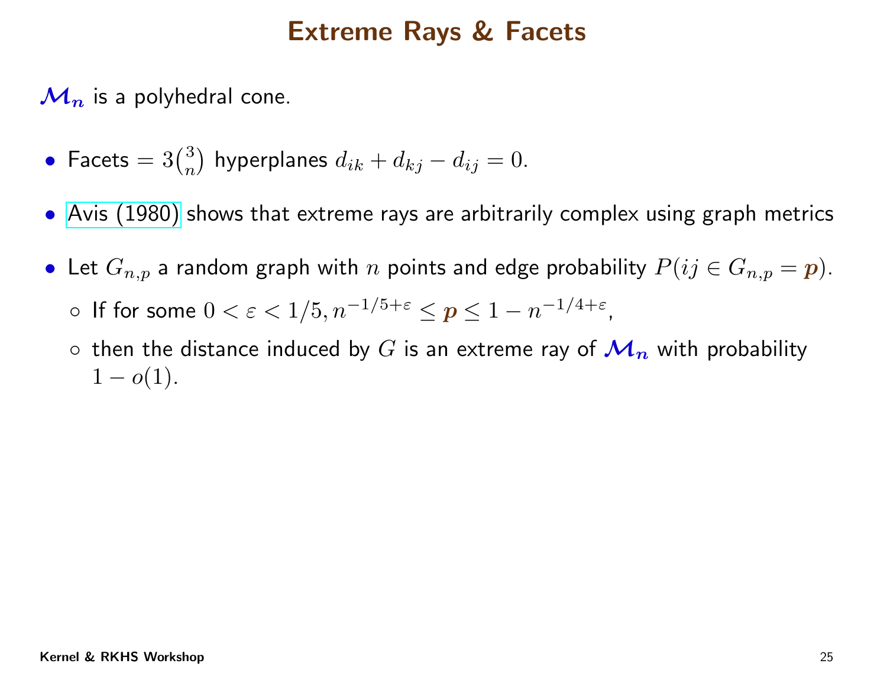# Extreme Rays & Facets

$\mathcal{M}_n$ is a polyhedral cone.

- Facets $= 3\binom{3}{n}$ hyperplanes $d_{ik} + d_{kj} - d_{ij} = 0$.
- Avis (1980) shows that extreme rays are arbitrarily complex using graph metrics
- Let $G_{n,p}$ a random graph with $n$ points and edge probability $P(ij \in G_{n,p} = \boldsymbol{p})$.
  - If for some $0 < \varepsilon < 1/5, n^{-1/5+\varepsilon} \leq \boldsymbol{p} \leq 1 - n^{-1/4+\varepsilon}$,
  - then the distance induced by $G$ is an extreme ray of $\mathcal{M}_n$ with probability $1 - o(1)$.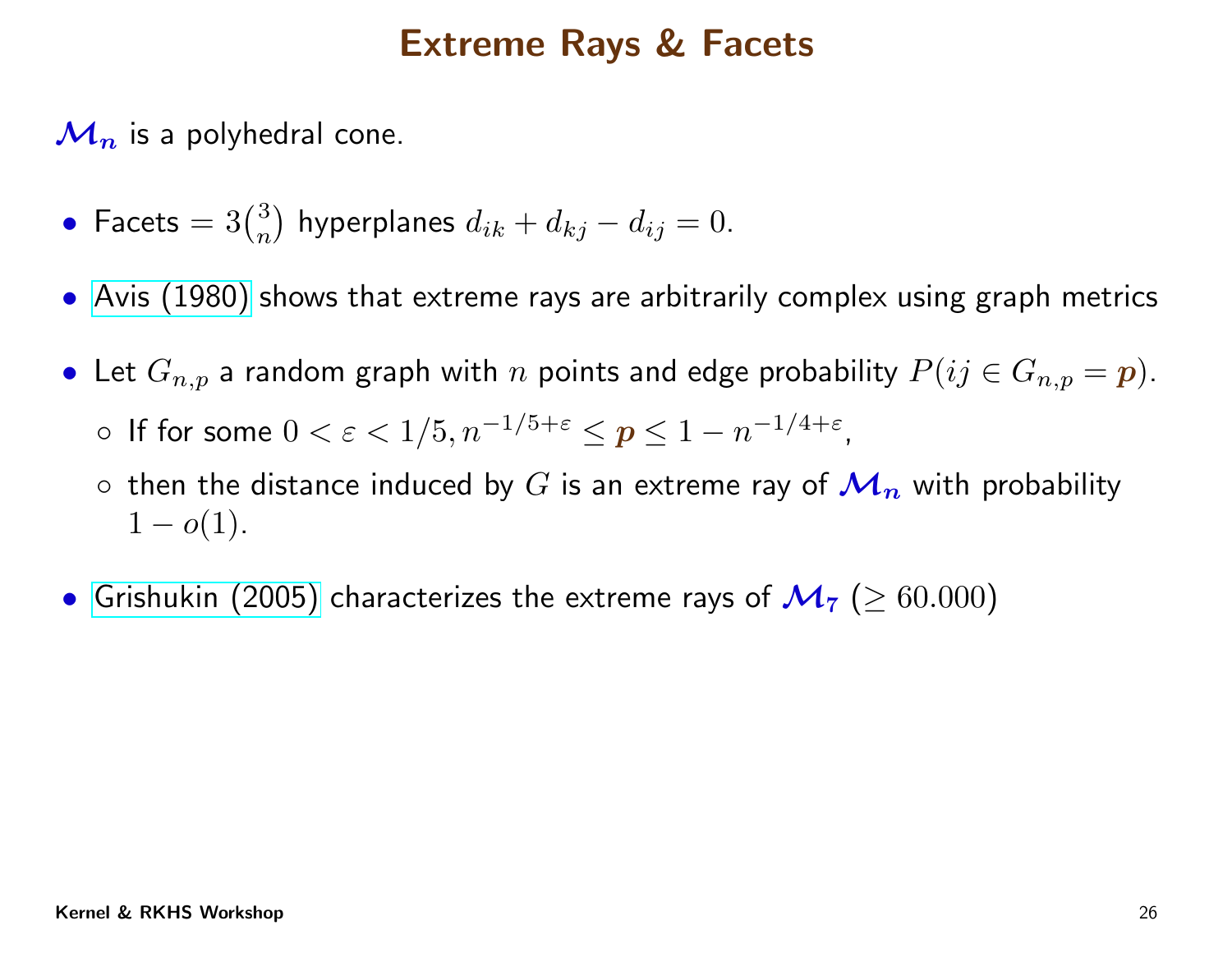# Extreme Rays & Facets

$\mathcal{M}_n$ is a polyhedral cone.

- Facets $= 3\binom{3}{n}$ hyperplanes $d_{ik} + d_{kj} - d_{ij} = 0$.
- Avis (1980) shows that extreme rays are arbitrarily complex using graph metrics
- Let $G_{n,p}$ a random graph with $n$ points and edge probability $P(ij \in G_{n,p} = \boldsymbol{p})$.
  - If for some $0 < \varepsilon < 1/5, n^{-1/5+\varepsilon} \leq \boldsymbol{p} \leq 1 - n^{-1/4+\varepsilon}$,
  - then the distance induced by $G$ is an extreme ray of $\mathcal{M}_n$ with probability $1 - o(1)$.
- Grishukin (2005) characterizes the extreme rays of $\mathcal{M}_7$ $(\geq 60.000)$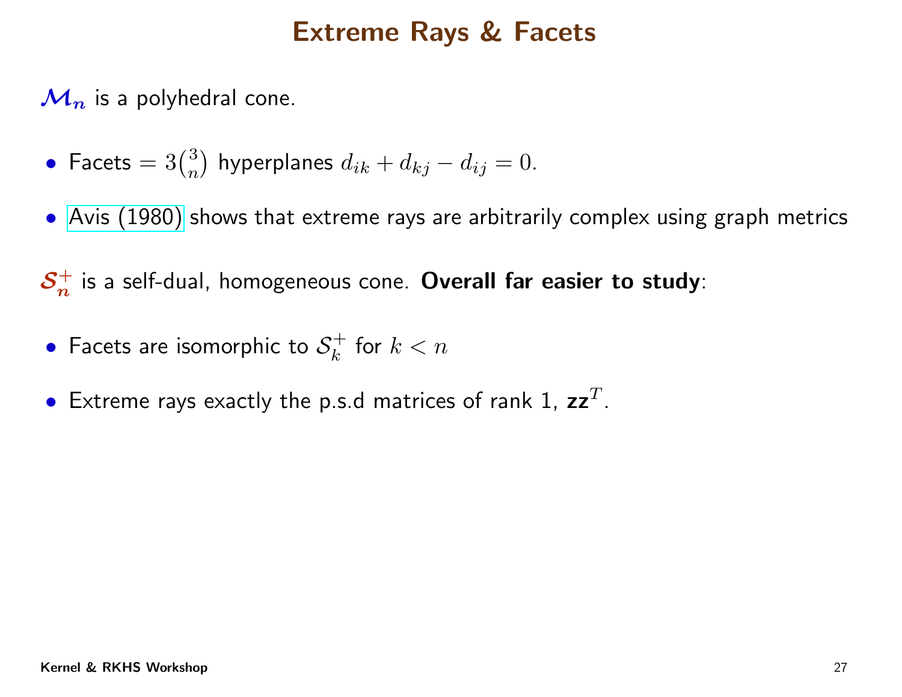# Extreme Rays & Facets

$\mathcal{M}_n$ is a polyhedral cone.

- Facets $= 3\binom{3}{n}$ hyperplanes $d_{ik} + d_{kj} - d_{ij} = 0$.
- Avis (1980) shows that extreme rays are arbitrarily complex using graph metrics

$\mathcal{S}_n^+$ is a self-dual, homogeneous cone. **Overall far easier to study**:

- Facets are isomorphic to $\mathcal{S}_k^+$ for $k < n$
- Extreme rays exactly the p.s.d matrices of rank 1, $\mathbf{z}\mathbf{z}^T$.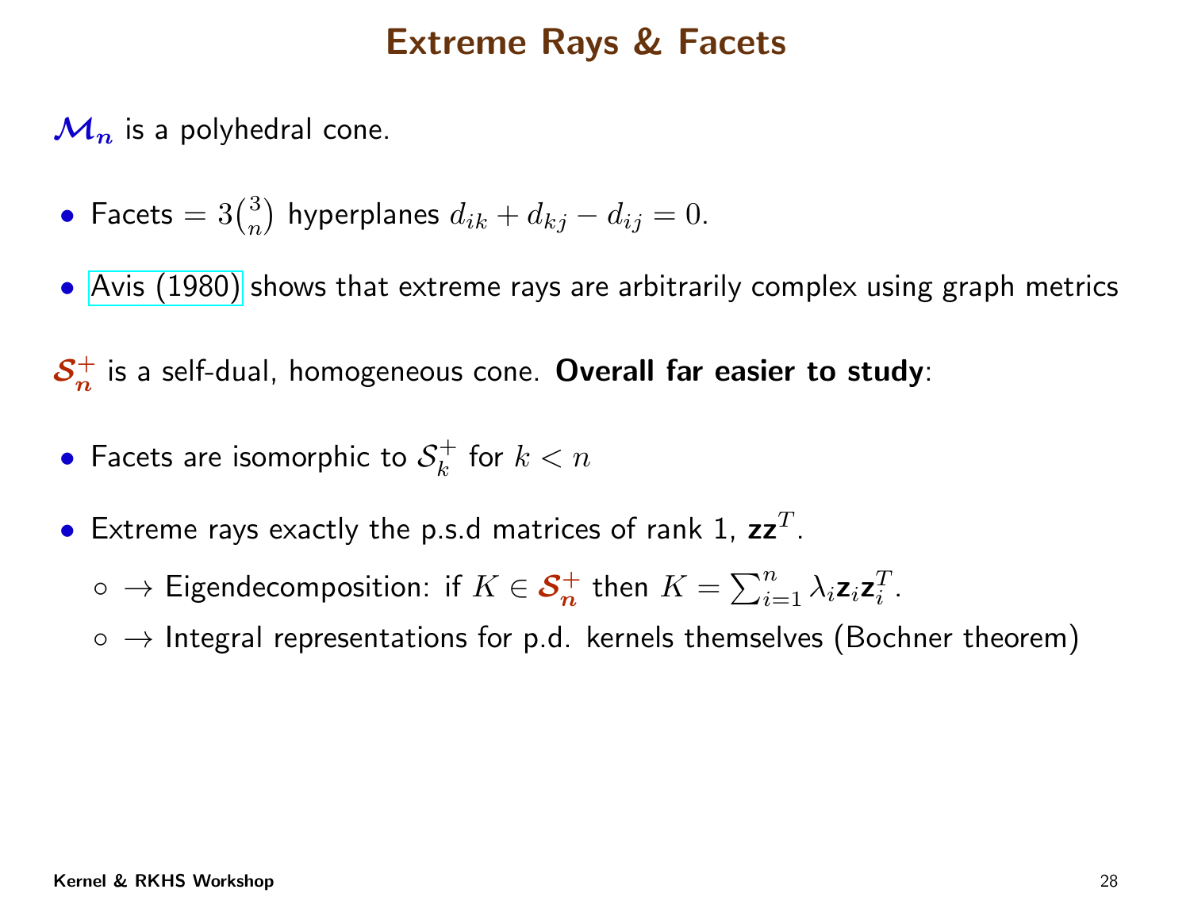# Extreme Rays & Facets

$\mathcal{M}_n$ is a polyhedral cone.

- Facets $= 3\binom{3}{n}$ hyperplanes $d_{ik} + d_{kj} - d_{ij} = 0$.
- Avis (1980) shows that extreme rays are arbitrarily complex using graph metrics

$\mathcal{S}_n^+$ is a self-dual, homogeneous cone. **Overall far easier to study**:

- Facets are isomorphic to $\mathcal{S}_k^+$ for $k < n$
- Extreme rays exactly the p.s.d matrices of rank 1, $\mathbf{z}\mathbf{z}^T$.
  - $\rightarrow$ Eigendecomposition: if $K \in \mathcal{S}_n^+$ then $K = \sum_{i=1}^n \lambda_i \mathbf{z}_i \mathbf{z}_i^T$.
  - $\rightarrow$ Integral representations for p.d. kernels themselves (Bochner theorem)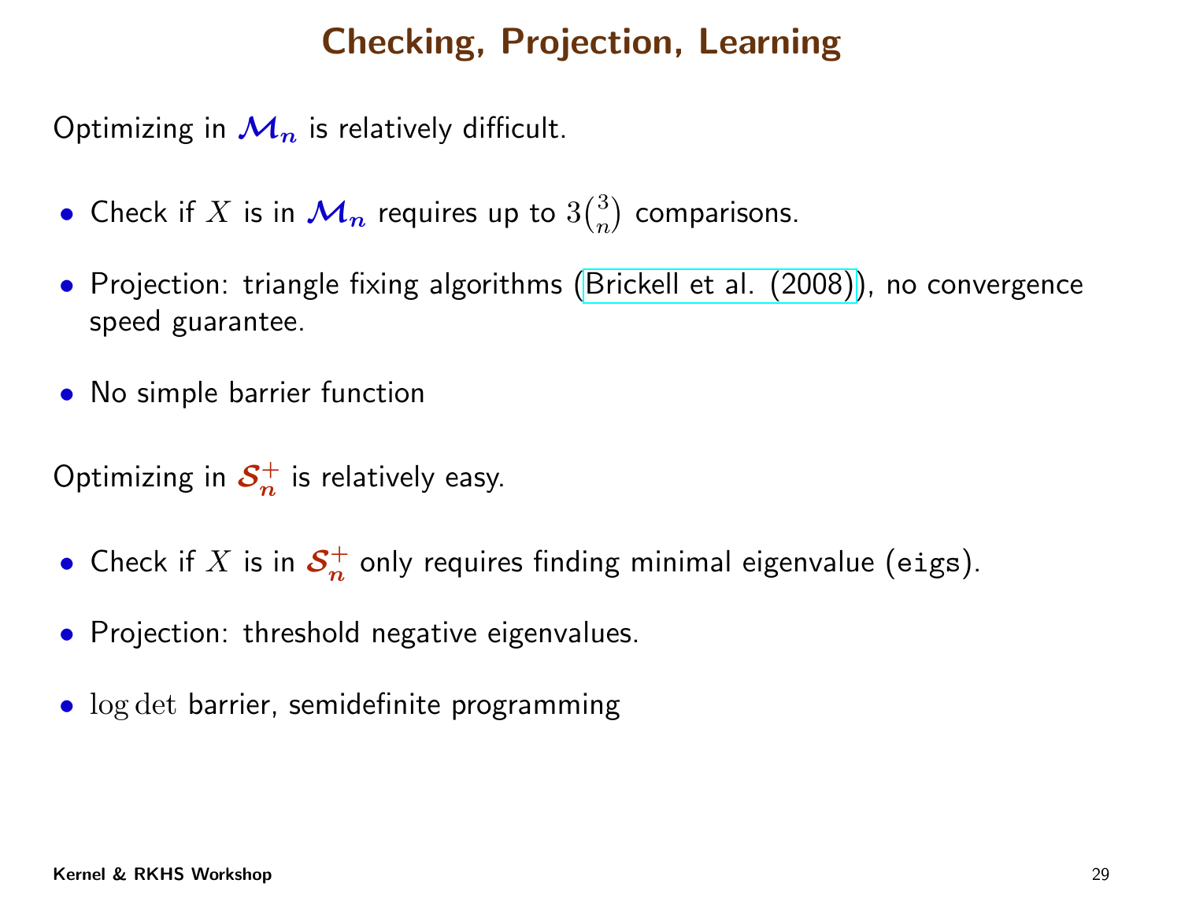# Checking, Projection, Learning

Optimizing in $\boldsymbol{\mathcal{M}_n}$ is relatively difficult.

- Check if $X$ is in $\boldsymbol{\mathcal{M}_n}$ requires up to $3\binom{3}{n}$ comparisons.
- Projection: triangle fixing algorithms (Brickell et al. (2008)), no convergence speed guarantee.
- No simple barrier function

Optimizing in $\boldsymbol{\mathcal{S}_n^+}$ is relatively easy.

- Check if $X$ is in $\boldsymbol{\mathcal{S}_n^+}$ only requires finding minimal eigenvalue (`eigs`).
- Projection: threshold negative eigenvalues.
- $\log\det$ barrier, semidefinite programming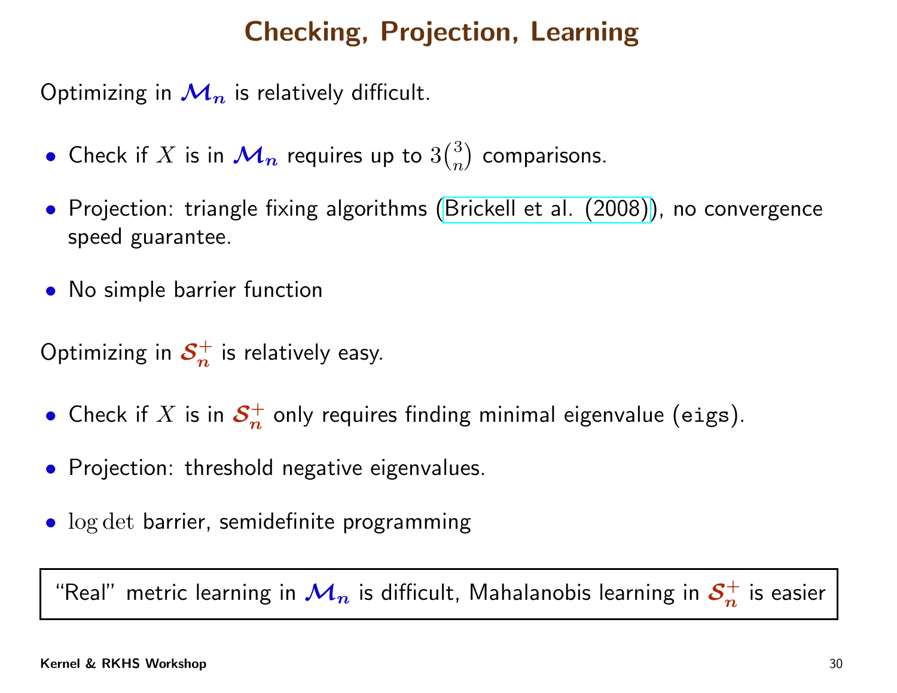# Checking, Projection, Learning

Optimizing in $\mathcal{M}_n$ is relatively difficult.

- Check if $X$ is in $\mathcal{M}_n$ requires up to $3\binom{3}{n}$ comparisons.
- Projection: triangle fixing algorithms (Brickell et al. (2008)), no convergence speed guarantee.
- No simple barrier function

Optimizing in $\mathcal{S}_n^+$ is relatively easy.

- Check if $X$ is in $\mathcal{S}_n^+$ only requires finding minimal eigenvalue (`eigs`).
- Projection: threshold negative eigenvalues.
- $\log\det$ barrier, semidefinite programming

"Real" metric learning in $\mathcal{M}_n$ is difficult, Mahalanobis learning in $\mathcal{S}_n^+$ is easier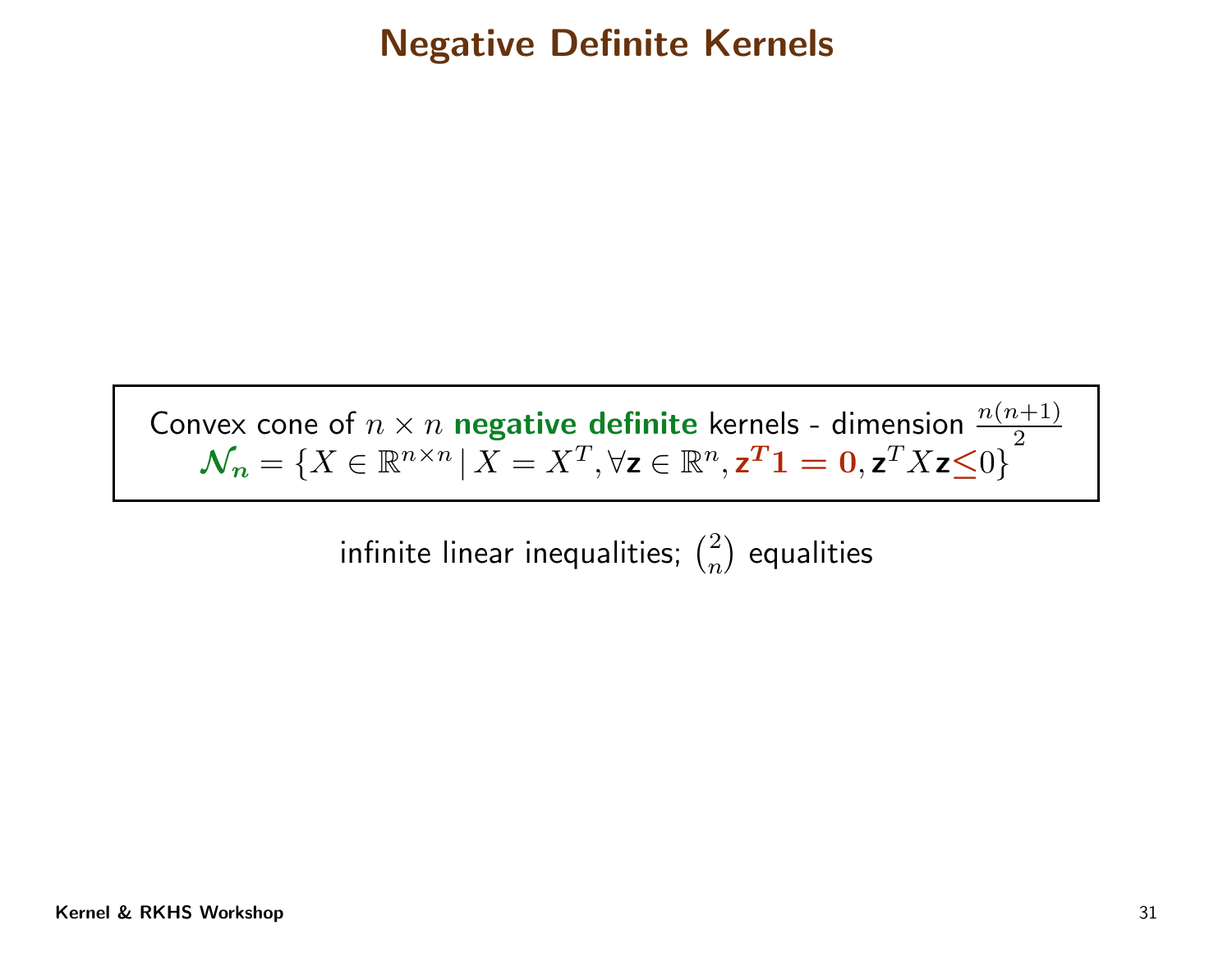# Negative Definite Kernels

Convex cone of $n \times n$ **negative definite** kernels - dimension $\frac{n(n+1)}{2}$

$$\mathcal{N}_n = \{X \in \mathbb{R}^{n\times n} \,|\, X = X^T, \forall \mathbf{z} \in \mathbb{R}^n, \mathbf{z^T 1 = 0}, \mathbf{z}^T X \mathbf{z} \leq 0\}$$

infinite linear inequalities; $\binom{2}{n}$ equalities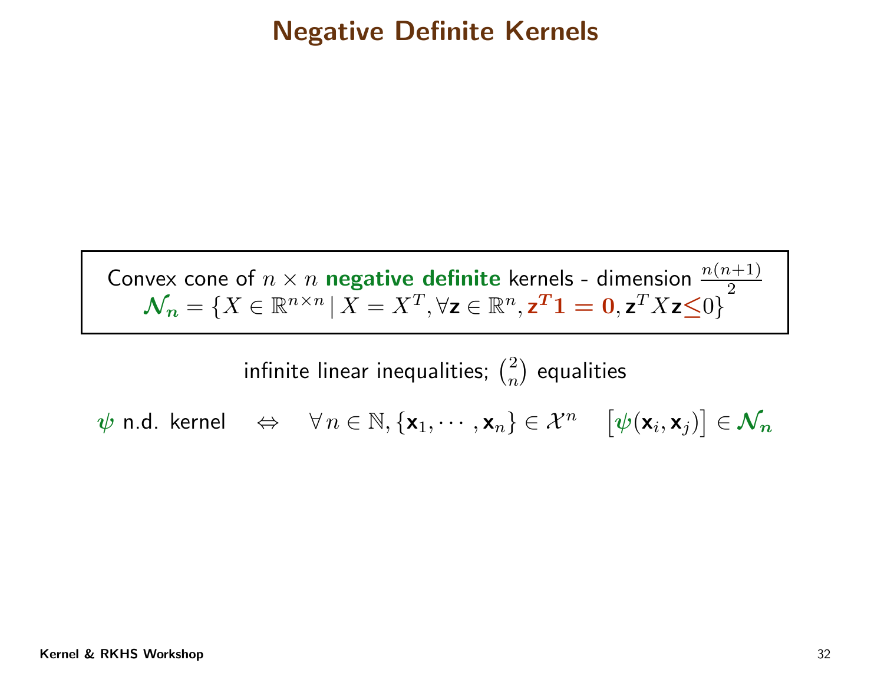# Negative Definite Kernels

Convex cone of $n \times n$ **negative definite** kernels - dimension $\frac{n(n+1)}{2}$

$$\mathcal{N}_n = \{X \in \mathbb{R}^{n\times n} \,|\, X = X^T, \forall \mathbf{z} \in \mathbb{R}^n, \mathbf{z}^T\mathbf{1} = \mathbf{0}, \mathbf{z}^T X \mathbf{z} \leq 0\}$$

infinite linear inequalities; $\binom{2}{n}$ equalities

$$\psi \text{ n.d. kernel} \quad \Leftrightarrow \quad \forall\, n \in \mathbb{N}, \{\mathbf{x}_1, \cdots, \mathbf{x}_n\} \in \mathcal{X}^n \quad \left[\psi(\mathbf{x}_i, \mathbf{x}_j)\right] \in \mathcal{N}_n$$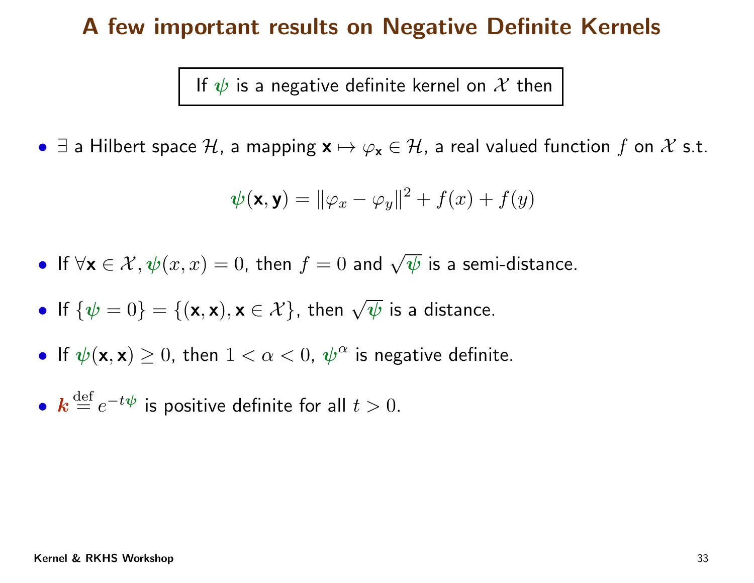# A few important results on Negative Definite Kernels

If $\psi$ is a negative definite kernel on $\mathcal{X}$ then

- $\exists$ a Hilbert space $\mathcal{H}$, a mapping $\mathbf{x} \mapsto \varphi_{\mathbf{x}} \in \mathcal{H}$, a real valued function $f$ on $\mathcal{X}$ s.t.

$$\psi(\mathbf{x}, \mathbf{y}) = \|\varphi_x - \varphi_y\|^2 + f(x) + f(y)$$

- If $\forall \mathbf{x} \in \mathcal{X}, \psi(x, x) = 0$, then $f = 0$ and $\sqrt{\psi}$ is a semi-distance.
- If $\{\psi = 0\} = \{(\mathbf{x}, \mathbf{x}), \mathbf{x} \in \mathcal{X}\}$, then $\sqrt{\psi}$ is a distance.
- If $\psi(\mathbf{x}, \mathbf{x}) \geq 0$, then $1 < \alpha < 0$, $\psi^{\alpha}$ is negative definite.
- $k \stackrel{\text{def}}{=} e^{-t\psi}$ is positive definite for all $t > 0$.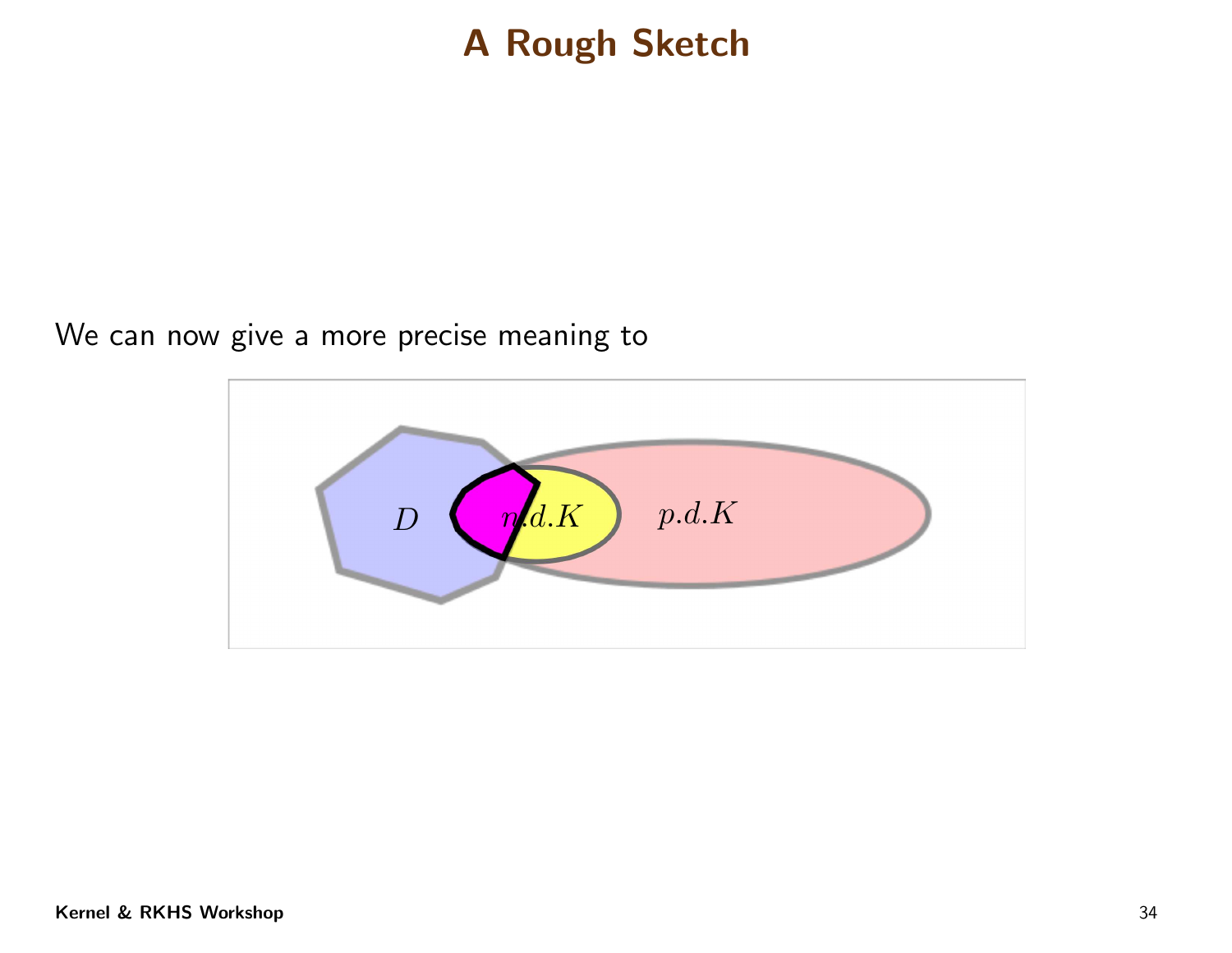# A Rough Sketch

We can now give a more precise meaning to

$D$ $n.d.K$ $p.d.K$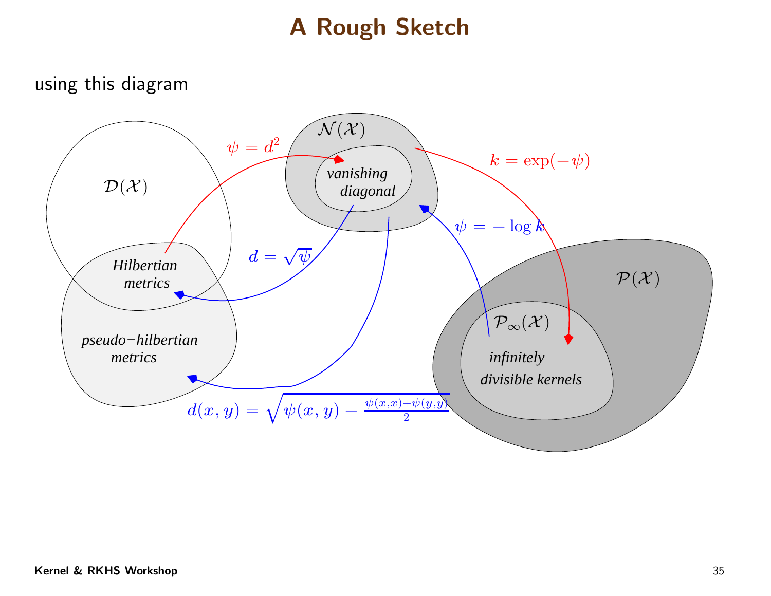# A Rough Sketch

using this diagram

$\mathcal{N}(\mathcal{X})$

*vanishing diagonal*

$\mathcal{D}(\mathcal{X})$

*Hilbertian metrics*

*pseudo−hilbertian metrics*

$\mathcal{P}(\mathcal{X})$

$\mathcal{P}_\infty(\mathcal{X})$

*infinitely divisible kernels*

$\psi = d^2$

$k = \exp(-\psi)$

$\psi = -\log k$

$d = \sqrt{\psi}$

$d(x, y) = \sqrt{\psi(x, y) - \frac{\psi(x,x)+\psi(y,y)}{2}}$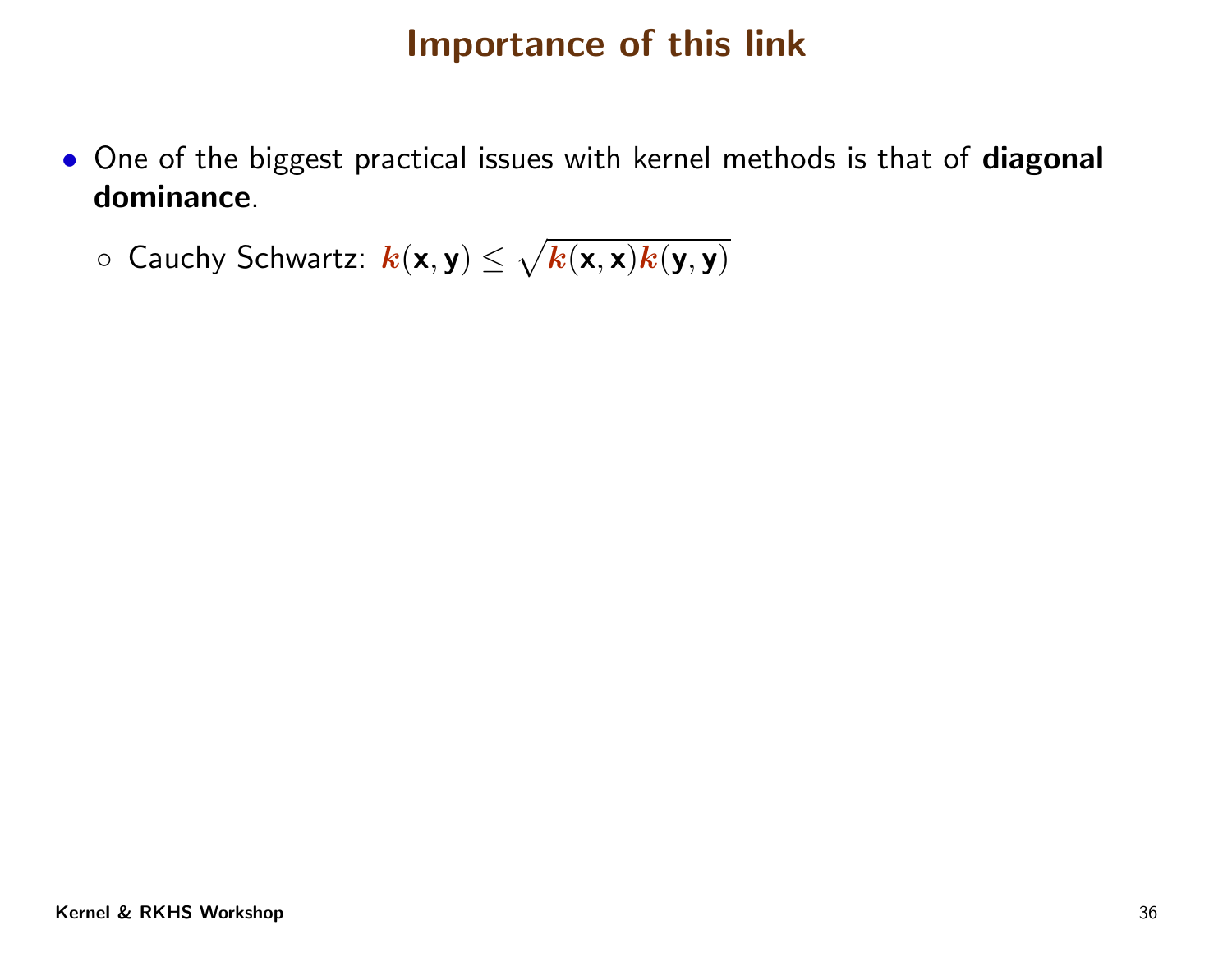# Importance of this link

- One of the biggest practical issues with kernel methods is that of **diagonal dominance**.
  - Cauchy Schwartz: $k(\mathbf{x}, \mathbf{y}) \leq \sqrt{k(\mathbf{x}, \mathbf{x})k(\mathbf{y}, \mathbf{y})}$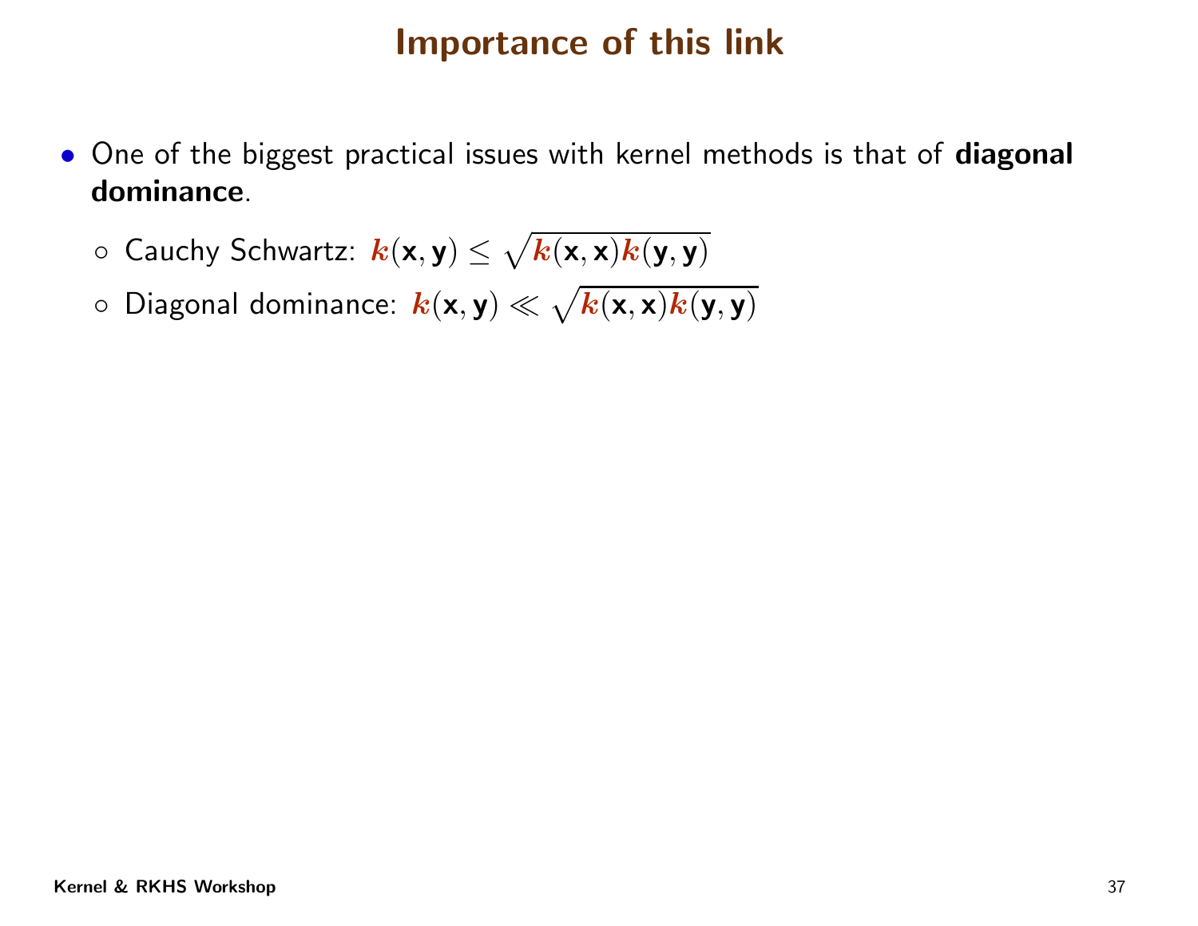# Importance of this link

- One of the biggest practical issues with kernel methods is that of **diagonal dominance**.
  - Cauchy Schwartz: $k(\mathbf{x}, \mathbf{y}) \leq \sqrt{k(\mathbf{x}, \mathbf{x})k(\mathbf{y}, \mathbf{y})}$
  - Diagonal dominance: $k(\mathbf{x}, \mathbf{y}) \ll \sqrt{k(\mathbf{x}, \mathbf{x})k(\mathbf{y}, \mathbf{y})}$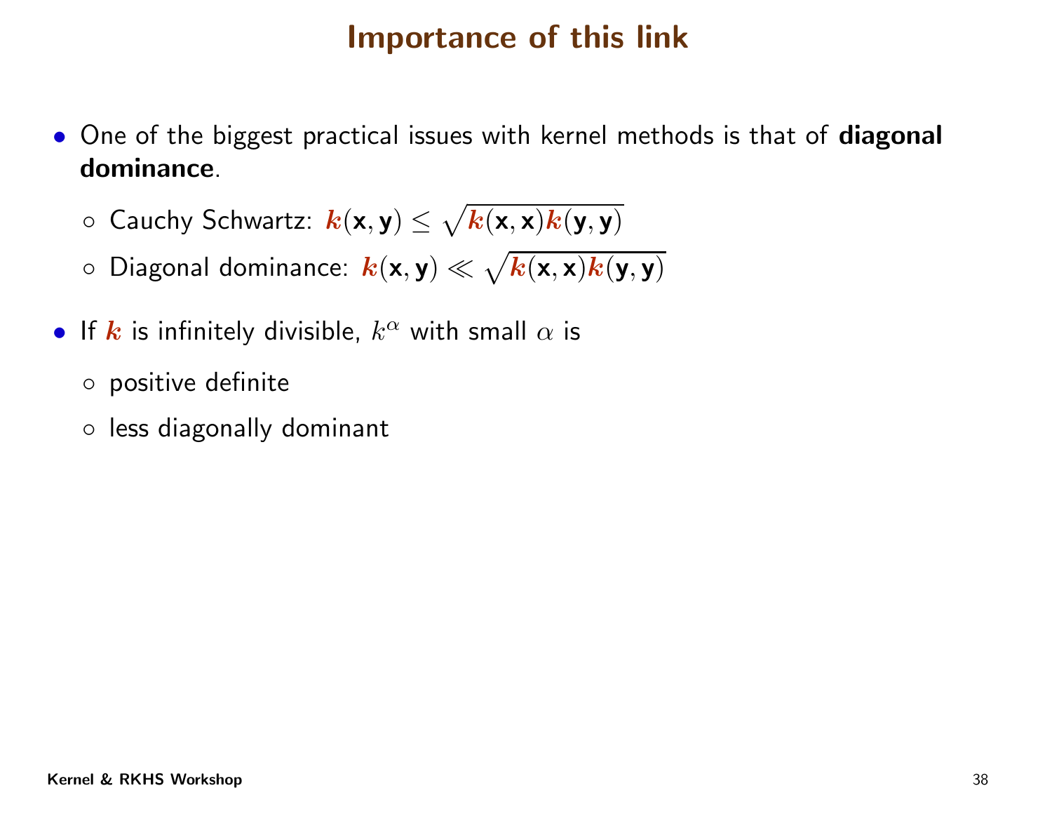# Importance of this link

- One of the biggest practical issues with kernel methods is that of **diagonal dominance**.
  - Cauchy Schwartz: $\boldsymbol{k}(\mathbf{x}, \mathbf{y}) \leq \sqrt{\boldsymbol{k}(\mathbf{x}, \mathbf{x})\boldsymbol{k}(\mathbf{y}, \mathbf{y})}$
  - Diagonal dominance: $\boldsymbol{k}(\mathbf{x}, \mathbf{y}) \ll \sqrt{\boldsymbol{k}(\mathbf{x}, \mathbf{x})\boldsymbol{k}(\mathbf{y}, \mathbf{y})}$
- If $\boldsymbol{k}$ is infinitely divisible, $k^{\alpha}$ with small $\alpha$ is
  - positive definite
  - less diagonally dominant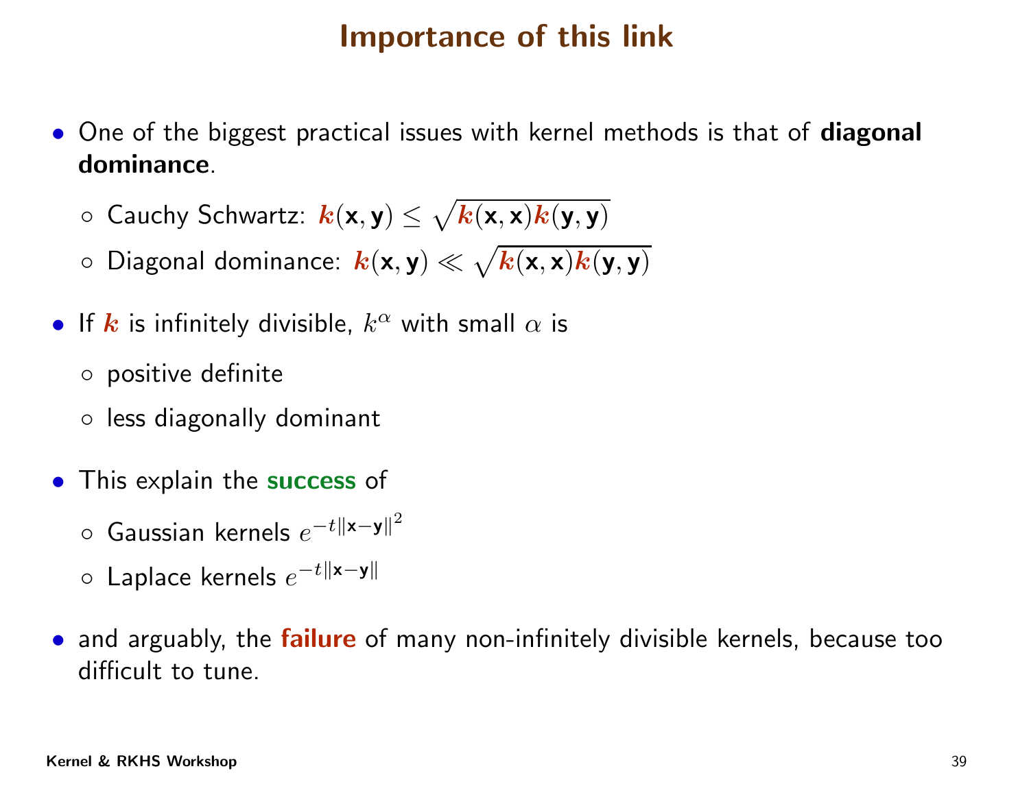# Importance of this link

- One of the biggest practical issues with kernel methods is that of **diagonal dominance**.
  - Cauchy Schwartz: $k(\mathbf{x}, \mathbf{y}) \leq \sqrt{k(\mathbf{x}, \mathbf{x})k(\mathbf{y}, \mathbf{y})}$
  - Diagonal dominance: $k(\mathbf{x}, \mathbf{y}) \ll \sqrt{k(\mathbf{x}, \mathbf{x})k(\mathbf{y}, \mathbf{y})}$
- If $k$ is infinitely divisible, $k^\alpha$ with small $\alpha$ is
  - positive definite
  - less diagonally dominant
- This explain the **success** of
  - Gaussian kernels $e^{-t\|\mathbf{x}-\mathbf{y}\|^2}$
  - Laplace kernels $e^{-t\|\mathbf{x}-\mathbf{y}\|}$
- and arguably, the **failure** of many non-infinitely divisible kernels, because too difficult to tune.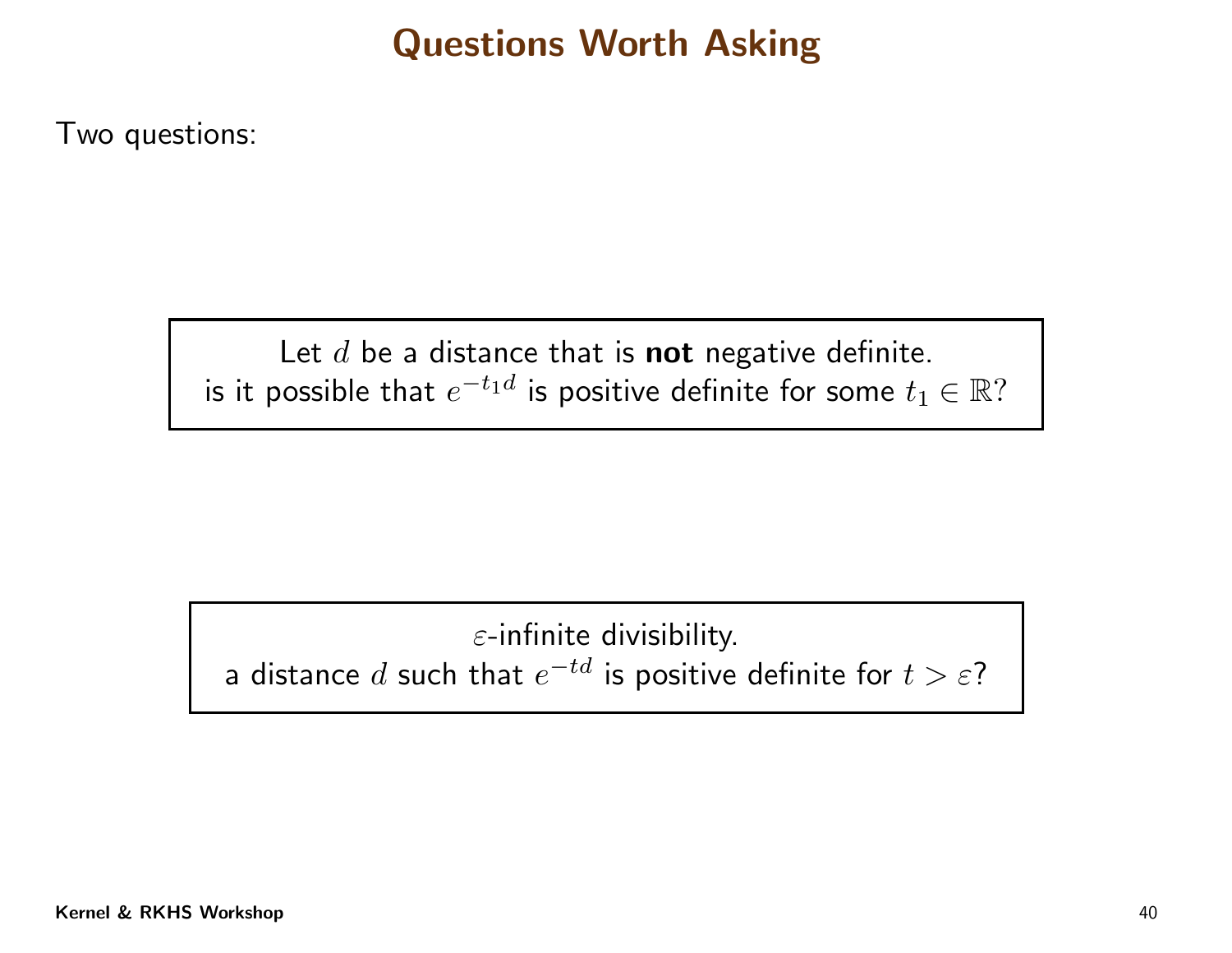# Questions Worth Asking

Two questions:

> Let $d$ be a distance that is **not** negative definite.
> is it possible that $e^{-t_1 d}$ is positive definite for some $t_1 \in \mathbb{R}$?

> $\varepsilon$-infinite divisibility.
> a distance $d$ such that $e^{-td}$ is positive definite for $t > \varepsilon$?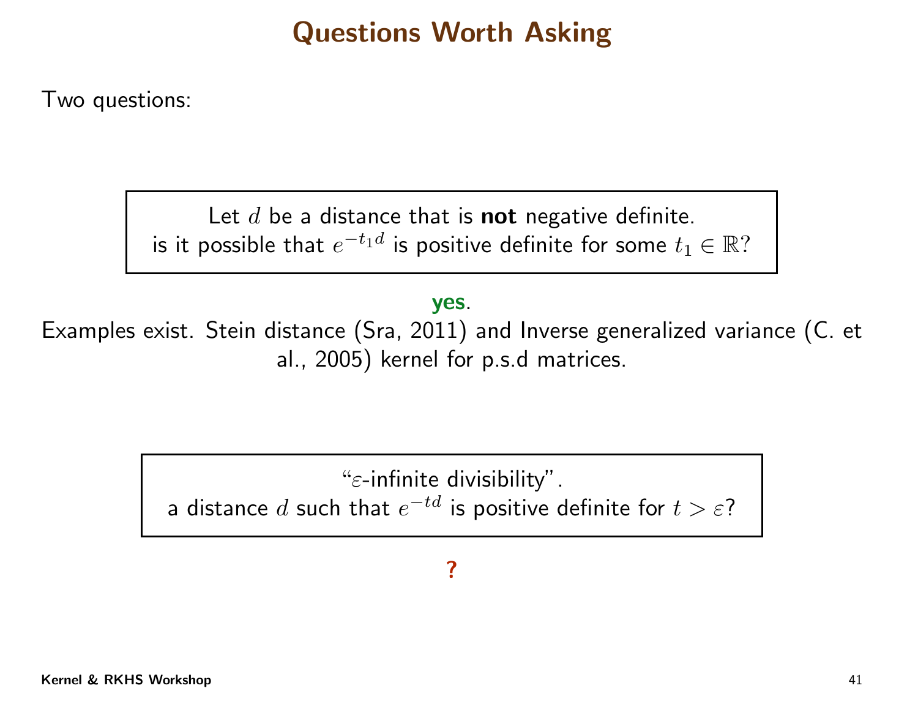# Questions Worth Asking

Two questions:

> Let $d$ be a distance that is **not** negative definite.
> is it possible that $e^{-t_1 d}$ is positive definite for some $t_1 \in \mathbb{R}$?

**yes**.

Examples exist. Stein distance (Sra, 2011) and Inverse generalized variance (C. et al., 2005) kernel for p.s.d matrices.

> "$\varepsilon$-infinite divisibility".
> a distance $d$ such that $e^{-td}$ is positive definite for $t > \varepsilon$?

**?**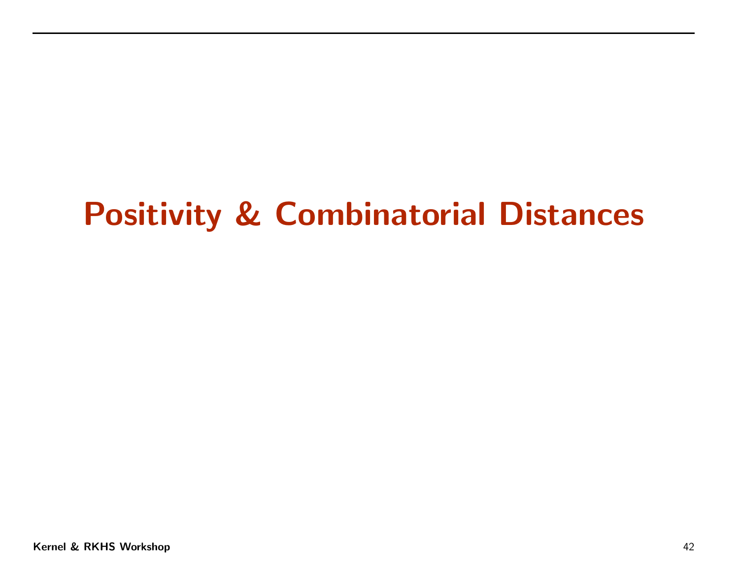# Positivity & Combinatorial Distances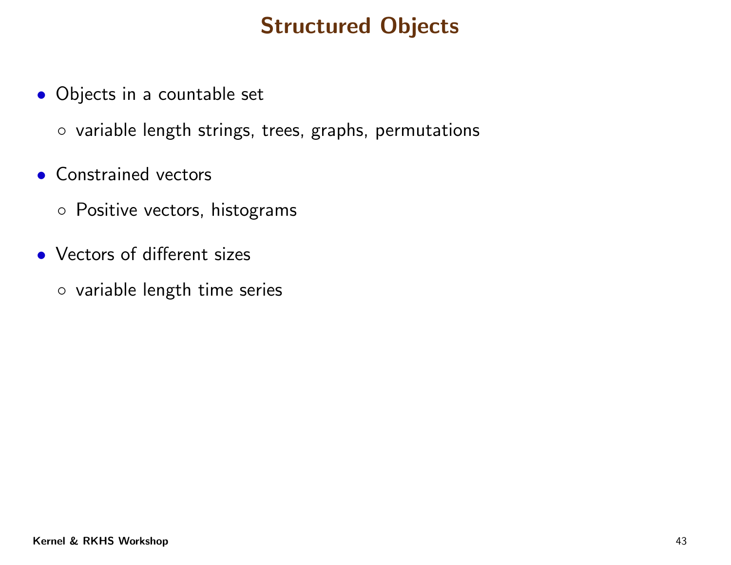# Structured Objects

- Objects in a countable set
  - variable length strings, trees, graphs, permutations
- Constrained vectors
  - Positive vectors, histograms
- Vectors of different sizes
  - variable length time series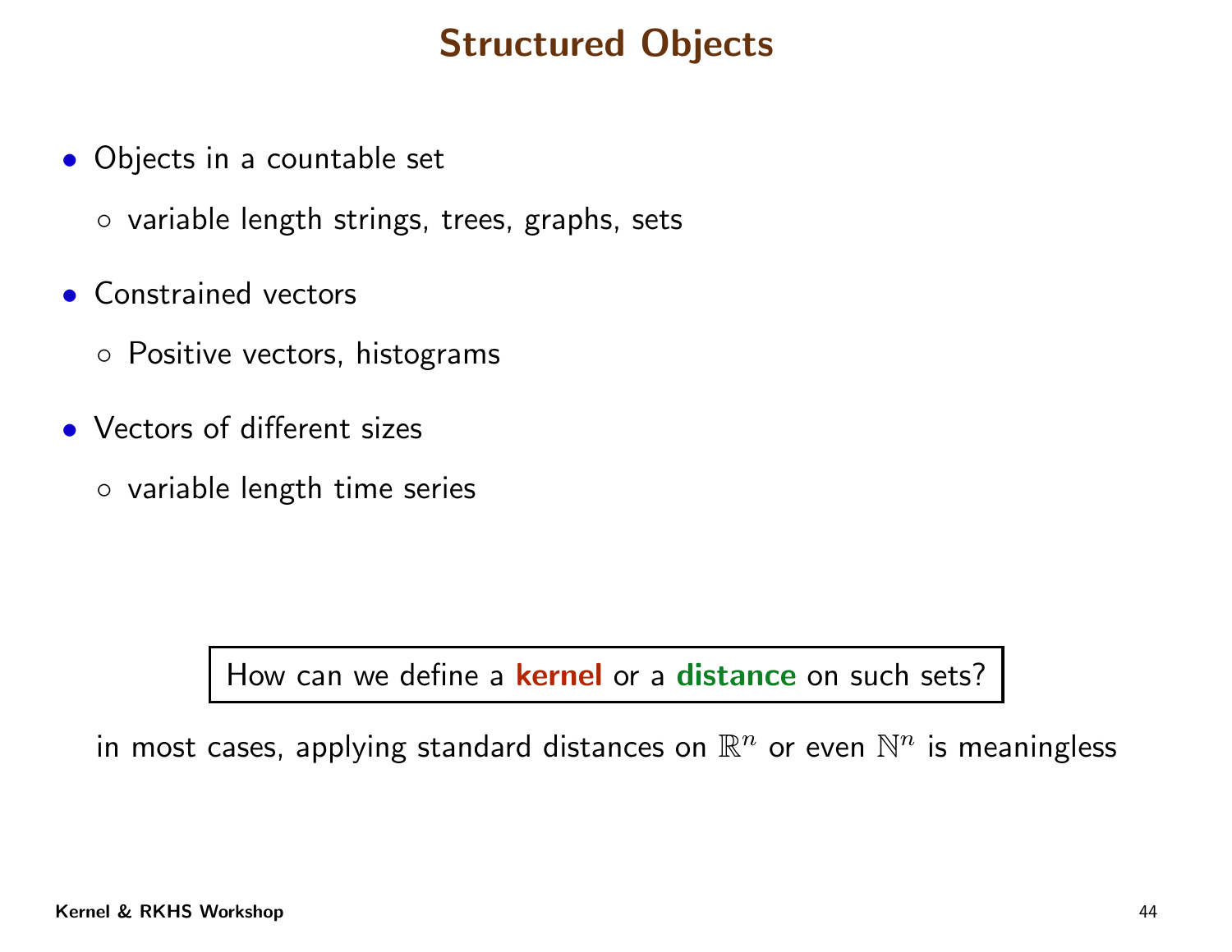# Structured Objects

- Objects in a countable set
  - variable length strings, trees, graphs, sets
- Constrained vectors
  - Positive vectors, histograms
- Vectors of different sizes
  - variable length time series

How can we define a **kernel** or a **distance** on such sets?

in most cases, applying standard distances on $\mathbb{R}^n$ or even $\mathbb{N}^n$ is meaningless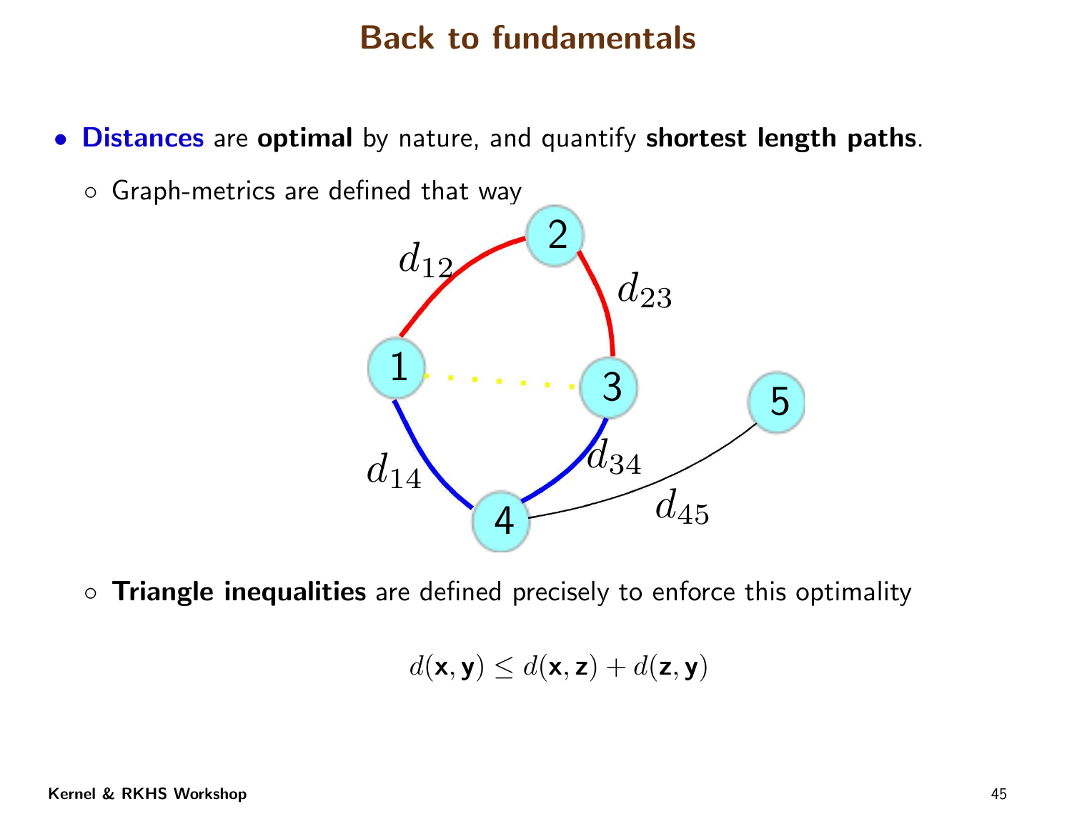# Back to fundamentals

- **Distances** are **optimal** by nature, and quantify **shortest length paths**.
  - Graph-metrics are defined that way

$d_{12}$ $d_{23}$ $d_{14}$ $d_{34}$ $d_{45}$

  - **Triangle inequalities** are defined precisely to enforce this optimality

$$d(\mathbf{x}, \mathbf{y}) \leq d(\mathbf{x}, \mathbf{z}) + d(\mathbf{z}, \mathbf{y})$$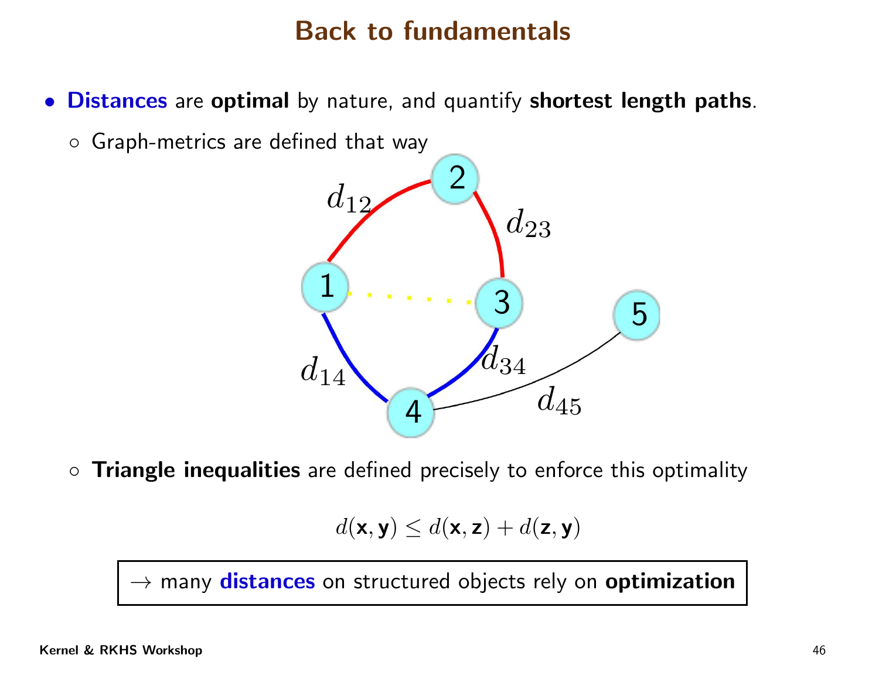# Back to fundamentals

- **Distances** are **optimal** by nature, and quantify **shortest length paths**.
  - Graph-metrics are defined that way
  - **Triangle inequalities** are defined precisely to enforce this optimality

$$d(\mathbf{x}, \mathbf{y}) \leq d(\mathbf{x}, \mathbf{z}) + d(\mathbf{z}, \mathbf{y})$$

→ many **distances** on structured objects rely on **optimization**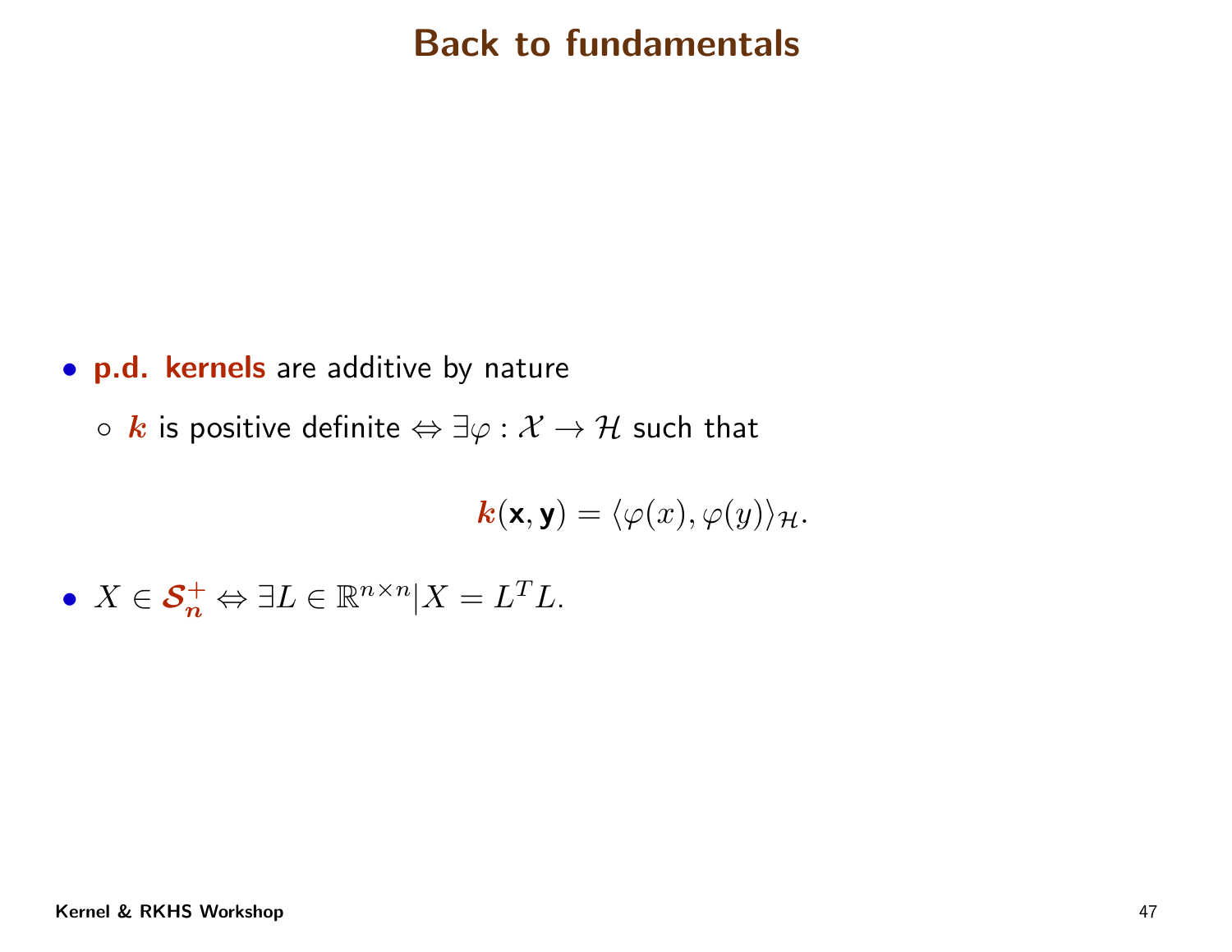# Back to fundamentals

- **p.d. kernels** are additive by nature
  - $\boldsymbol{k}$ is positive definite $\Leftrightarrow \exists \varphi : \mathcal{X} \rightarrow \mathcal{H}$ such that

$$\boldsymbol{k}(\mathbf{x}, \mathbf{y}) = \langle \varphi(x), \varphi(y) \rangle_{\mathcal{H}}.$$

- $X \in \boldsymbol{\mathcal{S}_n^+} \Leftrightarrow \exists L \in \mathbb{R}^{n \times n} | X = L^T L.$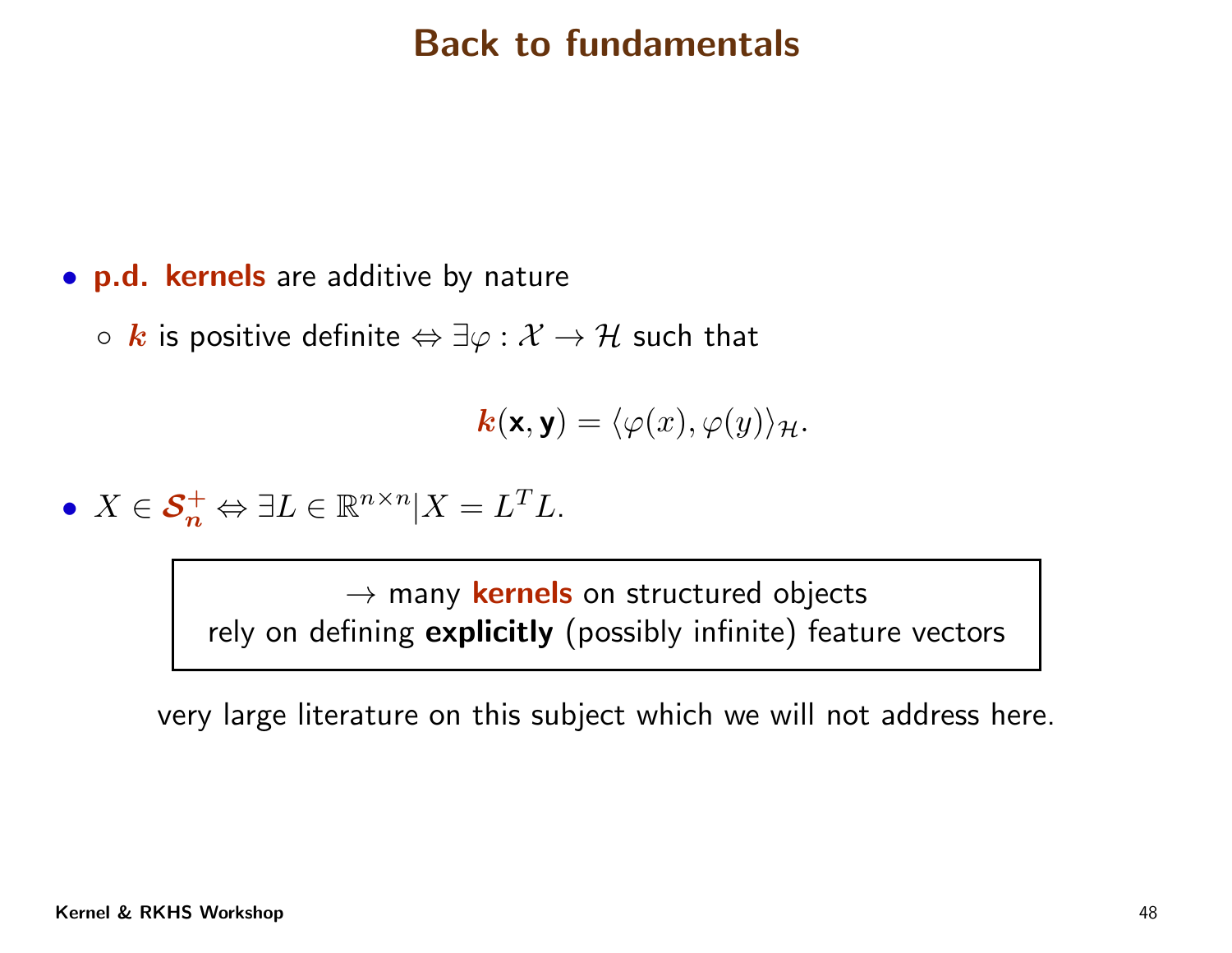# Back to fundamentals

- **p.d. kernels** are additive by nature
  - $\boldsymbol{k}$ is positive definite $\Leftrightarrow \exists \varphi : \mathcal{X} \to \mathcal{H}$ such that

$$\boldsymbol{k}(\mathbf{x}, \mathbf{y}) = \langle \varphi(x), \varphi(y) \rangle_{\mathcal{H}}.$$

- $X \in \boldsymbol{\mathcal{S}_n^+} \Leftrightarrow \exists L \in \mathbb{R}^{n \times n} | X = L^T L.$

→ many **kernels** on structured objects
rely on defining **explicitly** (possibly infinite) feature vectors

very large literature on this subject which we will not address here.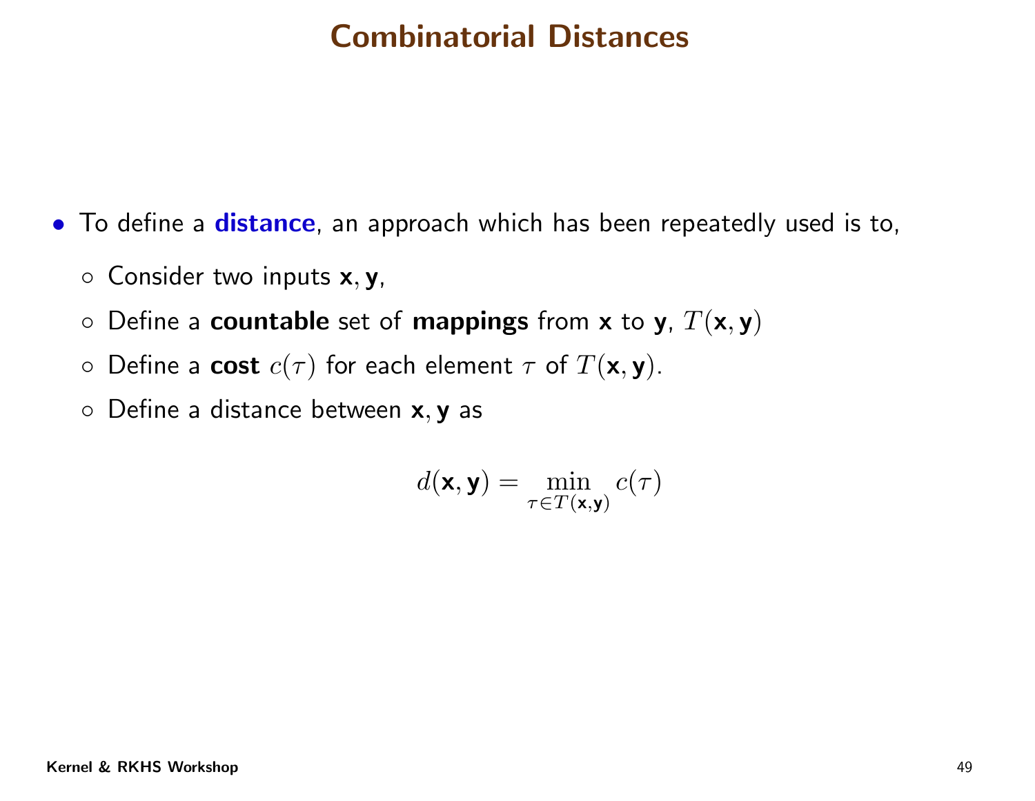# Combinatorial Distances

- To define a **distance**, an approach which has been repeatedly used is to,
  - Consider two inputs $\mathbf{x}, \mathbf{y}$,
  - Define a **countable** set of **mappings** from $\mathbf{x}$ to $\mathbf{y}$, $T(\mathbf{x}, \mathbf{y})$
  - Define a **cost** $c(\tau)$ for each element $\tau$ of $T(\mathbf{x}, \mathbf{y})$.
  - Define a distance between $\mathbf{x}, \mathbf{y}$ as

$$d(\mathbf{x}, \mathbf{y}) = \min_{\tau \in T(\mathbf{x}, \mathbf{y})} c(\tau)$$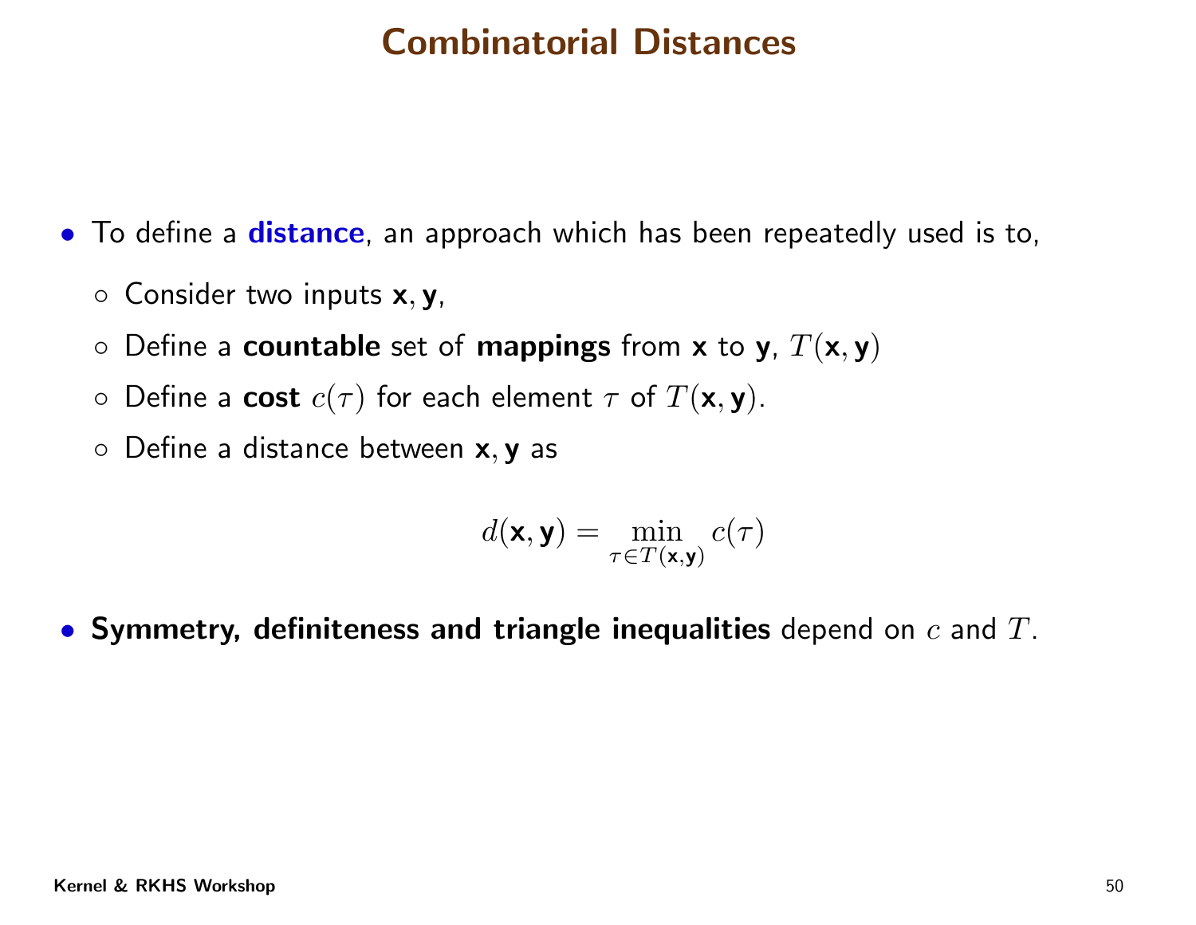# Combinatorial Distances

- To define a **distance**, an approach which has been repeatedly used is to,
  - Consider two inputs $\mathbf{x}, \mathbf{y}$,
  - Define a **countable** set of **mappings** from $\mathbf{x}$ to $\mathbf{y}$, $T(\mathbf{x}, \mathbf{y})$
  - Define a **cost** $c(\tau)$ for each element $\tau$ of $T(\mathbf{x}, \mathbf{y})$.
  - Define a distance between $\mathbf{x}, \mathbf{y}$ as

$$d(\mathbf{x}, \mathbf{y}) = \min_{\tau \in T(\mathbf{x}, \mathbf{y})} c(\tau)$$

- **Symmetry, definiteness and triangle inequalities** depend on $c$ and $T$.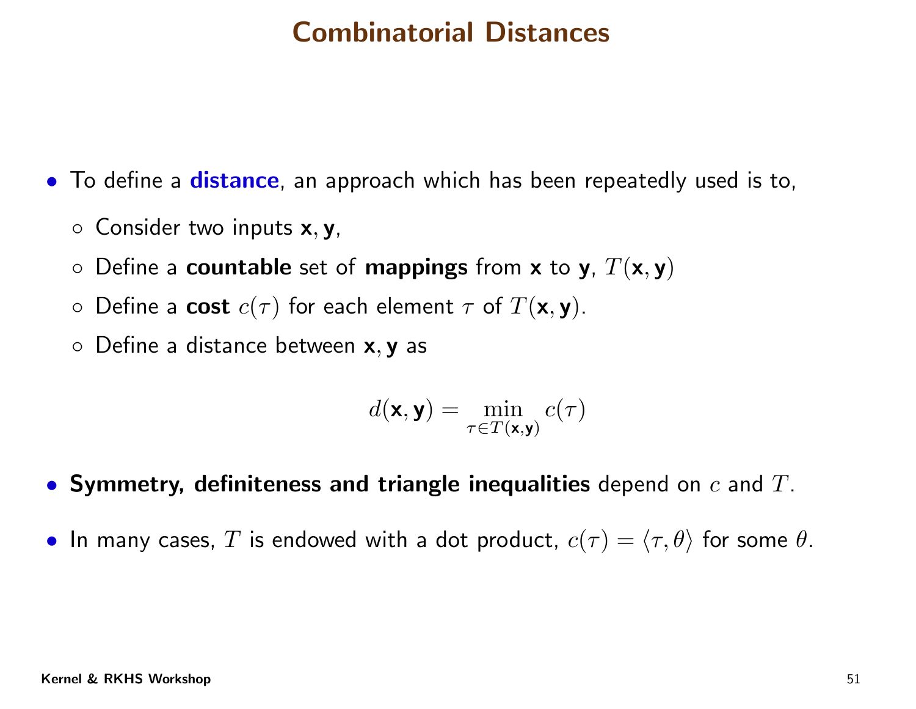# Combinatorial Distances

- To define a **distance**, an approach which has been repeatedly used is to,
  - Consider two inputs $\mathbf{x}, \mathbf{y}$,
  - Define a **countable** set of **mappings** from $\mathbf{x}$ to $\mathbf{y}$, $T(\mathbf{x}, \mathbf{y})$
  - Define a **cost** $c(\tau)$ for each element $\tau$ of $T(\mathbf{x}, \mathbf{y})$.
  - Define a distance between $\mathbf{x}, \mathbf{y}$ as

$$d(\mathbf{x}, \mathbf{y}) = \min_{\tau \in T(\mathbf{x}, \mathbf{y})} c(\tau)$$

- **Symmetry, definiteness and triangle inequalities** depend on $c$ and $T$.
- In many cases, $T$ is endowed with a dot product, $c(\tau) = \langle \tau, \theta \rangle$ for some $\theta$.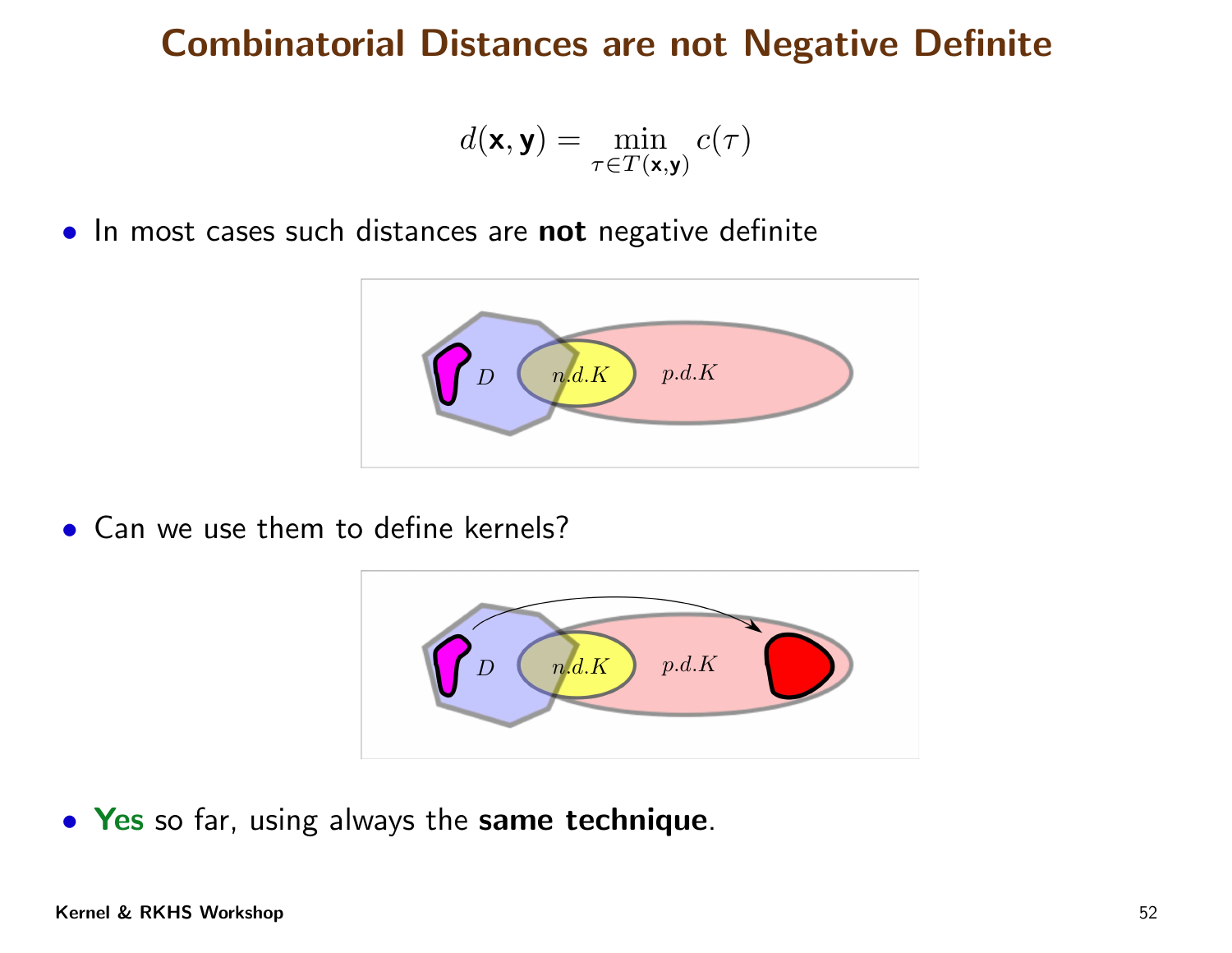# Combinatorial Distances are not Negative Definite

$$d(\mathbf{x}, \mathbf{y}) = \min_{\tau \in T(\mathbf{x}, \mathbf{y})} c(\tau)$$

- In most cases such distances are **not** negative definite

- Can we use them to define kernels?

- **Yes** so far, using always the **same technique**.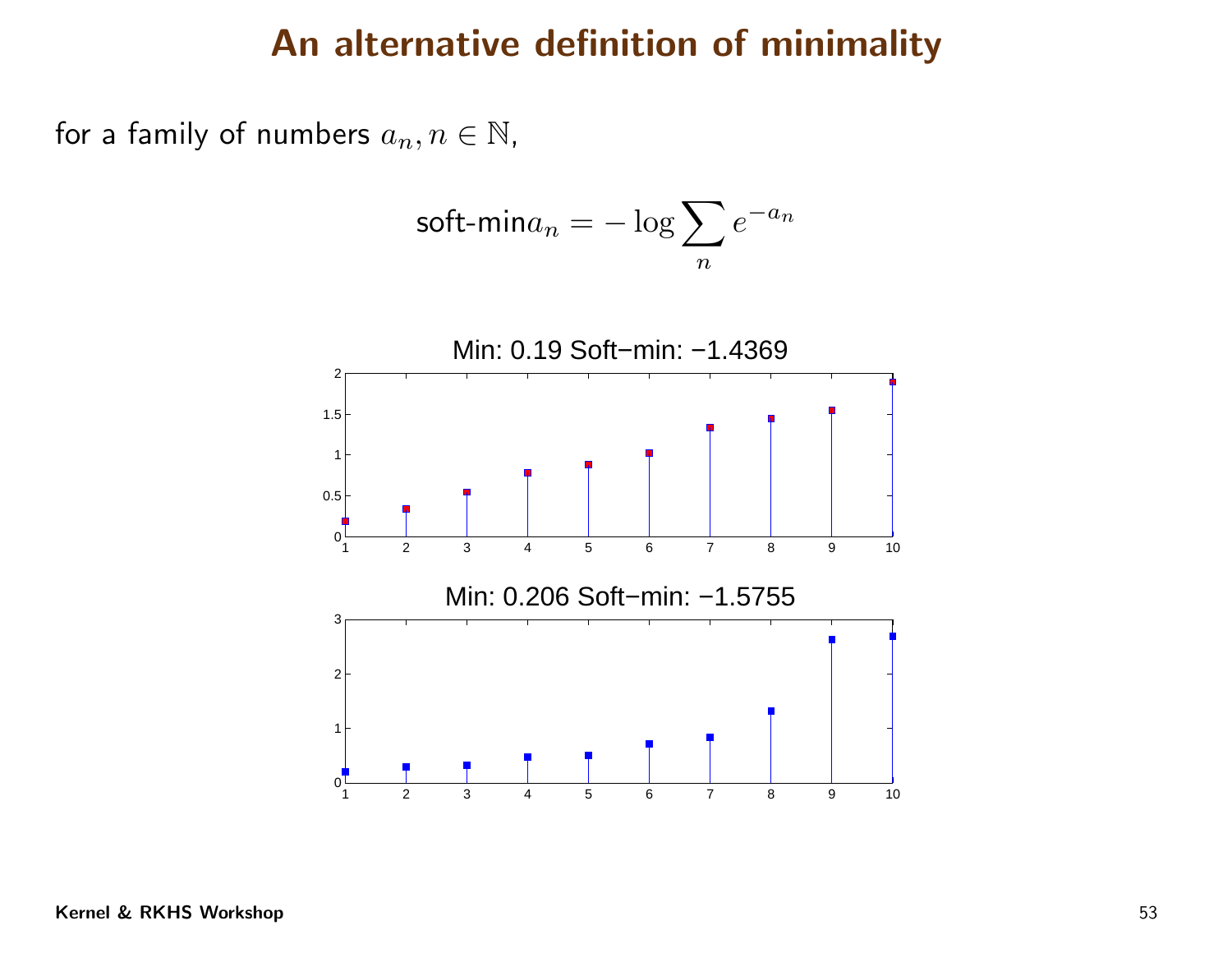# An alternative definition of minimality

for a family of numbers $a_n, n \in \mathbb{N}$,

$$\text{soft-min} a_n = -\log \sum_n e^{-a_n}$$

Min: 0.19 Soft−min: −1.4369

Min: 0.206 Soft−min: −1.5755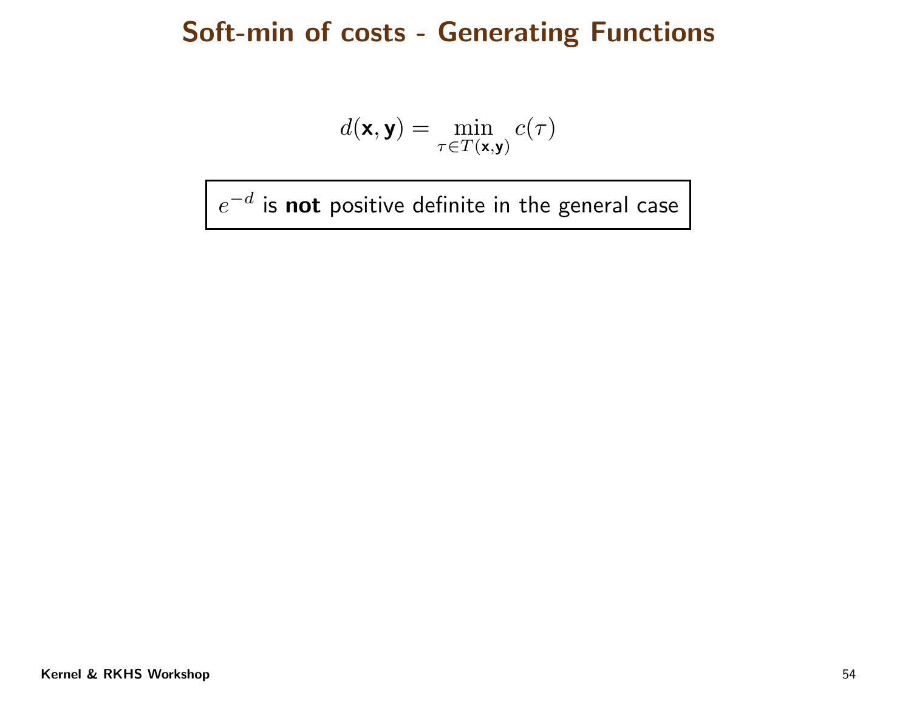# Soft-min of costs - Generating Functions

$$d(\mathbf{x}, \mathbf{y}) = \min_{\tau \in T(\mathbf{x}, \mathbf{y})} c(\tau)$$

$e^{-d}$ is **not** positive definite in the general case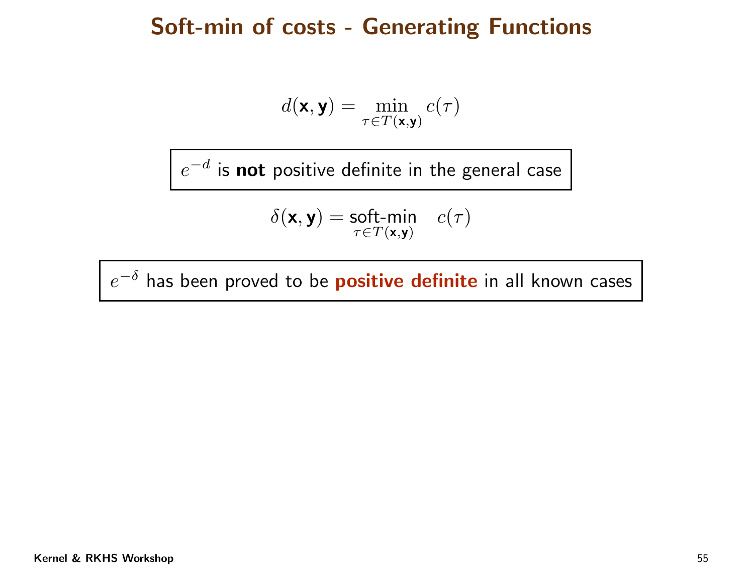# Soft-min of costs - Generating Functions

$$d(\mathbf{x}, \mathbf{y}) = \min_{\tau \in T(\mathbf{x},\mathbf{y})} c(\tau)$$

$e^{-d}$ is **not** positive definite in the general case

$$\delta(\mathbf{x}, \mathbf{y}) = \underset{\tau \in T(\mathbf{x},\mathbf{y})}{\text{soft-min}} \quad c(\tau)$$

$e^{-\delta}$ has been proved to be **positive definite** in all known cases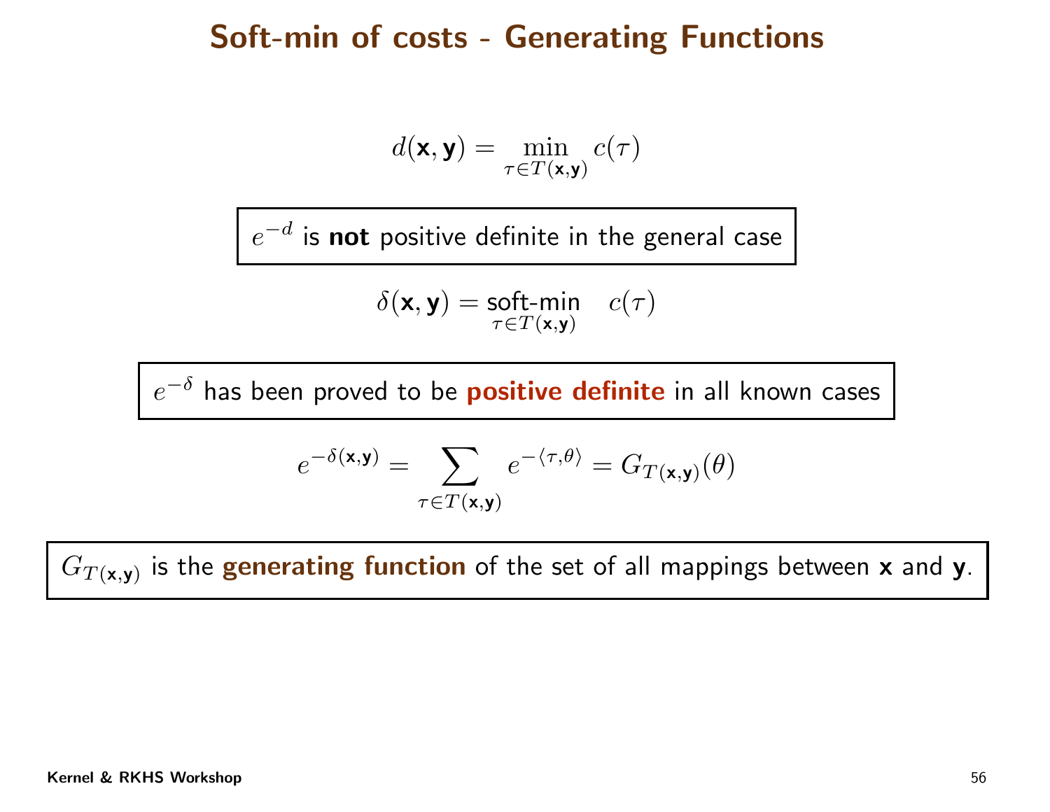# Soft-min of costs - Generating Functions

$$d(\mathbf{x}, \mathbf{y}) = \min_{\tau \in T(\mathbf{x}, \mathbf{y})} c(\tau)$$

$e^{-d}$ is **not** positive definite in the general case

$$\delta(\mathbf{x}, \mathbf{y}) = \underset{\tau \in T(\mathbf{x}, \mathbf{y})}{\text{soft-min}} \quad c(\tau)$$

$e^{-\delta}$ has been proved to be **positive definite** in all known cases

$$e^{-\delta(\mathbf{x}, \mathbf{y})} = \sum_{\tau \in T(\mathbf{x}, \mathbf{y})} e^{-\langle \tau, \theta \rangle} = G_{T(\mathbf{x}, \mathbf{y})}(\theta)$$

$G_{T(\mathbf{x}, \mathbf{y})}$ is the **generating function** of the set of all mappings between **x** and **y**.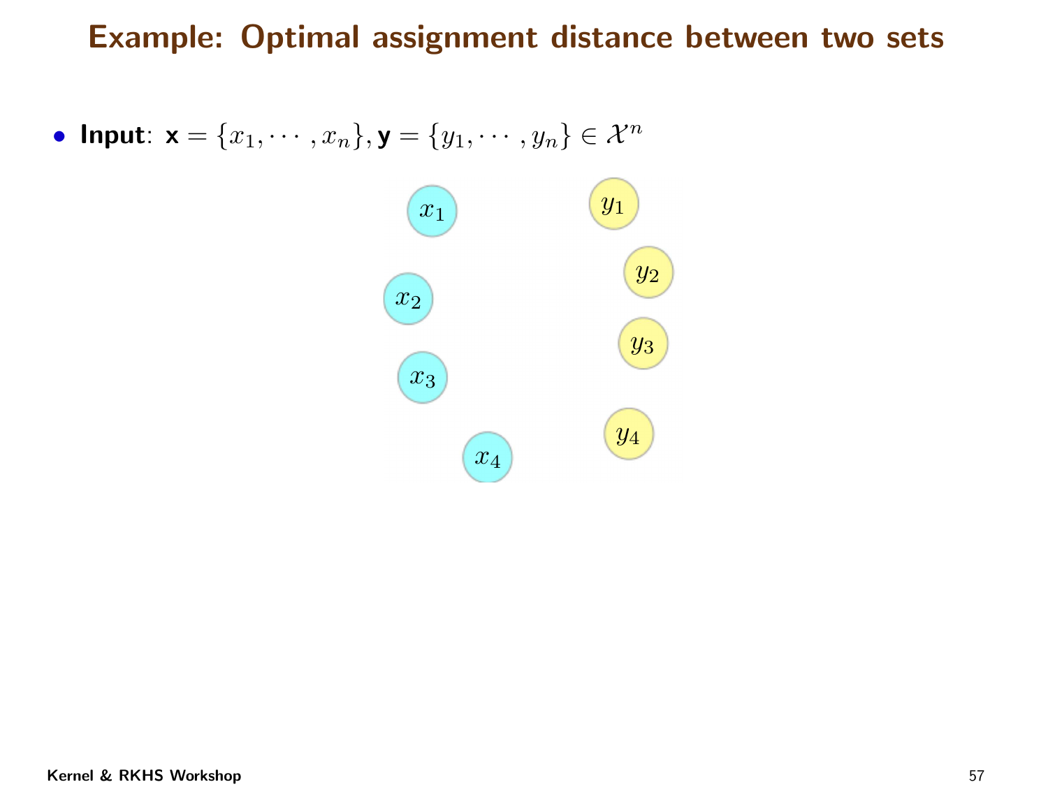# Example: Optimal assignment distance between two sets

- **Input**: $\mathbf{x} = \{x_1, \cdots, x_n\}, \mathbf{y} = \{y_1, \cdots, y_n\} \in \mathcal{X}^n$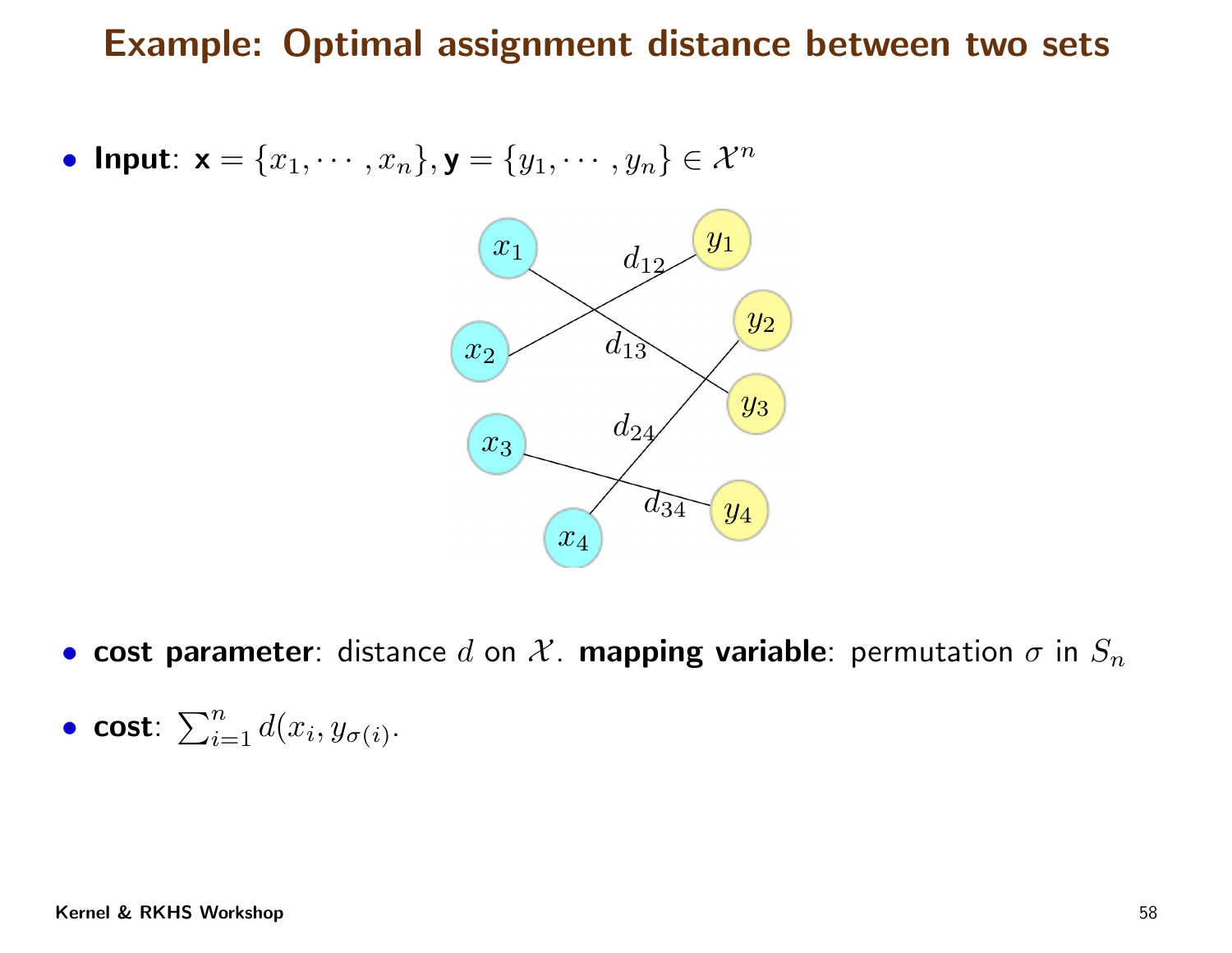# Example: Optimal assignment distance between two sets

- **Input**: $\mathbf{x} = \{x_1, \cdots, x_n\}, \mathbf{y} = \{y_1, \cdots, y_n\} \in \mathcal{X}^n$

- **cost parameter**: distance $d$ on $\mathcal{X}$. **mapping variable**: permutation $\sigma$ in $S_n$

- **cost**: $\sum_{i=1}^{n} d(x_i, y_{\sigma(i)}$.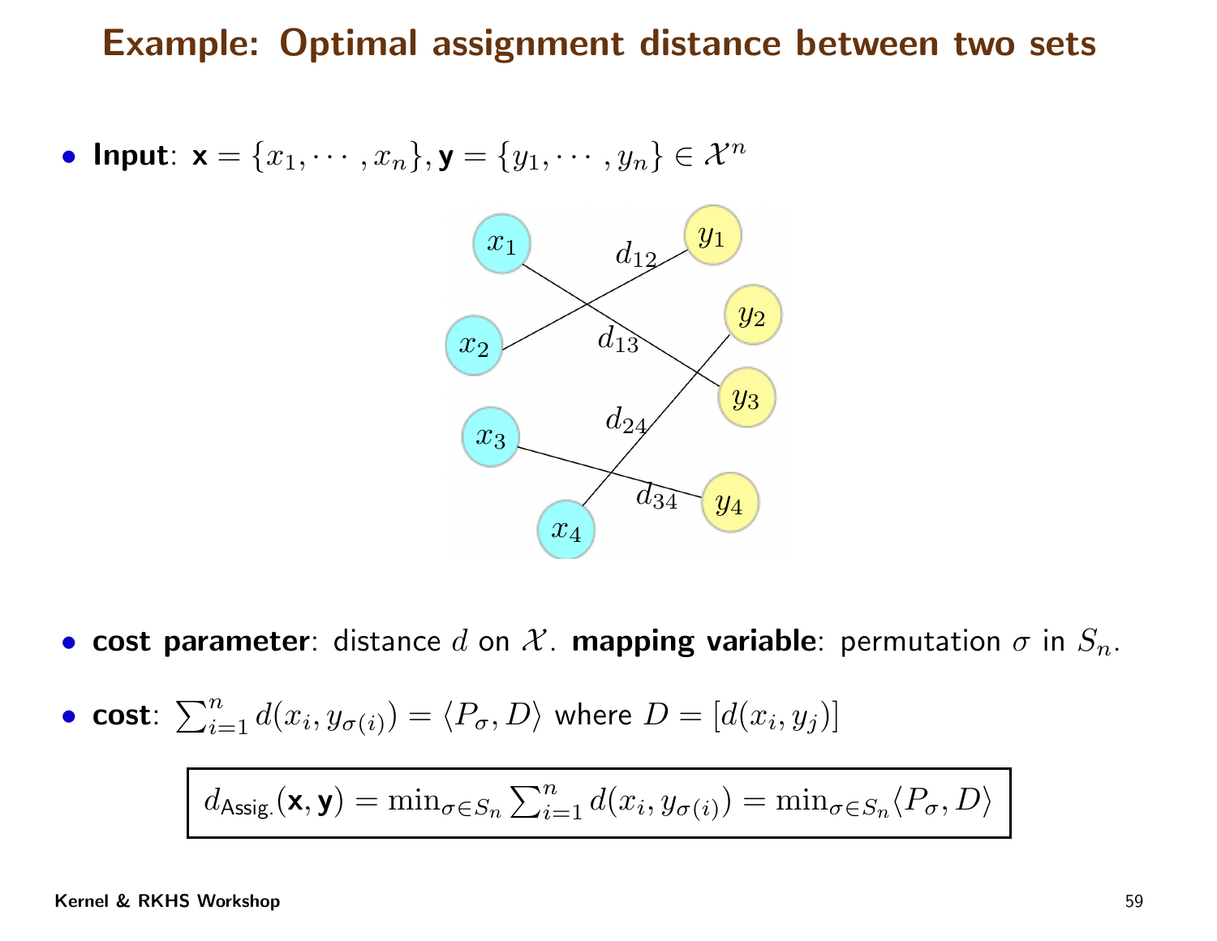# Example: Optimal assignment distance between two sets

- **Input**: $\mathbf{x} = \{x_1, \cdots, x_n\}, \mathbf{y} = \{y_1, \cdots, y_n\} \in \mathcal{X}^n$

- **cost parameter**: distance $d$ on $\mathcal{X}$. **mapping variable**: permutation $\sigma$ in $S_n$.

- **cost**: $\sum_{i=1}^{n} d(x_i, y_{\sigma(i)}) = \langle P_\sigma, D \rangle$ where $D = [d(x_i, y_j)]$

$$d_{\text{Assig.}}(\mathbf{x}, \mathbf{y}) = \min_{\sigma \in S_n} \sum_{i=1}^{n} d(x_i, y_{\sigma(i)}) = \min_{\sigma \in S_n} \langle P_\sigma, D \rangle$$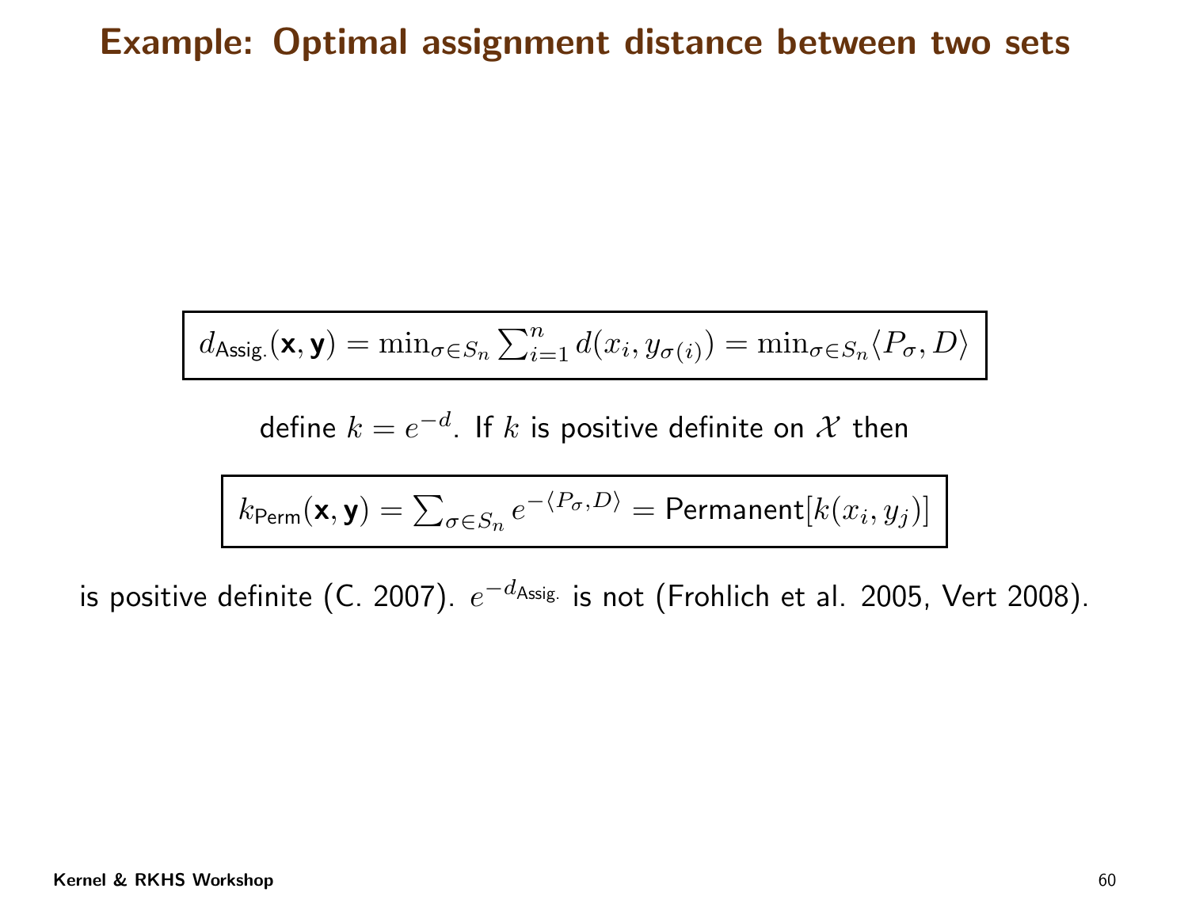# Example: Optimal assignment distance between two sets

$$d_{\text{Assig.}}(\mathbf{x}, \mathbf{y}) = \min_{\sigma \in S_n} \sum_{i=1}^{n} d(x_i, y_{\sigma(i)}) = \min_{\sigma \in S_n} \langle P_\sigma, D \rangle$$

define $k = e^{-d}$. If $k$ is positive definite on $\mathcal{X}$ then

$$k_{\text{Perm}}(\mathbf{x}, \mathbf{y}) = \sum_{\sigma \in S_n} e^{-\langle P_\sigma, D \rangle} = \text{Permanent}[k(x_i, y_j)]$$

is positive definite (C. 2007). $e^{-d_{\text{Assig.}}}$ is not (Frohlich et al. 2005, Vert 2008).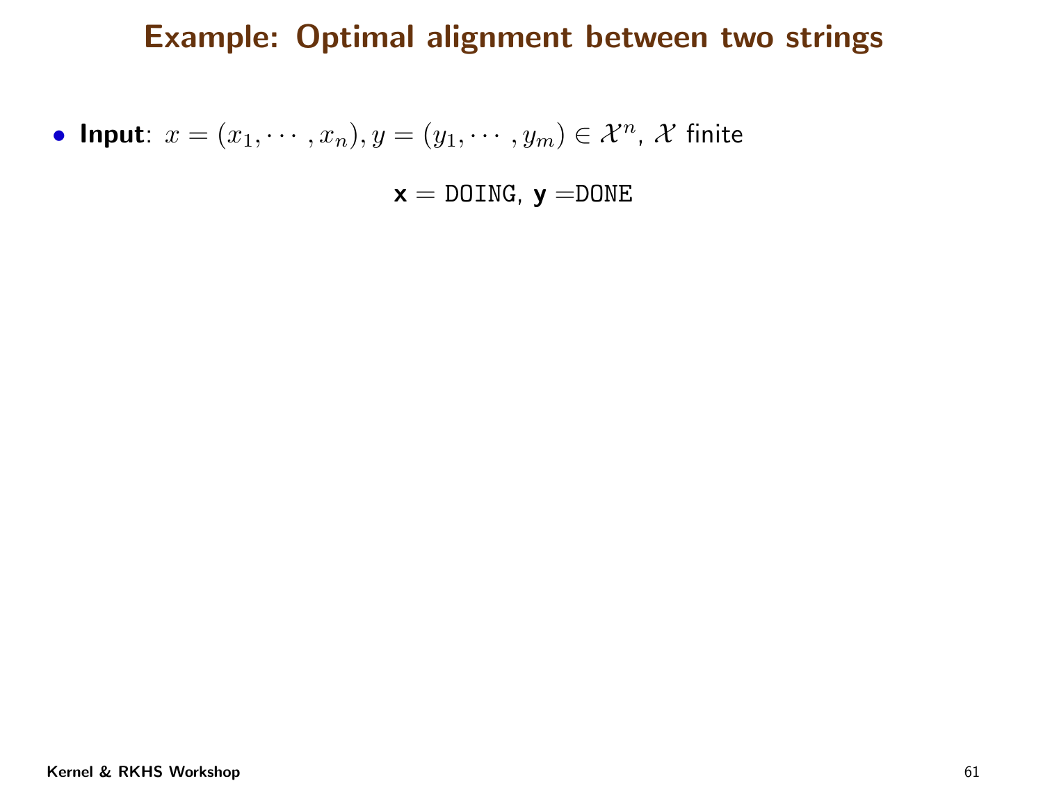# Example: Optimal alignment between two strings

- **Input**: $x = (x_1, \cdots, x_n), y = (y_1, \cdots, y_m) \in \mathcal{X}^n$, $\mathcal{X}$ finite

$$\mathbf{x} = \texttt{DOING},\ \mathbf{y} = \texttt{DONE}$$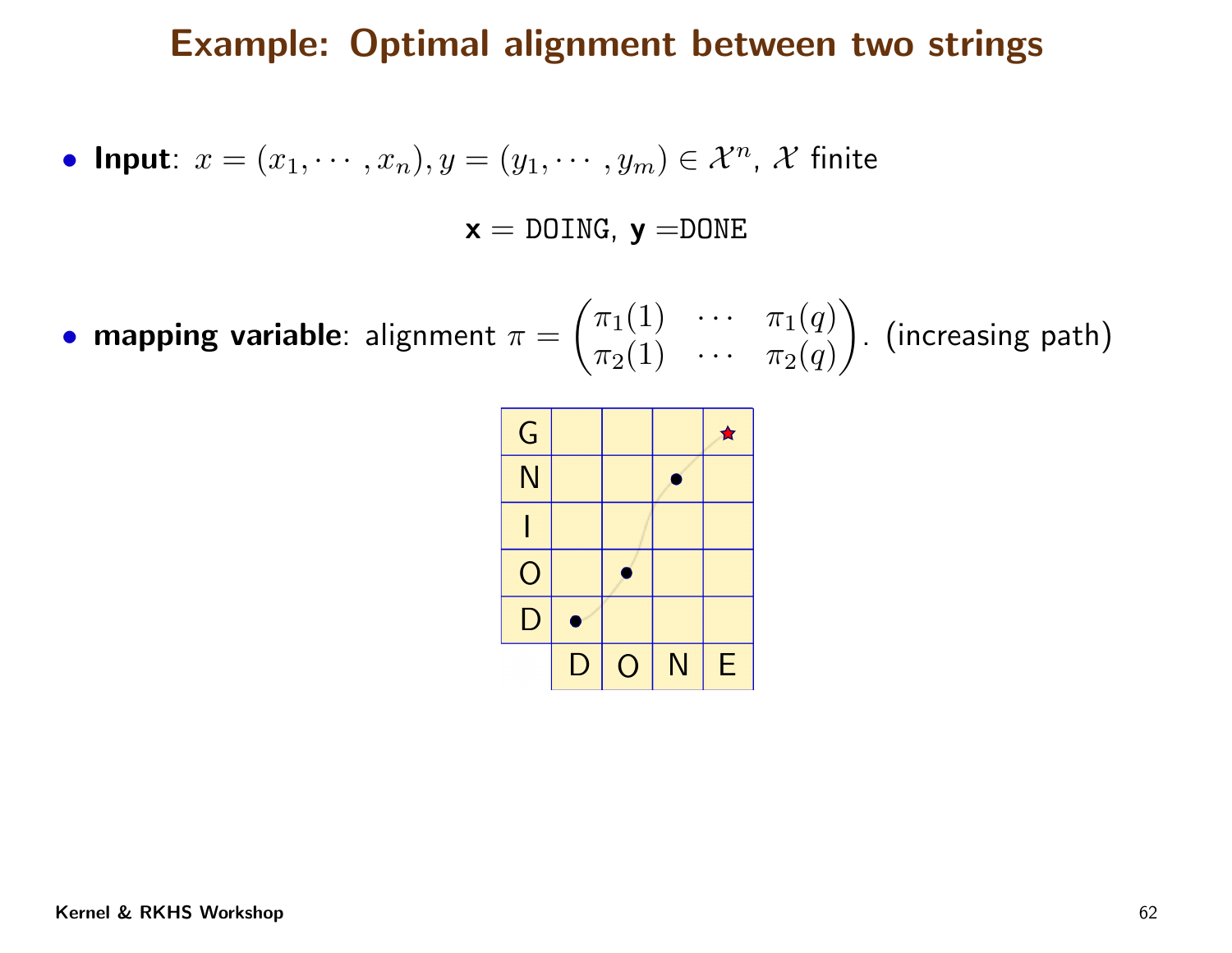# Example: Optimal alignment between two strings

- **Input**: $x = (x_1, \cdots, x_n), y = (y_1, \cdots, y_m) \in \mathcal{X}^n$, $\mathcal{X}$ finite

$$\mathbf{x} = \texttt{DOING},\ \mathbf{y} = \texttt{DONE}$$

- **mapping variable**: alignment $\pi = \begin{pmatrix} \pi_1(1) & \cdots & \pi_1(q) \\ \pi_2(1) & \cdots & \pi_2(q) \end{pmatrix}$. (increasing path)

| G | | | | ★ |
|---|---|---|---|---|
| N | | | ● | |
| I | | | | |
| O | | ● | | |
| D | ● | | | |
| | D | O | N | E |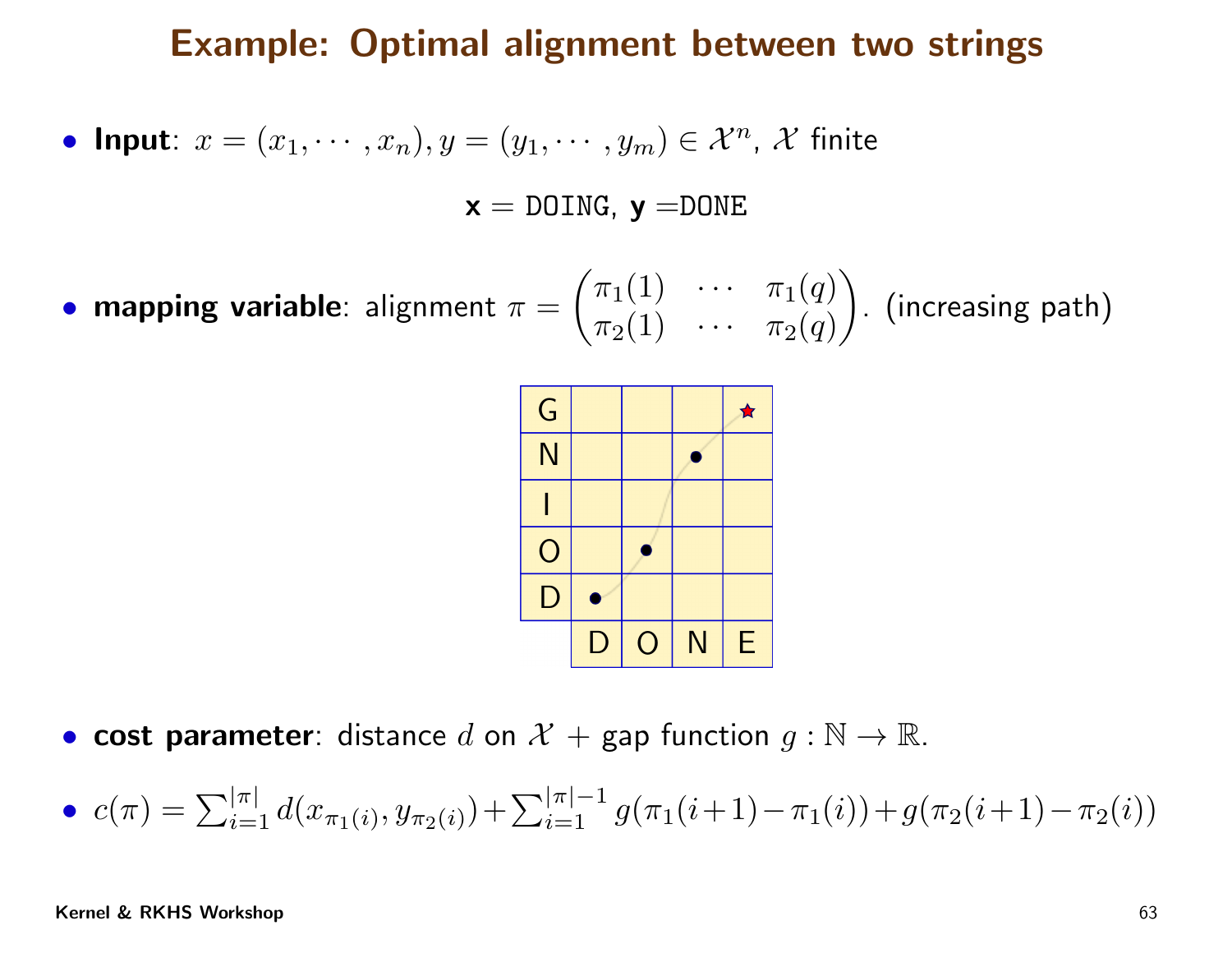# Example: Optimal alignment between two strings

- **Input**: $x = (x_1, \cdots, x_n), y = (y_1, \cdots, y_m) \in \mathcal{X}^n$, $\mathcal{X}$ finite

$$\mathbf{x} = \texttt{DOING},\ \mathbf{y} = \texttt{DONE}$$

- **mapping variable**: alignment $\pi = \begin{pmatrix} \pi_1(1) & \cdots & \pi_1(q) \\ \pi_2(1) & \cdots & \pi_2(q) \end{pmatrix}$. (increasing path)

| G | | | | ★ |
|---|---|---|---|---|
| N | | | • | |
| I | | | | |
| O | | • | | |
| D | • | | | |
| | D | O | N | E |

- **cost parameter**: distance $d$ on $\mathcal{X}$ + gap function $g : \mathbb{N} \to \mathbb{R}$.

- $c(\pi) = \sum_{i=1}^{|\pi|} d(x_{\pi_1(i)}, y_{\pi_2(i)}) + \sum_{i=1}^{|\pi|-1} g(\pi_1(i+1) - \pi_1(i)) + g(\pi_2(i+1) - \pi_2(i))$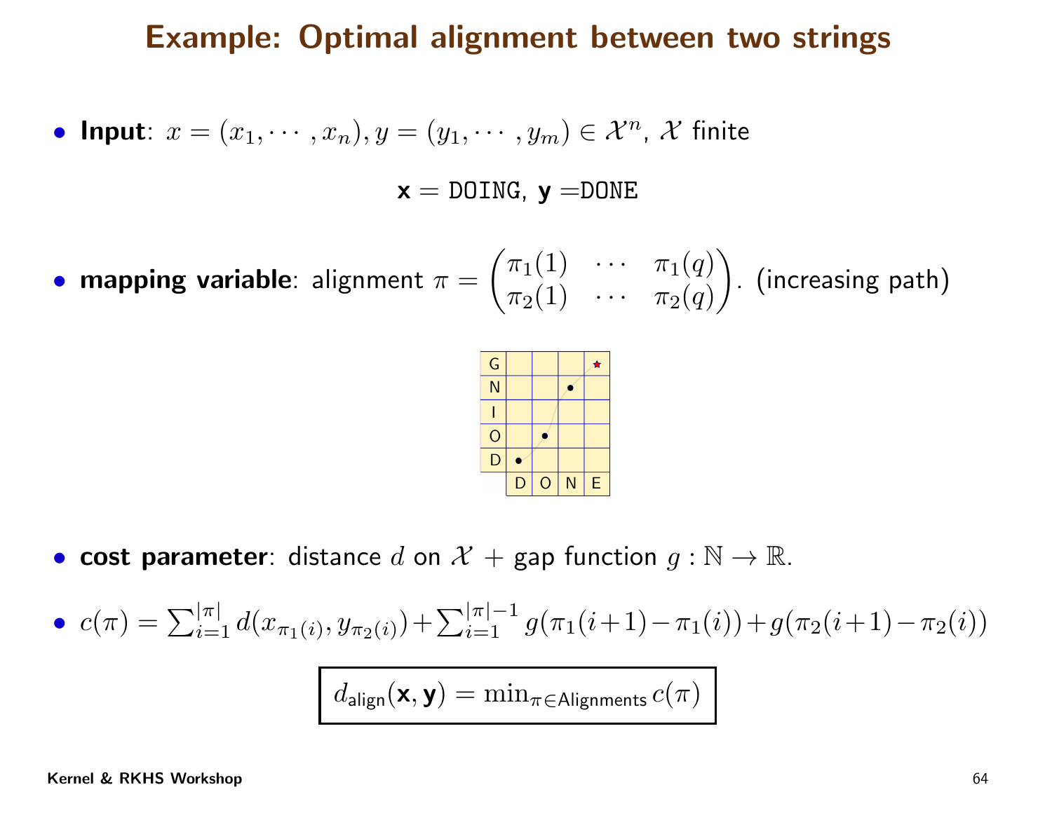# Example: Optimal alignment between two strings

- **Input**: $x = (x_1, \cdots, x_n), y = (y_1, \cdots, y_m) \in \mathcal{X}^n$, $\mathcal{X}$ finite

$$\mathbf{x} = \texttt{DOING}, \ \mathbf{y} = \texttt{DONE}$$

- **mapping variable**: alignment $\pi = \begin{pmatrix} \pi_1(1) & \cdots & \pi_1(q) \\ \pi_2(1) & \cdots & \pi_2(q) \end{pmatrix}$. (increasing path)

| G | | | | ★ |
|---|---|---|---|---|
| N | | | • | |
| I | | | | |
| O | | • | | |
| D | • | | | |
| | D | O | N | E |

- **cost parameter**: distance $d$ on $\mathcal{X}$ + gap function $g : \mathbb{N} \to \mathbb{R}$.

- $c(\pi) = \sum_{i=1}^{|\pi|} d(x_{\pi_1(i)}, y_{\pi_2(i)}) + \sum_{i=1}^{|\pi|-1} g(\pi_1(i+1) - \pi_1(i)) + g(\pi_2(i+1) - \pi_2(i))$

$$\boxed{d_{\text{align}}(\mathbf{x}, \mathbf{y}) = \min_{\pi \in \text{Alignments}} c(\pi)}$$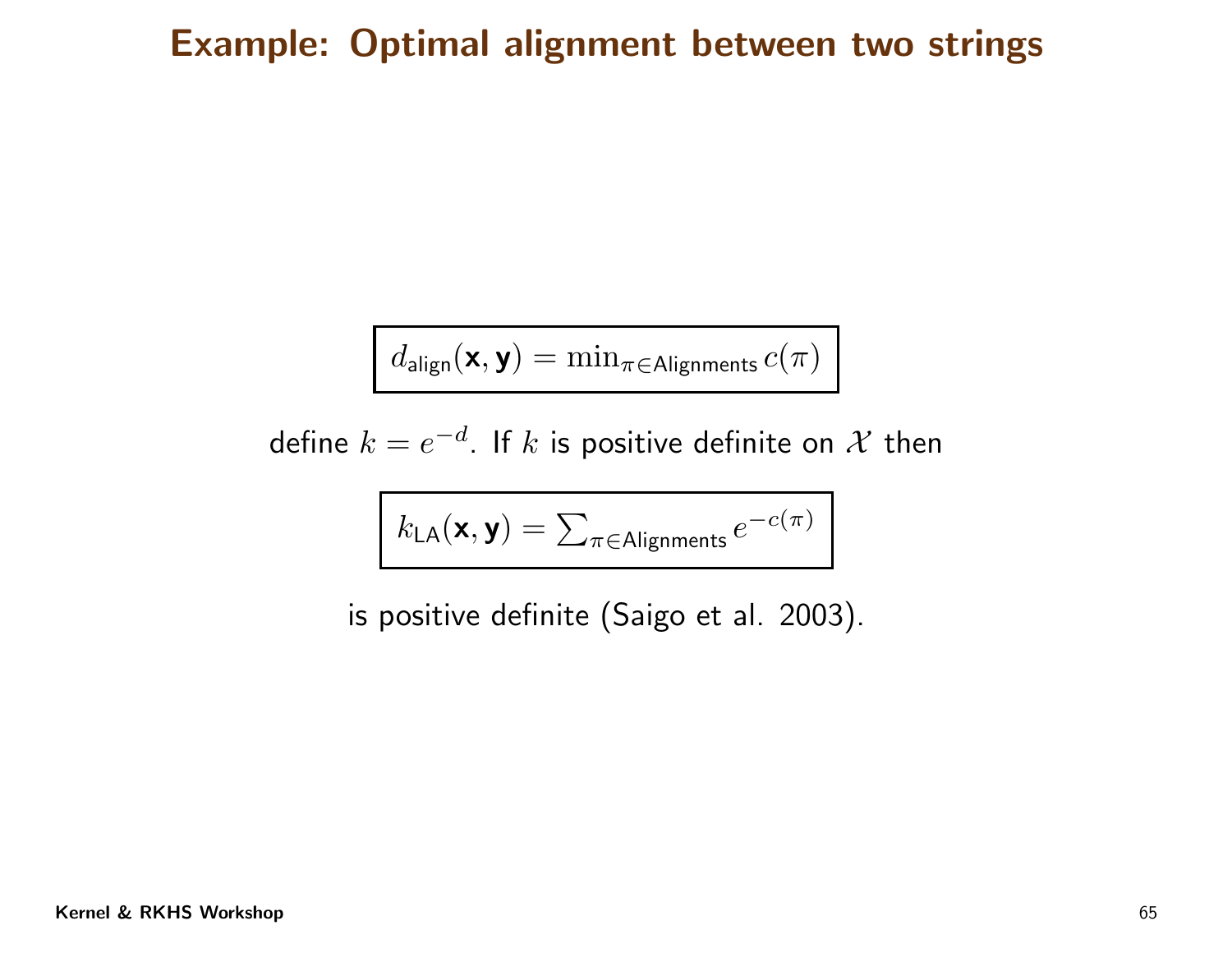# Example: Optimal alignment between two strings

$$d_{\mathsf{align}}(\mathbf{x}, \mathbf{y}) = \min_{\pi \in \mathsf{Alignments}} c(\pi)$$

define $k = e^{-d}$. If $k$ is positive definite on $\mathcal{X}$ then

$$k_{\mathsf{LA}}(\mathbf{x}, \mathbf{y}) = \sum_{\pi \in \mathsf{Alignments}} e^{-c(\pi)}$$

is positive definite (Saigo et al. 2003).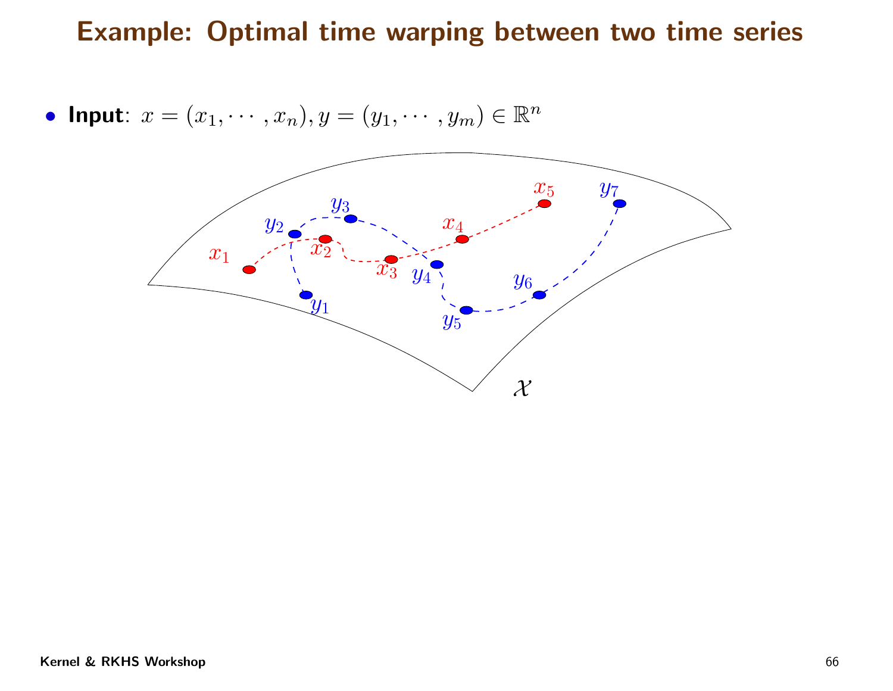# Example: Optimal time warping between two time series

- **Input**: $x = (x_1, \cdots, x_n), y = (y_1, \cdots, y_m) \in \mathbb{R}^n$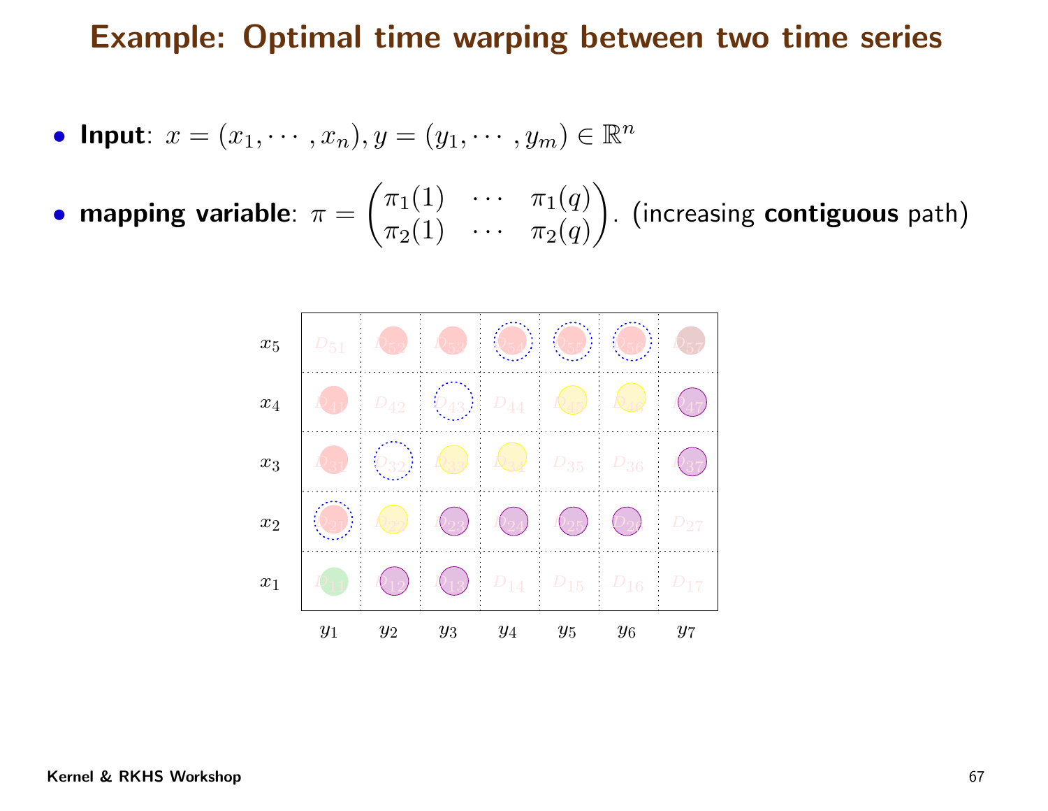# Example: Optimal time warping between two time series

- **Input**: $x = (x_1, \cdots, x_n), y = (y_1, \cdots, y_m) \in \mathbb{R}^n$
- **mapping variable**: $\pi = \begin{pmatrix} \pi_1(1) & \cdots & \pi_1(q) \\ \pi_2(1) & \cdots & \pi_2(q) \end{pmatrix}$. (increasing **contiguous** path)

| | $y_1$ | $y_2$ | $y_3$ | $y_4$ | $y_5$ | $y_6$ | $y_7$ |
|---|---|---|---|---|---|---|---|
| $x_5$ | $D_{51}$ | $D_{52}$ | $D_{53}$ | $D_{54}$ | $D_{55}$ | $D_{56}$ | $D_{57}$ |
| $x_4$ | $D_{41}$ | $D_{42}$ | $D_{43}$ | $D_{44}$ | $D_{45}$ | $D_{46}$ | $D_{47}$ |
| $x_3$ | $D_{31}$ | $D_{32}$ | $D_{33}$ | $D_{34}$ | $D_{35}$ | $D_{36}$ | $D_{37}$ |
| $x_2$ | $D_{21}$ | $D_{22}$ | $D_{23}$ | $D_{24}$ | $D_{25}$ | $D_{26}$ | $D_{27}$ |
| $x_1$ | $D_{11}$ | $D_{12}$ | $D_{13}$ | $D_{14}$ | $D_{15}$ | $D_{16}$ | $D_{17}$ |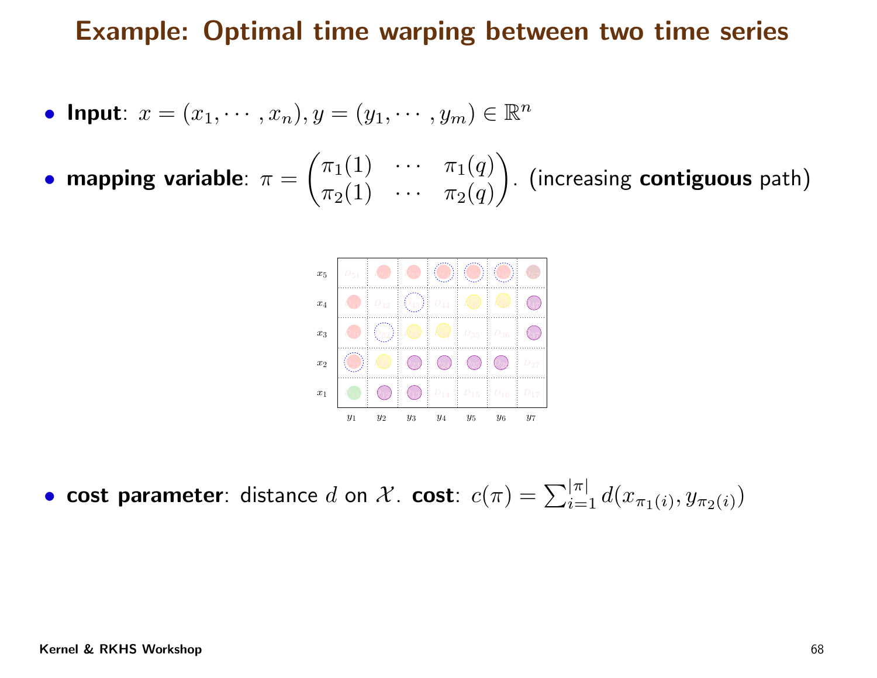# Example: Optimal time warping between two time series

- **Input**: $x = (x_1, \cdots, x_n), y = (y_1, \cdots, y_m) \in \mathbb{R}^n$

- **mapping variable**: $\pi = \begin{pmatrix} \pi_1(1) & \cdots & \pi_1(q) \\ \pi_2(1) & \cdots & \pi_2(q) \end{pmatrix}$. (increasing **contiguous** path)

- **cost parameter**: distance $d$ on $\mathcal{X}$. **cost**: $c(\pi) = \sum_{i=1}^{|\pi|} d(x_{\pi_1(i)}, y_{\pi_2(i)})$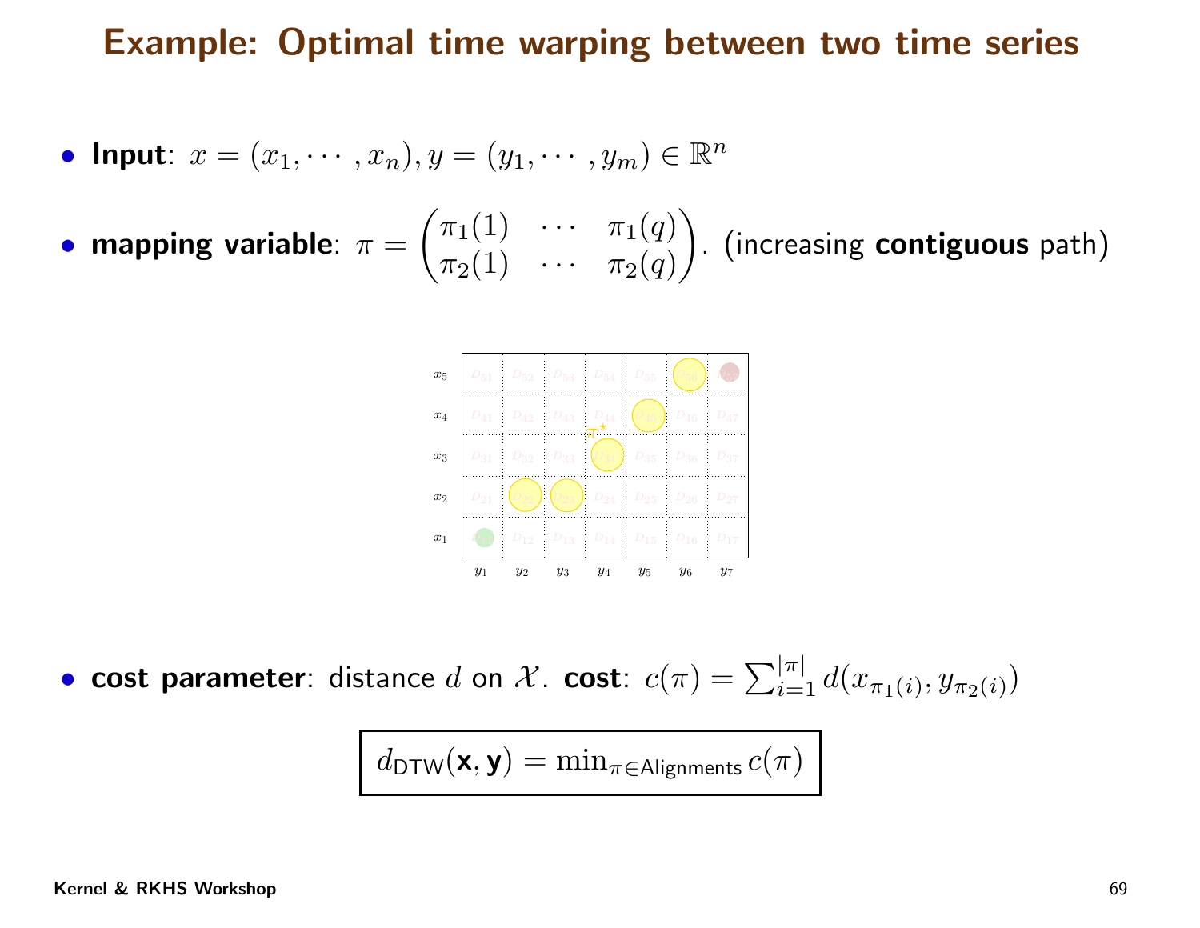# Example: Optimal time warping between two time series

- **Input**: $x = (x_1, \cdots, x_n), y = (y_1, \cdots, y_m) \in \mathbb{R}^n$
- **mapping variable**: $\pi = \begin{pmatrix} \pi_1(1) & \cdots & \pi_1(q) \\ \pi_2(1) & \cdots & \pi_2(q) \end{pmatrix}$. (increasing **contiguous** path)

- **cost parameter**: distance $d$ on $\mathcal{X}$. **cost**: $c(\pi) = \sum_{i=1}^{|\pi|} d(x_{\pi_1(i)}, y_{\pi_2(i)})$

$$\boxed{d_{\mathsf{DTW}}(\mathbf{x}, \mathbf{y}) = \min_{\pi \in \mathsf{Alignments}} c(\pi)}$$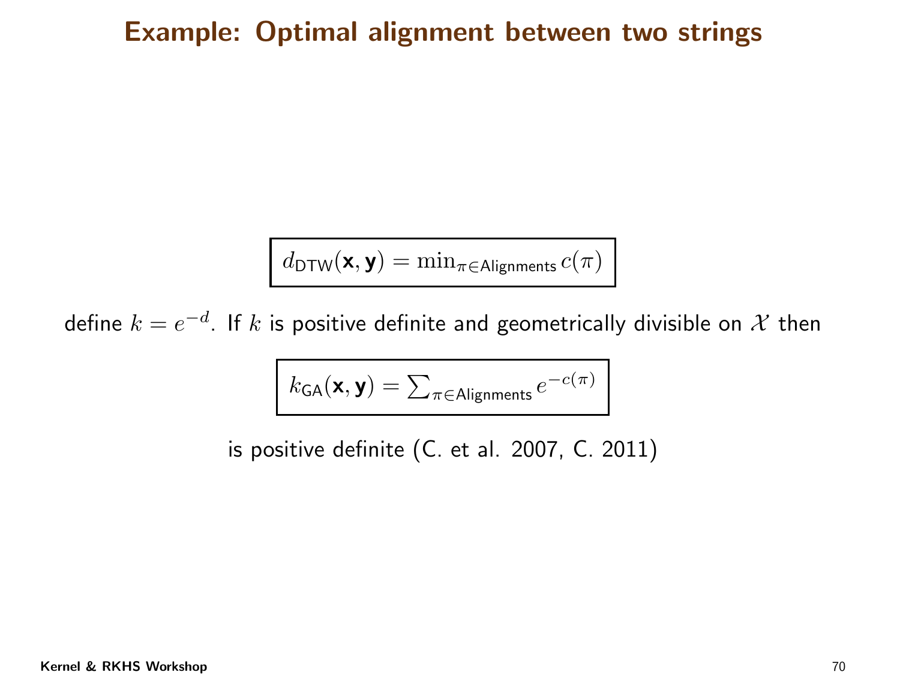# Example: Optimal alignment between two strings

$$\boxed{d_{\mathsf{DTW}}(\mathbf{x}, \mathbf{y}) = \min_{\pi \in \mathsf{Alignments}} c(\pi)}$$

define $k = e^{-d}$. If $k$ is positive definite and geometrically divisible on $\mathcal{X}$ then

$$\boxed{k_{\mathsf{GA}}(\mathbf{x}, \mathbf{y}) = \sum_{\pi \in \mathsf{Alignments}} e^{-c(\pi)}}$$

is positive definite (C. et al. 2007, C. 2011)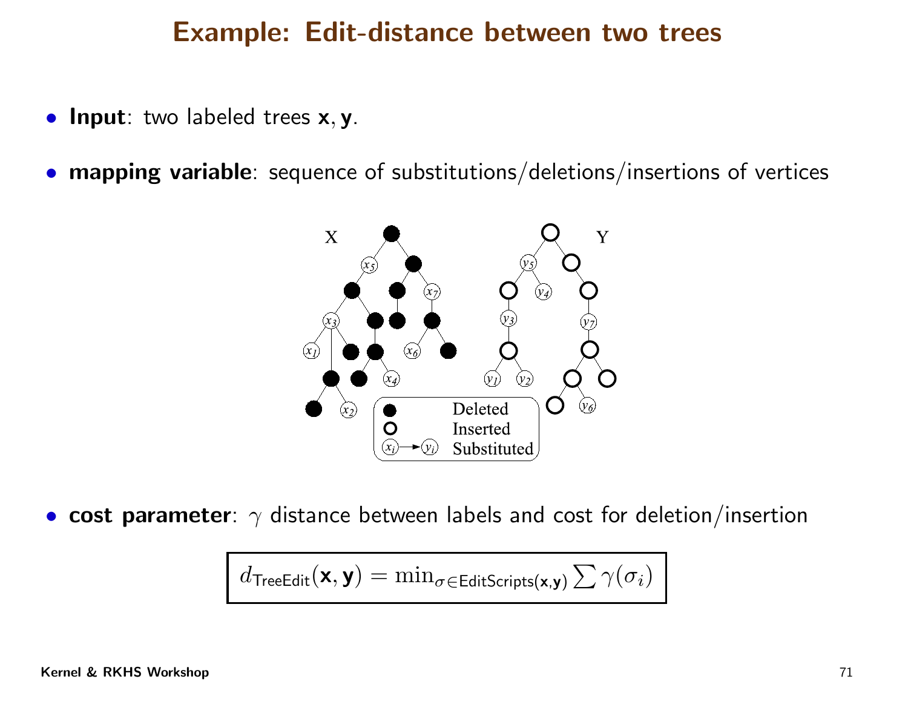# Example: Edit-distance between two trees

- **Input**: two labeled trees $\mathbf{x}, \mathbf{y}$.
- **mapping variable**: sequence of substitutions/deletions/insertions of vertices
- **cost parameter**: $\gamma$ distance between labels and cost for deletion/insertion

$$d_{\mathsf{TreeEdit}}(\mathbf{x}, \mathbf{y}) = \min_{\sigma \in \mathsf{EditScripts}(\mathbf{x},\mathbf{y})} \sum \gamma(\sigma_i)$$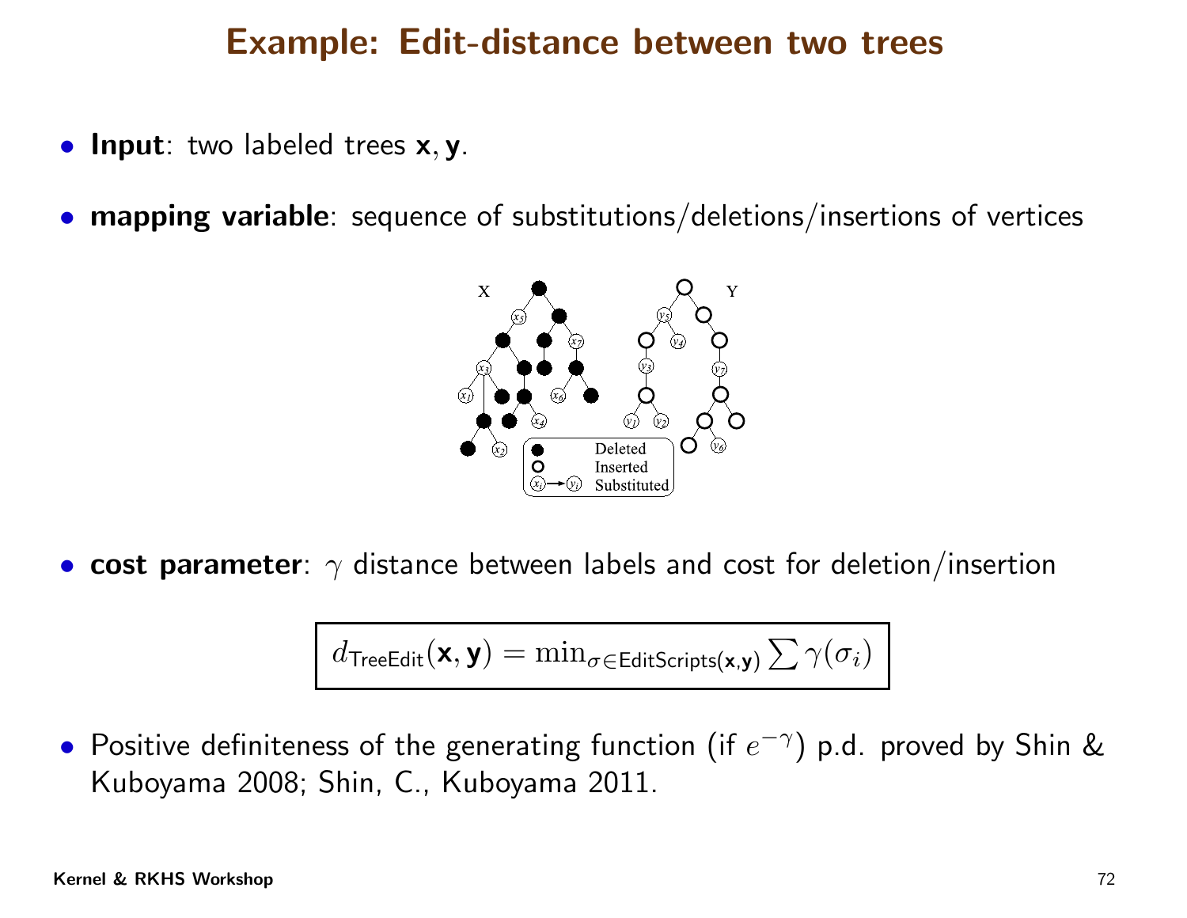# Example: Edit-distance between two trees

- **Input**: two labeled trees $\mathbf{x}, \mathbf{y}$.
- **mapping variable**: sequence of substitutions/deletions/insertions of vertices

- **cost parameter**: $\gamma$ distance between labels and cost for deletion/insertion

$$d_{\text{TreeEdit}}(\mathbf{x}, \mathbf{y}) = \min_{\sigma \in \text{EditScripts}(\mathbf{x},\mathbf{y})} \sum \gamma(\sigma_i)$$

- Positive definiteness of the generating function (if $e^{-\gamma}$) p.d. proved by Shin & Kuboyama 2008; Shin, C., Kuboyama 2011.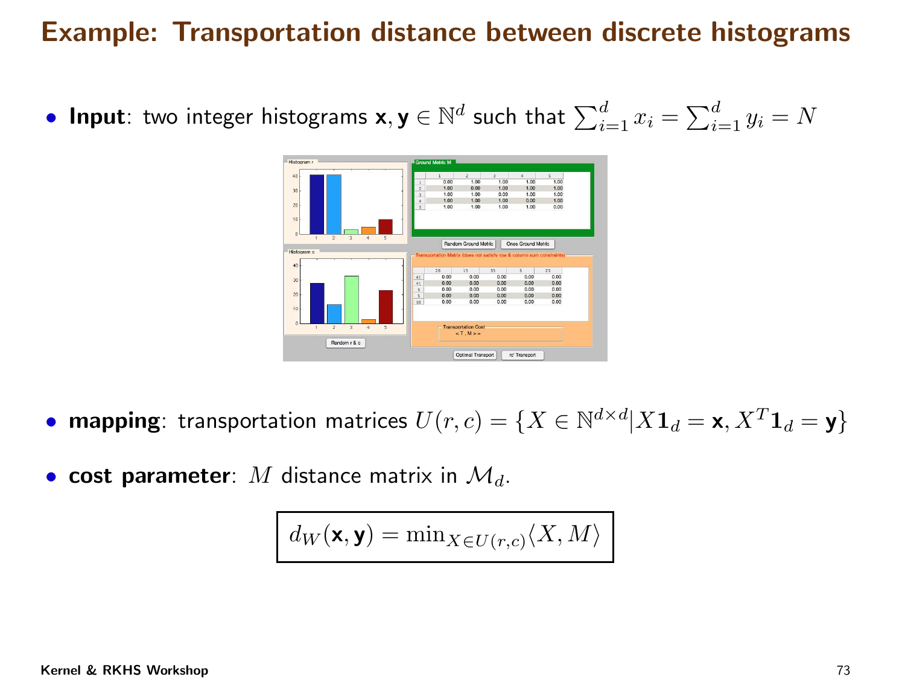# Example: Transportation distance between discrete histograms

- **Input**: two integer histograms $\mathbf{x}, \mathbf{y} \in \mathbb{N}^d$ such that $\sum_{i=1}^d x_i = \sum_{i=1}^d y_i = N$

- **mapping**: transportation matrices $U(r,c) = \{X \in \mathbb{N}^{d\times d} | X\mathbf{1}_d = \mathbf{x}, X^T\mathbf{1}_d = \mathbf{y}\}$

- **cost parameter**: $M$ distance matrix in $\mathcal{M}_d$.

$$d_W(\mathbf{x}, \mathbf{y}) = \min_{X \in U(r,c)} \langle X, M \rangle$$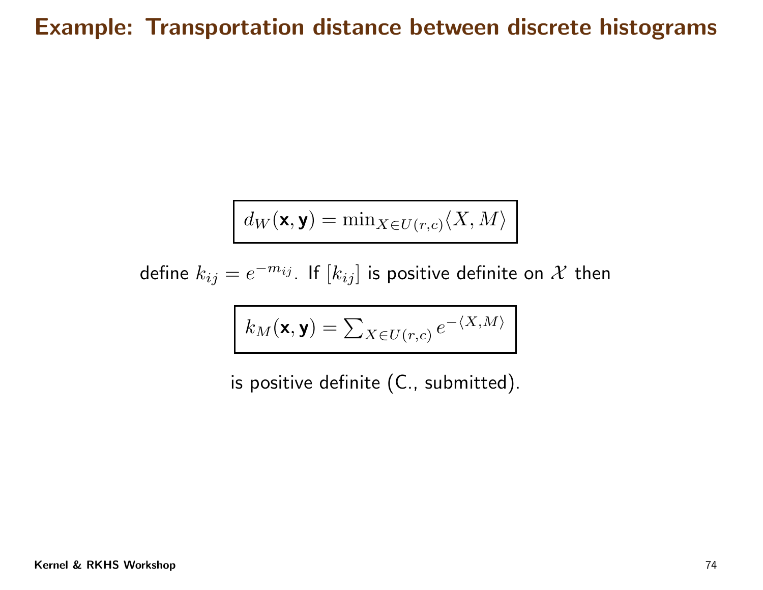# Example: Transportation distance between discrete histograms

$$d_W(\mathbf{x}, \mathbf{y}) = \min_{X \in U(r,c)} \langle X, M \rangle$$

define $k_{ij} = e^{-m_{ij}}$. If $[k_{ij}]$ is positive definite on $\mathcal{X}$ then

$$k_M(\mathbf{x}, \mathbf{y}) = \sum_{X \in U(r,c)} e^{-\langle X, M \rangle}$$

is positive definite (C., submitted).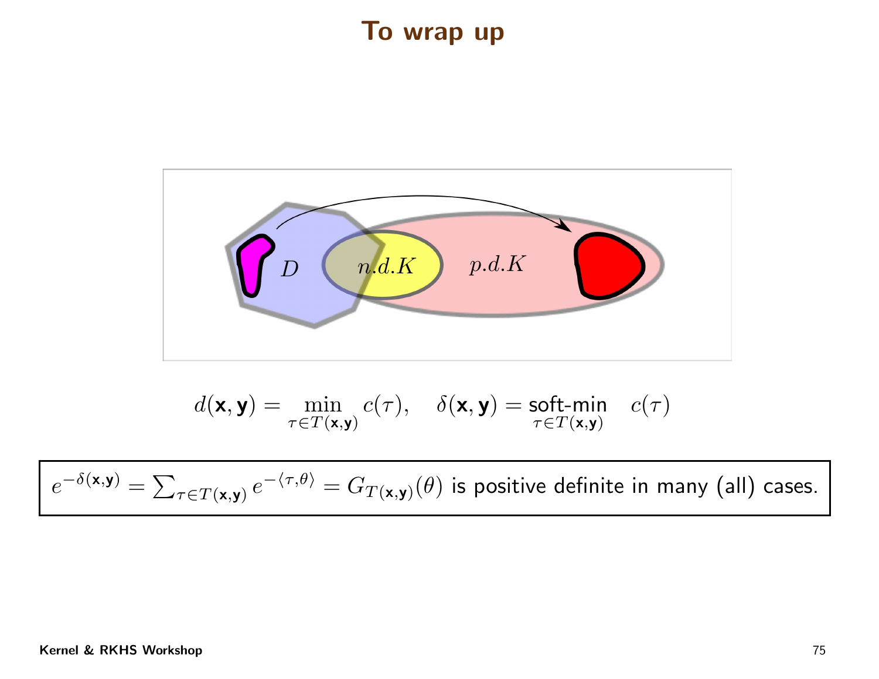# To wrap up

$D$ &nbsp;&nbsp; $n.d.K$ &nbsp;&nbsp; $p.d.K$

$$d(\mathbf{x},\mathbf{y}) = \min_{\tau \in T(\mathbf{x},\mathbf{y})} c(\tau), \quad \delta(\mathbf{x},\mathbf{y}) = \underset{\tau \in T(\mathbf{x},\mathbf{y})}{\text{soft-min}} \quad c(\tau)$$

$e^{-\delta(\mathbf{x},\mathbf{y})} = \sum_{\tau \in T(\mathbf{x},\mathbf{y})} e^{-\langle \tau, \theta \rangle} = G_{T(\mathbf{x},\mathbf{y})}(\theta)$ is positive definite in many (all) cases.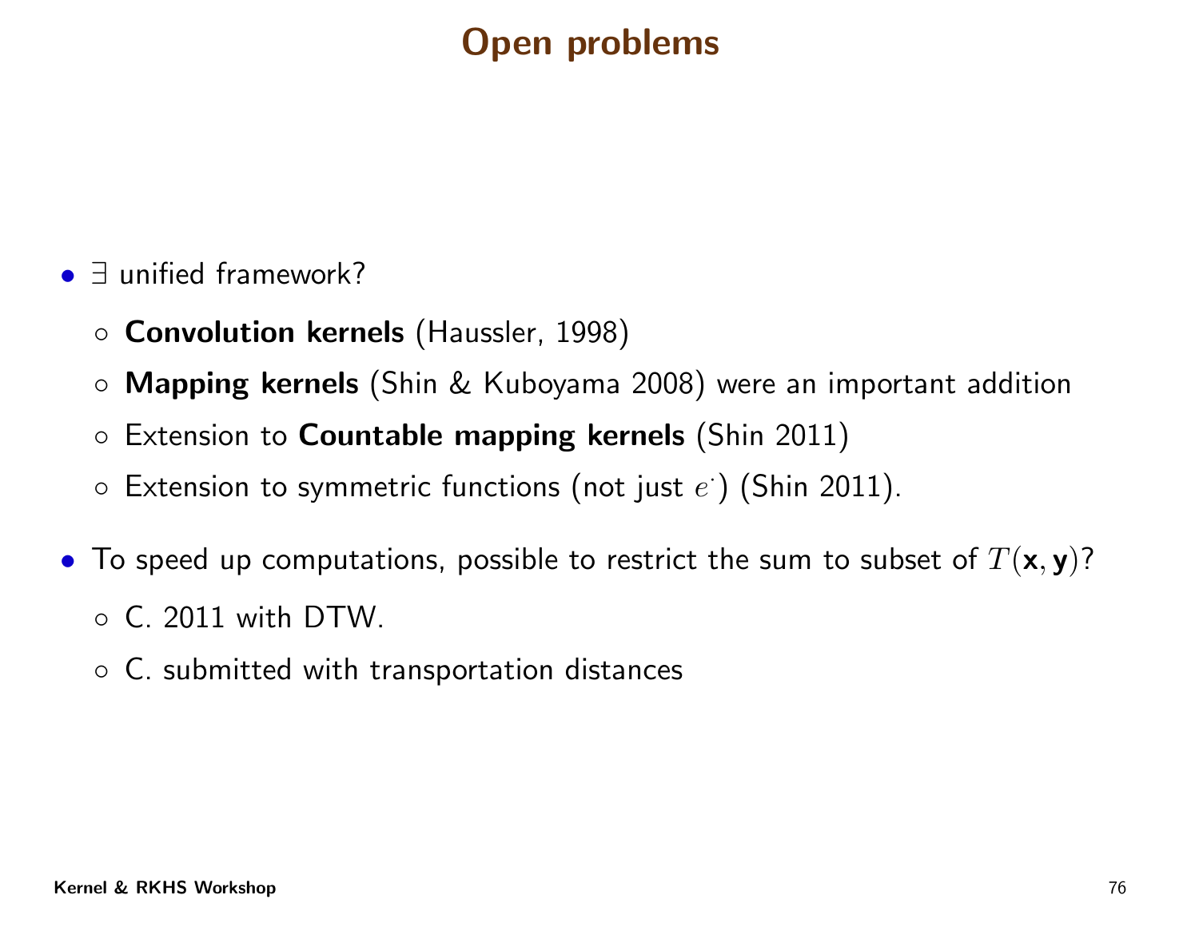# Open problems

- $\exists$ unified framework?
  - **Convolution kernels** (Haussler, 1998)
  - **Mapping kernels** (Shin & Kuboyama 2008) were an important addition
  - Extension to **Countable mapping kernels** (Shin 2011)
  - Extension to symmetric functions (not just $e^{\cdot}$) (Shin 2011).
- To speed up computations, possible to restrict the sum to subset of $T(\mathbf{x}, \mathbf{y})$?
  - C. 2011 with DTW.
  - C. submitted with transportation distances